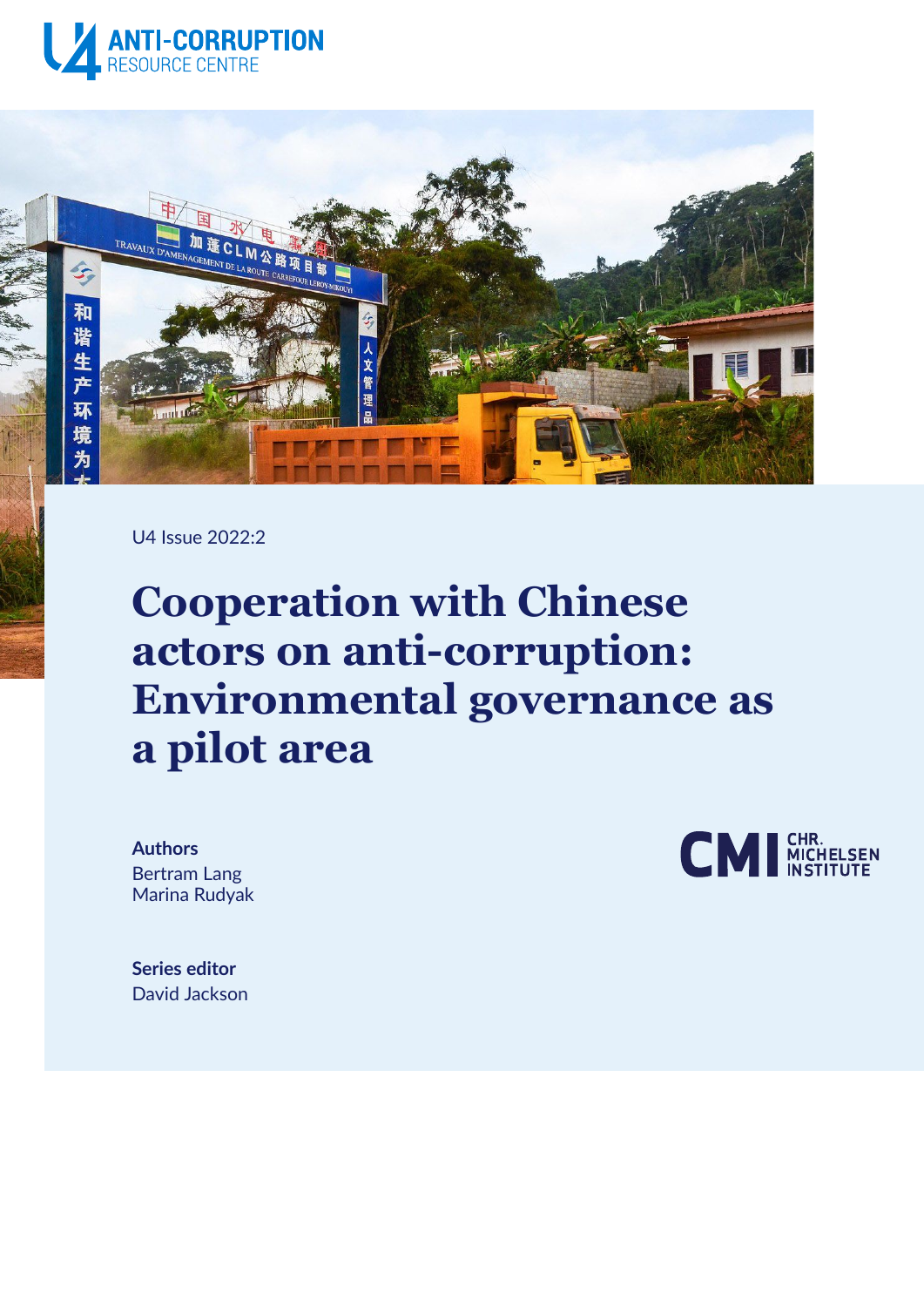U4 ANTI-CORRUPTION RESOURCE CENTRE

U4 Issue 2022:2

# Cooperation with Chinese actors on anti-corruption: Environmental governance as a pilot area

**Authors**
Bertram Lang
Marina Rudyak

**Series editor**
David Jackson

CMI CHR. MICHELSEN INSTITUTE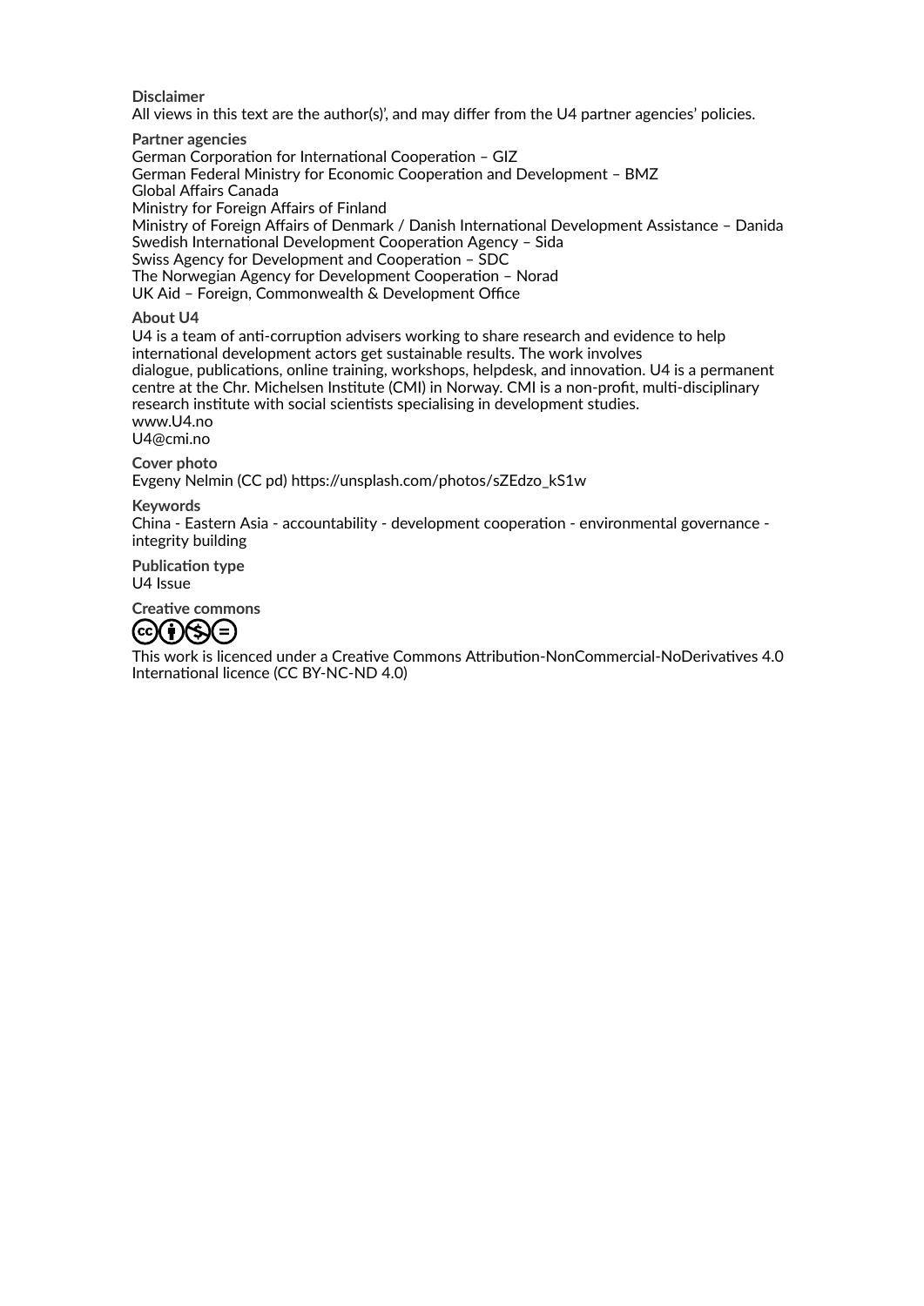**Disclaimer**
All views in this text are the author(s)', and may differ from the U4 partner agencies' policies.

**Partner agencies**
German Corporation for International Cooperation – GIZ
German Federal Ministry for Economic Cooperation and Development – BMZ
Global Affairs Canada
Ministry for Foreign Affairs of Finland
Ministry of Foreign Affairs of Denmark / Danish International Development Assistance – Danida
Swedish International Development Cooperation Agency – Sida
Swiss Agency for Development and Cooperation – SDC
The Norwegian Agency for Development Cooperation – Norad
UK Aid – Foreign, Commonwealth & Development Office

**About U4**
U4 is a team of anti-corruption advisers working to share research and evidence to help international development actors get sustainable results. The work involves dialogue, publications, online training, workshops, helpdesk, and innovation. U4 is a permanent centre at the Chr. Michelsen Institute (CMI) in Norway. CMI is a non-profit, multi-disciplinary research institute with social scientists specialising in development studies.
www.U4.no
U4@cmi.no

**Cover photo**
Evgeny Nelmin (CC pd) https://unsplash.com/photos/sZEdzo_kS1w

**Keywords**
China - Eastern Asia - accountability - development cooperation - environmental governance - integrity building

**Publication type**
U4 Issue

**Creative commons**

This work is licenced under a Creative Commons Attribution-NonCommercial-NoDerivatives 4.0 International licence (CC BY-NC-ND 4.0)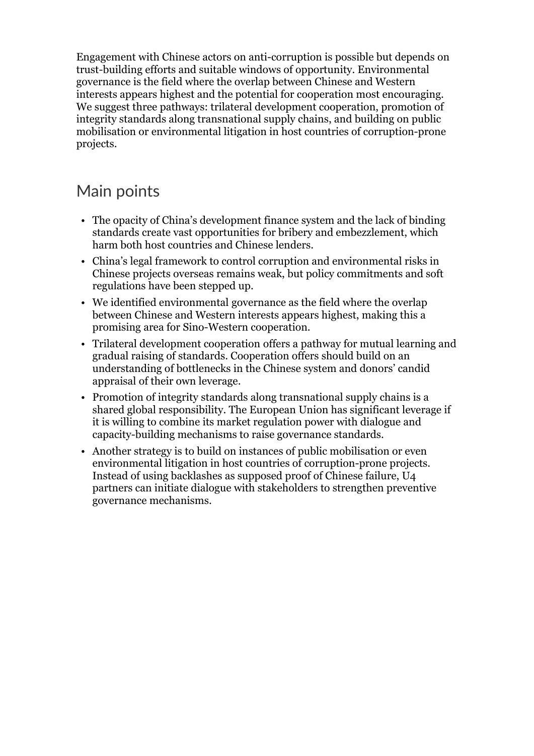Engagement with Chinese actors on anti-corruption is possible but depends on trust-building efforts and suitable windows of opportunity. Environmental governance is the field where the overlap between Chinese and Western interests appears highest and the potential for cooperation most encouraging. We suggest three pathways: trilateral development cooperation, promotion of integrity standards along transnational supply chains, and building on public mobilisation or environmental litigation in host countries of corruption-prone projects.

## Main points

- The opacity of China's development finance system and the lack of binding standards create vast opportunities for bribery and embezzlement, which harm both host countries and Chinese lenders.
- China's legal framework to control corruption and environmental risks in Chinese projects overseas remains weak, but policy commitments and soft regulations have been stepped up.
- We identified environmental governance as the field where the overlap between Chinese and Western interests appears highest, making this a promising area for Sino-Western cooperation.
- Trilateral development cooperation offers a pathway for mutual learning and gradual raising of standards. Cooperation offers should build on an understanding of bottlenecks in the Chinese system and donors' candid appraisal of their own leverage.
- Promotion of integrity standards along transnational supply chains is a shared global responsibility. The European Union has significant leverage if it is willing to combine its market regulation power with dialogue and capacity-building mechanisms to raise governance standards.
- Another strategy is to build on instances of public mobilisation or even environmental litigation in host countries of corruption-prone projects. Instead of using backlashes as supposed proof of Chinese failure, U4 partners can initiate dialogue with stakeholders to strengthen preventive governance mechanisms.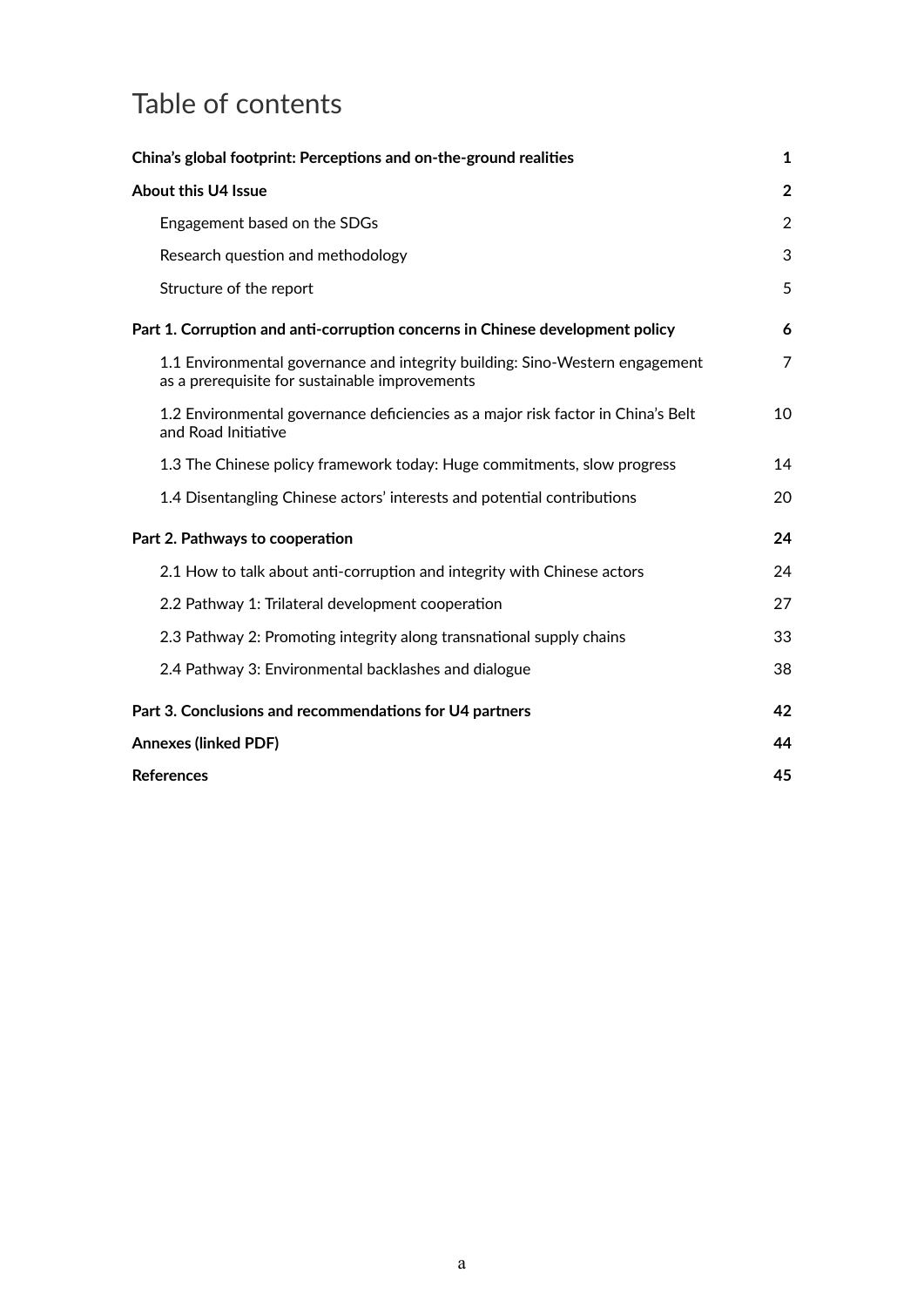# Table of contents

| | |
|---|---|
| **China's global footprint: Perceptions and on-the-ground realities** | **1** |
| **About this U4 Issue** | **2** |
| Engagement based on the SDGs | 2 |
| Research question and methodology | 3 |
| Structure of the report | 5 |
| **Part 1. Corruption and anti-corruption concerns in Chinese development policy** | **6** |
| 1.1 Environmental governance and integrity building: Sino-Western engagement as a prerequisite for sustainable improvements | 7 |
| 1.2 Environmental governance deficiencies as a major risk factor in China's Belt and Road Initiative | 10 |
| 1.3 The Chinese policy framework today: Huge commitments, slow progress | 14 |
| 1.4 Disentangling Chinese actors' interests and potential contributions | 20 |
| **Part 2. Pathways to cooperation** | **24** |
| 2.1 How to talk about anti-corruption and integrity with Chinese actors | 24 |
| 2.2 Pathway 1: Trilateral development cooperation | 27 |
| 2.3 Pathway 2: Promoting integrity along transnational supply chains | 33 |
| 2.4 Pathway 3: Environmental backlashes and dialogue | 38 |
| **Part 3. Conclusions and recommendations for U4 partners** | **42** |
| **Annexes (linked PDF)** | **44** |
| **References** | **45** |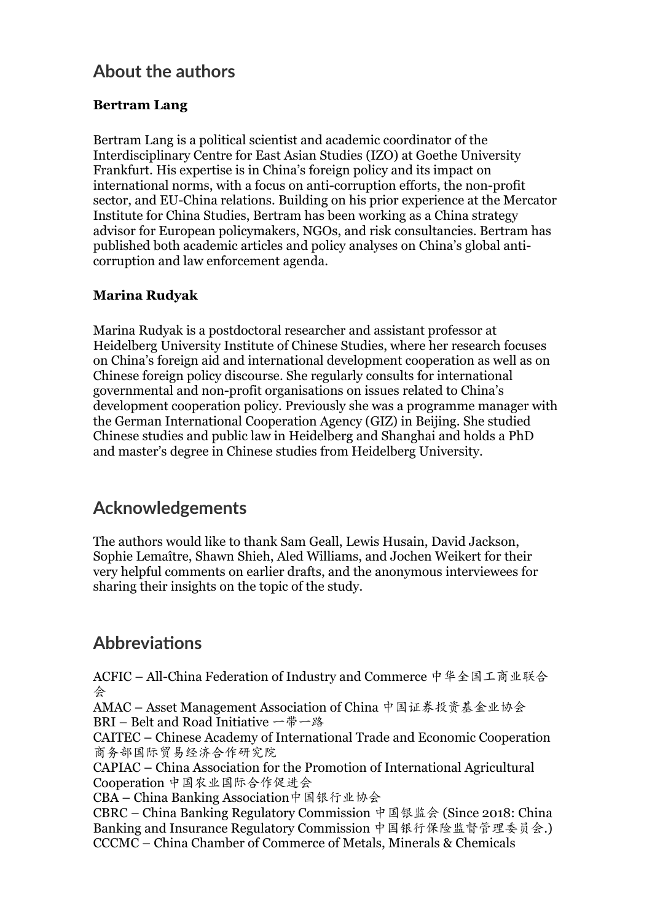## About the authors

### Bertram Lang

Bertram Lang is a political scientist and academic coordinator of the Interdisciplinary Centre for East Asian Studies (IZO) at Goethe University Frankfurt. His expertise is in China's foreign policy and its impact on international norms, with a focus on anti-corruption efforts, the non-profit sector, and EU-China relations. Building on his prior experience at the Mercator Institute for China Studies, Bertram has been working as a China strategy advisor for European policymakers, NGOs, and risk consultancies. Bertram has published both academic articles and policy analyses on China's global anti-corruption and law enforcement agenda.

### Marina Rudyak

Marina Rudyak is a postdoctoral researcher and assistant professor at Heidelberg University Institute of Chinese Studies, where her research focuses on China's foreign aid and international development cooperation as well as on Chinese foreign policy discourse. She regularly consults for international governmental and non-profit organisations on issues related to China's development cooperation policy. Previously she was a programme manager with the German International Cooperation Agency (GIZ) in Beijing. She studied Chinese studies and public law in Heidelberg and Shanghai and holds a PhD and master's degree in Chinese studies from Heidelberg University.

## Acknowledgements

The authors would like to thank Sam Geall, Lewis Husain, David Jackson, Sophie Lemaître, Shawn Shieh, Aled Williams, and Jochen Weikert for their very helpful comments on earlier drafts, and the anonymous interviewees for sharing their insights on the topic of the study.

## Abbreviations

ACFIC – All-China Federation of Industry and Commerce 中华全国工商业联合会
AMAC – Asset Management Association of China 中国证券投资基金业协会
BRI – Belt and Road Initiative 一带一路
CAITEC – Chinese Academy of International Trade and Economic Cooperation 商务部国际贸易经济合作研究院
CAPIAC – China Association for the Promotion of International Agricultural Cooperation 中国农业国际合作促进会
CBA – China Banking Association中国银行业协会
CBRC – China Banking Regulatory Commission 中国银监会 (Since 2018: China Banking and Insurance Regulatory Commission 中国银行保险监督管理委员会.)
CCCMC – China Chamber of Commerce of Metals, Minerals & Chemicals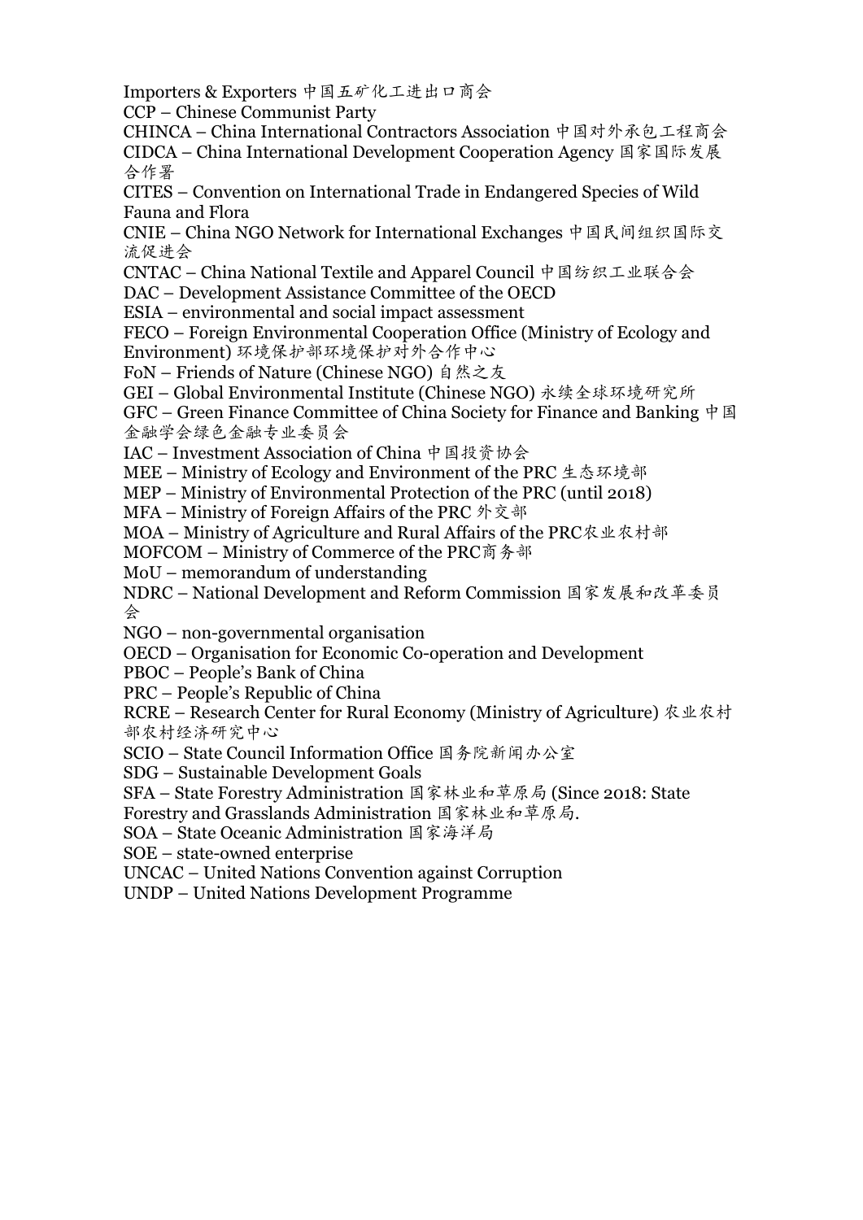Importers & Exporters 中国五矿化工进出口商会
CCP – Chinese Communist Party
CHINCA – China International Contractors Association 中国对外承包工程商会
CIDCA – China International Development Cooperation Agency 国家国际发展合作署
CITES – Convention on International Trade in Endangered Species of Wild Fauna and Flora
CNIE – China NGO Network for International Exchanges 中国民间组织国际交流促进会
CNTAC – China National Textile and Apparel Council 中国纺织工业联合会
DAC – Development Assistance Committee of the OECD
ESIA – environmental and social impact assessment
FECO – Foreign Environmental Cooperation Office (Ministry of Ecology and Environment) 环境保护部环境保护对外合作中心
FoN – Friends of Nature (Chinese NGO) 自然之友
GEI – Global Environmental Institute (Chinese NGO) 永续全球环境研究所
GFC – Green Finance Committee of China Society for Finance and Banking 中国金融学会绿色金融专业委员会
IAC – Investment Association of China 中国投资协会
MEE – Ministry of Ecology and Environment of the PRC 生态环境部
MEP – Ministry of Environmental Protection of the PRC (until 2018)
MFA – Ministry of Foreign Affairs of the PRC 外交部
MOA – Ministry of Agriculture and Rural Affairs of the PRC农业农村部
MOFCOM – Ministry of Commerce of the PRC商务部
MoU – memorandum of understanding
NDRC – National Development and Reform Commission 国家发展和改革委员会
NGO – non-governmental organisation
OECD – Organisation for Economic Co-operation and Development
PBOC – People's Bank of China
PRC – People's Republic of China
RCRE – Research Center for Rural Economy (Ministry of Agriculture) 农业农村部农村经济研究中心
SCIO – State Council Information Office 国务院新闻办公室
SDG – Sustainable Development Goals
SFA – State Forestry Administration 国家林业和草原局 (Since 2018: State Forestry and Grasslands Administration 国家林业和草原局.
SOA – State Oceanic Administration 国家海洋局
SOE – state-owned enterprise
UNCAC – United Nations Convention against Corruption
UNDP – United Nations Development Programme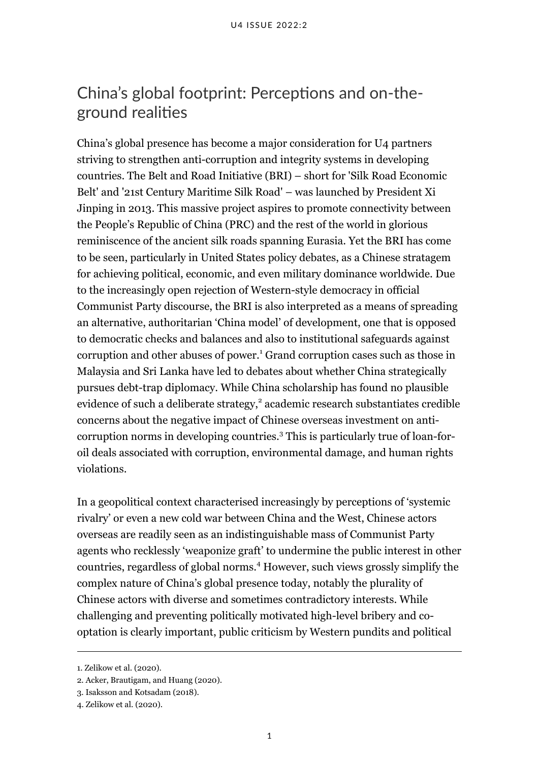## China's global footprint: Perceptions and on-the-ground realities

China's global presence has become a major consideration for U4 partners striving to strengthen anti-corruption and integrity systems in developing countries. The Belt and Road Initiative (BRI) – short for 'Silk Road Economic Belt' and '21st Century Maritime Silk Road' – was launched by President Xi Jinping in 2013. This massive project aspires to promote connectivity between the People's Republic of China (PRC) and the rest of the world in glorious reminiscence of the ancient silk roads spanning Eurasia. Yet the BRI has come to be seen, particularly in United States policy debates, as a Chinese stratagem for achieving political, economic, and even military dominance worldwide. Due to the increasingly open rejection of Western-style democracy in official Communist Party discourse, the BRI is also interpreted as a means of spreading an alternative, authoritarian 'China model' of development, one that is opposed to democratic checks and balances and also to institutional safeguards against corruption and other abuses of power.[1] Grand corruption cases such as those in Malaysia and Sri Lanka have led to debates about whether China strategically pursues debt-trap diplomacy. While China scholarship has found no plausible evidence of such a deliberate strategy,[2] academic research substantiates credible concerns about the negative impact of Chinese overseas investment on anti-corruption norms in developing countries.[3] This is particularly true of loan-for-oil deals associated with corruption, environmental damage, and human rights violations.

In a geopolitical context characterised increasingly by perceptions of 'systemic rivalry' or even a new cold war between China and the West, Chinese actors overseas are readily seen as an indistinguishable mass of Communist Party agents who recklessly 'weaponize graft' to undermine the public interest in other countries, regardless of global norms.[4] However, such views grossly simplify the complex nature of China's global presence today, notably the plurality of Chinese actors with diverse and sometimes contradictory interests. While challenging and preventing politically motivated high-level bribery and co-optation is clearly important, public criticism by Western pundits and political

---

1. Zelikow et al. (2020).
2. Acker, Brautigam, and Huang (2020).
3. Isaksson and Kotsadam (2018).
4. Zelikow et al. (2020).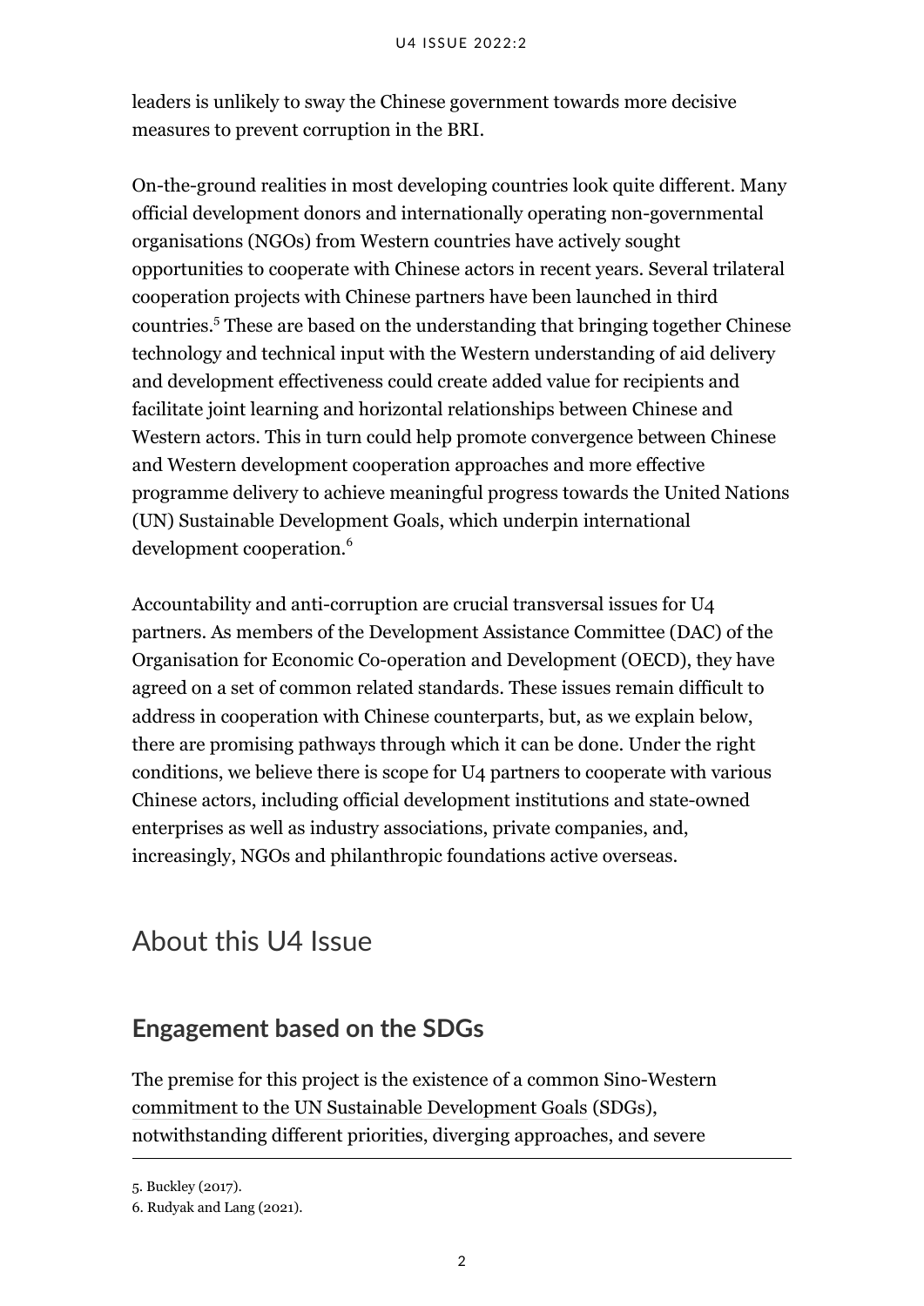leaders is unlikely to sway the Chinese government towards more decisive measures to prevent corruption in the BRI.

On-the-ground realities in most developing countries look quite different. Many official development donors and internationally operating non-governmental organisations (NGOs) from Western countries have actively sought opportunities to cooperate with Chinese actors in recent years. Several trilateral cooperation projects with Chinese partners have been launched in third countries.[5] These are based on the understanding that bringing together Chinese technology and technical input with the Western understanding of aid delivery and development effectiveness could create added value for recipients and facilitate joint learning and horizontal relationships between Chinese and Western actors. This in turn could help promote convergence between Chinese and Western development cooperation approaches and more effective programme delivery to achieve meaningful progress towards the United Nations (UN) Sustainable Development Goals, which underpin international development cooperation.[6]

Accountability and anti-corruption are crucial transversal issues for U4 partners. As members of the Development Assistance Committee (DAC) of the Organisation for Economic Co-operation and Development (OECD), they have agreed on a set of common related standards. These issues remain difficult to address in cooperation with Chinese counterparts, but, as we explain below, there are promising pathways through which it can be done. Under the right conditions, we believe there is scope for U4 partners to cooperate with various Chinese actors, including official development institutions and state-owned enterprises as well as industry associations, private companies, and, increasingly, NGOs and philanthropic foundations active overseas.

## About this U4 Issue

### Engagement based on the SDGs

The premise for this project is the existence of a common Sino-Western commitment to the UN Sustainable Development Goals (SDGs), notwithstanding different priorities, diverging approaches, and severe

5. Buckley (2017).

6. Rudyak and Lang (2021).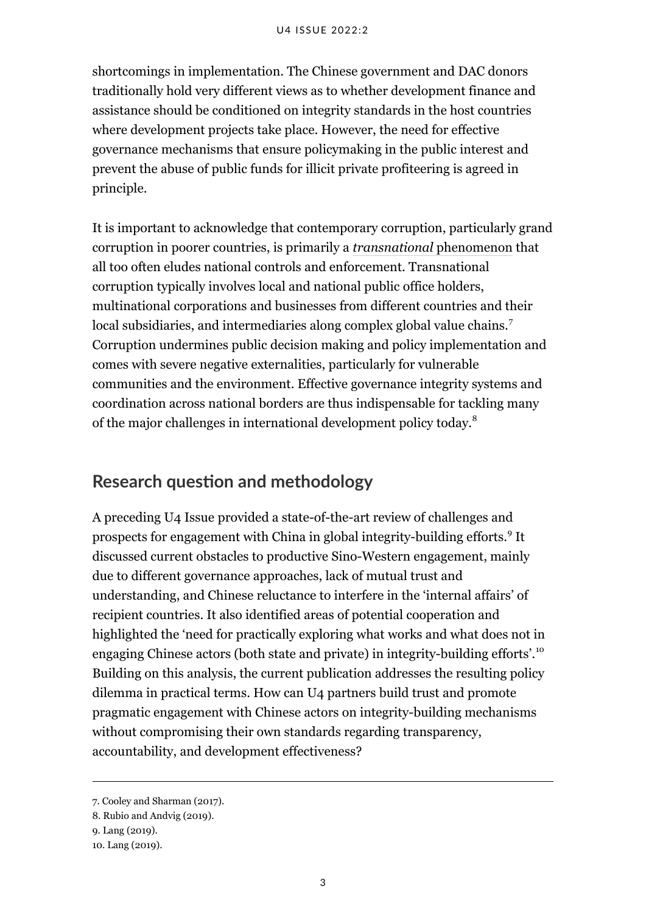shortcomings in implementation. The Chinese government and DAC donors traditionally hold very different views as to whether development finance and assistance should be conditioned on integrity standards in the host countries where development projects take place. However, the need for effective governance mechanisms that ensure policymaking in the public interest and prevent the abuse of public funds for illicit private profiteering is agreed in principle.

It is important to acknowledge that contemporary corruption, particularly grand corruption in poorer countries, is primarily a *transnational* phenomenon that all too often eludes national controls and enforcement. Transnational corruption typically involves local and national public office holders, multinational corporations and businesses from different countries and their local subsidiaries, and intermediaries along complex global value chains.[7] Corruption undermines public decision making and policy implementation and comes with severe negative externalities, particularly for vulnerable communities and the environment. Effective governance integrity systems and coordination across national borders are thus indispensable for tackling many of the major challenges in international development policy today.[8]

## Research question and methodology

A preceding U4 Issue provided a state-of-the-art review of challenges and prospects for engagement with China in global integrity-building efforts.[9] It discussed current obstacles to productive Sino-Western engagement, mainly due to different governance approaches, lack of mutual trust and understanding, and Chinese reluctance to interfere in the 'internal affairs' of recipient countries. It also identified areas of potential cooperation and highlighted the 'need for practically exploring what works and what does not in engaging Chinese actors (both state and private) in integrity-building efforts'.[10] Building on this analysis, the current publication addresses the resulting policy dilemma in practical terms. How can U4 partners build trust and promote pragmatic engagement with Chinese actors on integrity-building mechanisms without compromising their own standards regarding transparency, accountability, and development effectiveness?

---

7. Cooley and Sharman (2017).
8. Rubio and Andvig (2019).
9. Lang (2019).
10. Lang (2019).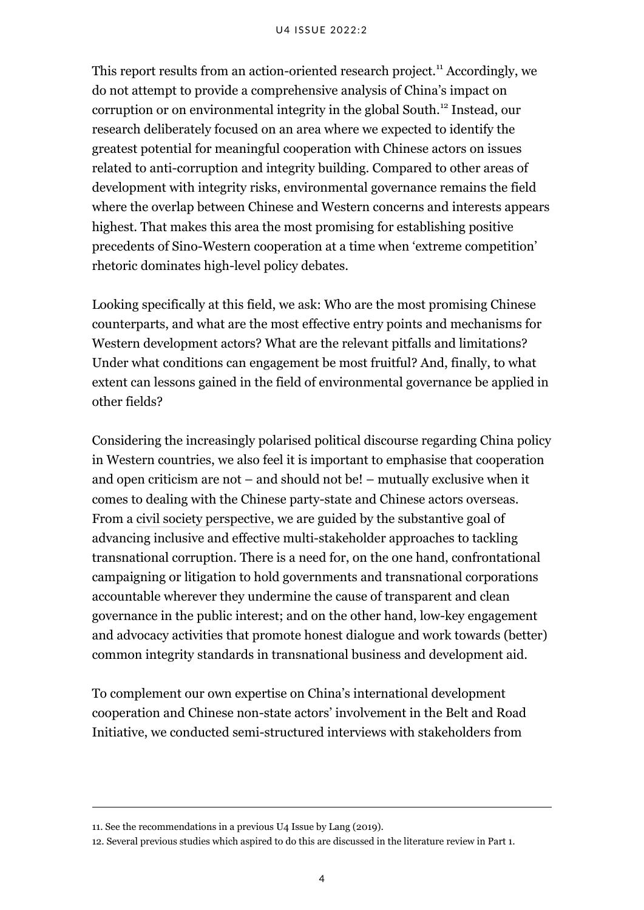This report results from an action-oriented research project.[11] Accordingly, we do not attempt to provide a comprehensive analysis of China's impact on corruption or on environmental integrity in the global South.[12] Instead, our research deliberately focused on an area where we expected to identify the greatest potential for meaningful cooperation with Chinese actors on issues related to anti-corruption and integrity building. Compared to other areas of development with integrity risks, environmental governance remains the field where the overlap between Chinese and Western concerns and interests appears highest. That makes this area the most promising for establishing positive precedents of Sino-Western cooperation at a time when 'extreme competition' rhetoric dominates high-level policy debates.

Looking specifically at this field, we ask: Who are the most promising Chinese counterparts, and what are the most effective entry points and mechanisms for Western development actors? What are the relevant pitfalls and limitations? Under what conditions can engagement be most fruitful? And, finally, to what extent can lessons gained in the field of environmental governance be applied in other fields?

Considering the increasingly polarised political discourse regarding China policy in Western countries, we also feel it is important to emphasise that cooperation and open criticism are not – and should not be! – mutually exclusive when it comes to dealing with the Chinese party-state and Chinese actors overseas. From a civil society perspective, we are guided by the substantive goal of advancing inclusive and effective multi-stakeholder approaches to tackling transnational corruption. There is a need for, on the one hand, confrontational campaigning or litigation to hold governments and transnational corporations accountable wherever they undermine the cause of transparent and clean governance in the public interest; and on the other hand, low-key engagement and advocacy activities that promote honest dialogue and work towards (better) common integrity standards in transnational business and development aid.

To complement our own expertise on China's international development cooperation and Chinese non-state actors' involvement in the Belt and Road Initiative, we conducted semi-structured interviews with stakeholders from

---

11. See the recommendations in a previous U4 Issue by Lang (2019).

12. Several previous studies which aspired to do this are discussed in the literature review in Part 1.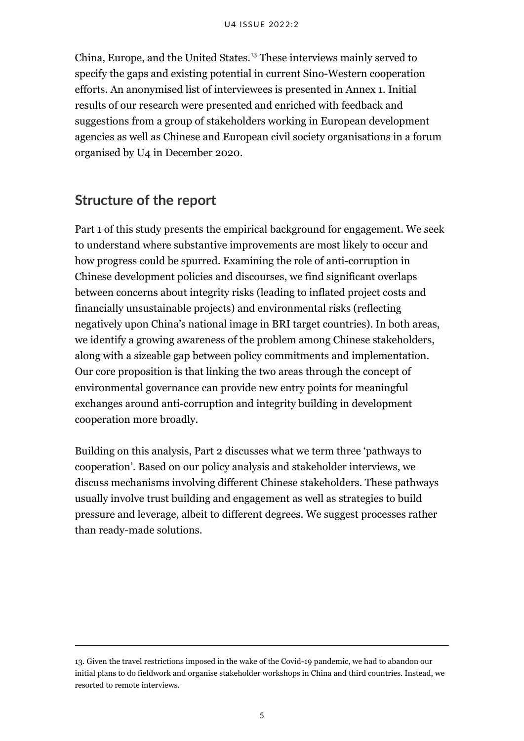China, Europe, and the United States.[13] These interviews mainly served to specify the gaps and existing potential in current Sino-Western cooperation efforts. An anonymised list of interviewees is presented in Annex 1. Initial results of our research were presented and enriched with feedback and suggestions from a group of stakeholders working in European development agencies as well as Chinese and European civil society organisations in a forum organised by U4 in December 2020.

## Structure of the report

Part 1 of this study presents the empirical background for engagement. We seek to understand where substantive improvements are most likely to occur and how progress could be spurred. Examining the role of anti-corruption in Chinese development policies and discourses, we find significant overlaps between concerns about integrity risks (leading to inflated project costs and financially unsustainable projects) and environmental risks (reflecting negatively upon China's national image in BRI target countries). In both areas, we identify a growing awareness of the problem among Chinese stakeholders, along with a sizeable gap between policy commitments and implementation. Our core proposition is that linking the two areas through the concept of environmental governance can provide new entry points for meaningful exchanges around anti-corruption and integrity building in development cooperation more broadly.

Building on this analysis, Part 2 discusses what we term three 'pathways to cooperation'. Based on our policy analysis and stakeholder interviews, we discuss mechanisms involving different Chinese stakeholders. These pathways usually involve trust building and engagement as well as strategies to build pressure and leverage, albeit to different degrees. We suggest processes rather than ready-made solutions.

---

13. Given the travel restrictions imposed in the wake of the Covid-19 pandemic, we had to abandon our initial plans to do fieldwork and organise stakeholder workshops in China and third countries. Instead, we resorted to remote interviews.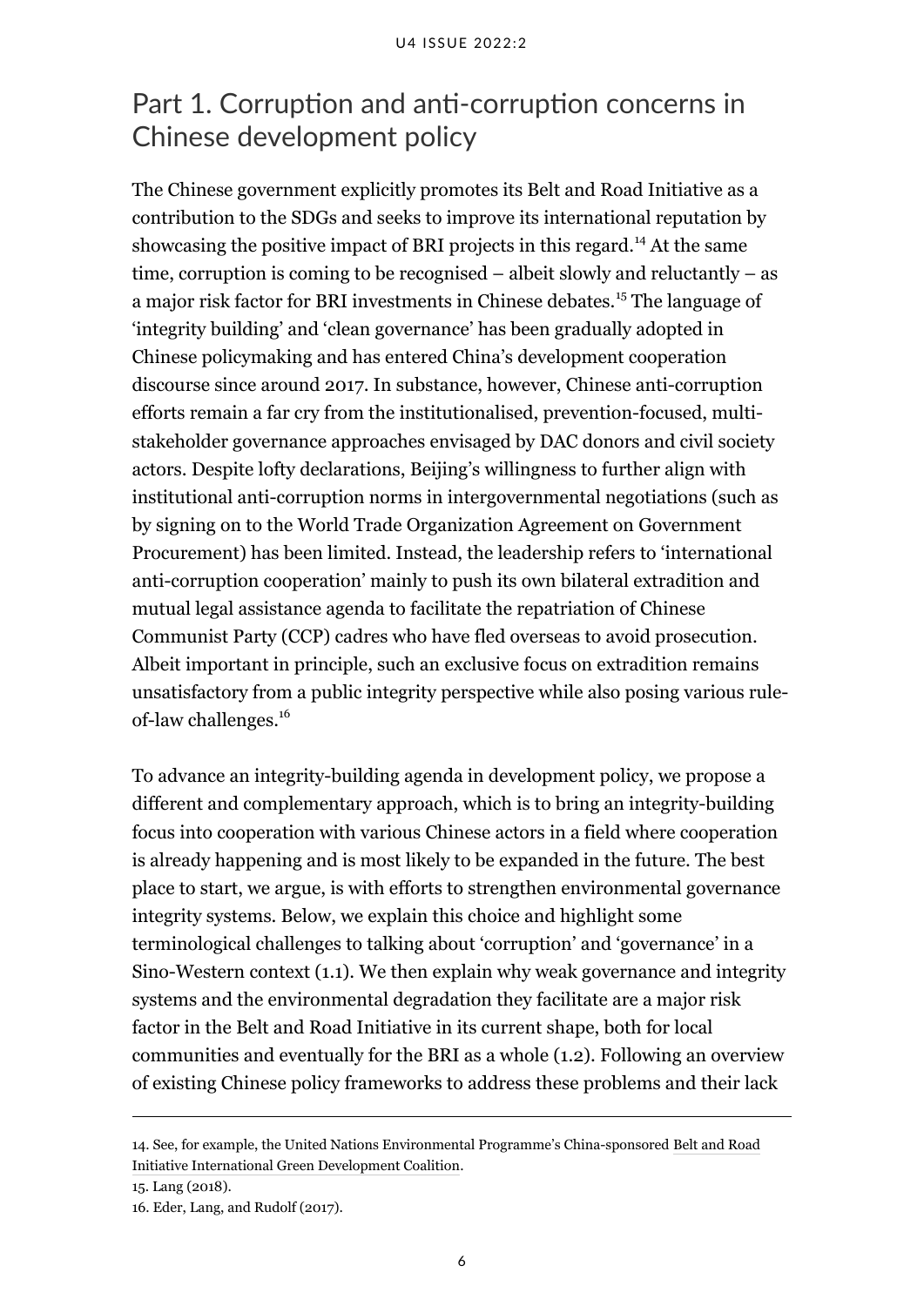# Part 1. Corruption and anti-corruption concerns in Chinese development policy

The Chinese government explicitly promotes its Belt and Road Initiative as a contribution to the SDGs and seeks to improve its international reputation by showcasing the positive impact of BRI projects in this regard.[14] At the same time, corruption is coming to be recognised – albeit slowly and reluctantly – as a major risk factor for BRI investments in Chinese debates.[15] The language of 'integrity building' and 'clean governance' has been gradually adopted in Chinese policymaking and has entered China's development cooperation discourse since around 2017. In substance, however, Chinese anti-corruption efforts remain a far cry from the institutionalised, prevention-focused, multi-stakeholder governance approaches envisaged by DAC donors and civil society actors. Despite lofty declarations, Beijing's willingness to further align with institutional anti-corruption norms in intergovernmental negotiations (such as by signing on to the World Trade Organization Agreement on Government Procurement) has been limited. Instead, the leadership refers to 'international anti-corruption cooperation' mainly to push its own bilateral extradition and mutual legal assistance agenda to facilitate the repatriation of Chinese Communist Party (CCP) cadres who have fled overseas to avoid prosecution. Albeit important in principle, such an exclusive focus on extradition remains unsatisfactory from a public integrity perspective while also posing various rule-of-law challenges.[16]

To advance an integrity-building agenda in development policy, we propose a different and complementary approach, which is to bring an integrity-building focus into cooperation with various Chinese actors in a field where cooperation is already happening and is most likely to be expanded in the future. The best place to start, we argue, is with efforts to strengthen environmental governance integrity systems. Below, we explain this choice and highlight some terminological challenges to talking about 'corruption' and 'governance' in a Sino-Western context (1.1). We then explain why weak governance and integrity systems and the environmental degradation they facilitate are a major risk factor in the Belt and Road Initiative in its current shape, both for local communities and eventually for the BRI as a whole (1.2). Following an overview of existing Chinese policy frameworks to address these problems and their lack

---

14. See, for example, the United Nations Environmental Programme's China-sponsored Belt and Road Initiative International Green Development Coalition.

15. Lang (2018).

16. Eder, Lang, and Rudolf (2017).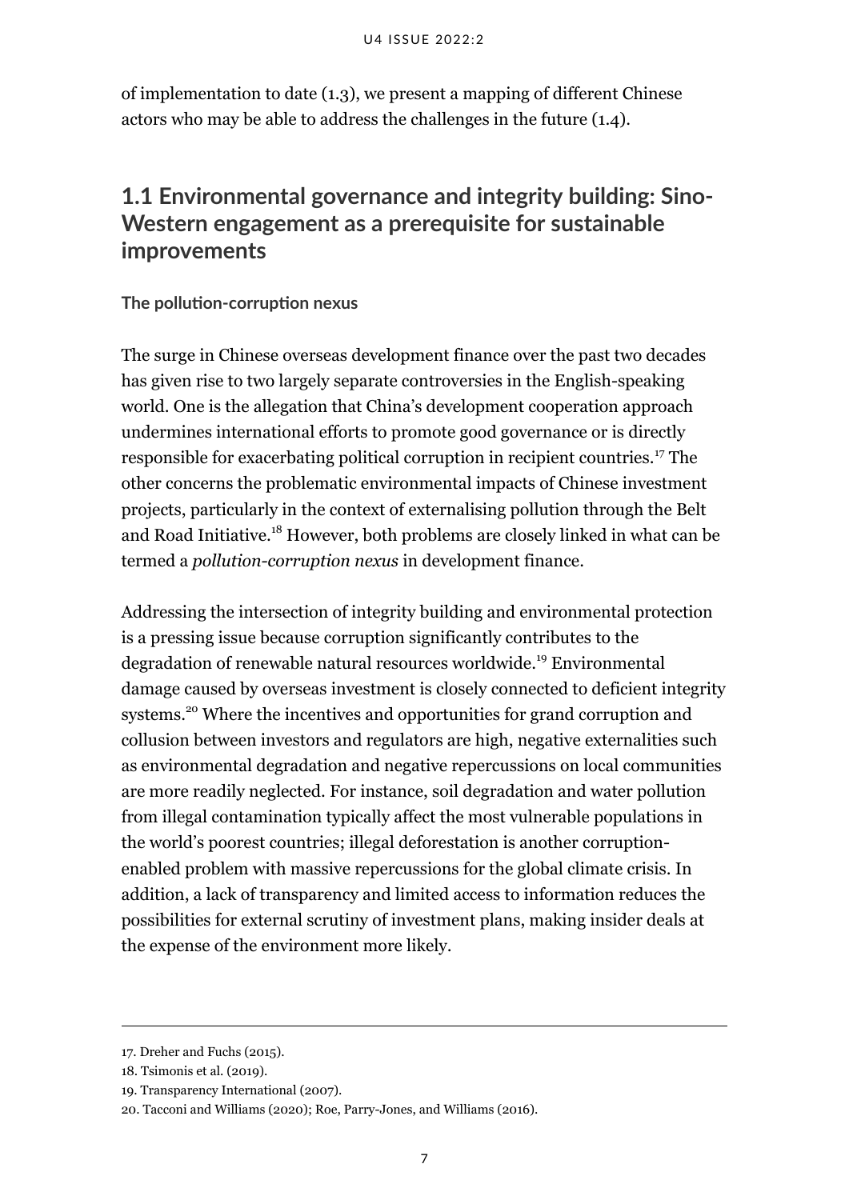of implementation to date (1.3), we present a mapping of different Chinese actors who may be able to address the challenges in the future (1.4).

## 1.1 Environmental governance and integrity building: Sino-Western engagement as a prerequisite for sustainable improvements

### The pollution-corruption nexus

The surge in Chinese overseas development finance over the past two decades has given rise to two largely separate controversies in the English-speaking world. One is the allegation that China's development cooperation approach undermines international efforts to promote good governance or is directly responsible for exacerbating political corruption in recipient countries.[17] The other concerns the problematic environmental impacts of Chinese investment projects, particularly in the context of externalising pollution through the Belt and Road Initiative.[18] However, both problems are closely linked in what can be termed a *pollution-corruption nexus* in development finance.

Addressing the intersection of integrity building and environmental protection is a pressing issue because corruption significantly contributes to the degradation of renewable natural resources worldwide.[19] Environmental damage caused by overseas investment is closely connected to deficient integrity systems.[20] Where the incentives and opportunities for grand corruption and collusion between investors and regulators are high, negative externalities such as environmental degradation and negative repercussions on local communities are more readily neglected. For instance, soil degradation and water pollution from illegal contamination typically affect the most vulnerable populations in the world's poorest countries; illegal deforestation is another corruption-enabled problem with massive repercussions for the global climate crisis. In addition, a lack of transparency and limited access to information reduces the possibilities for external scrutiny of investment plans, making insider deals at the expense of the environment more likely.

---

17. Dreher and Fuchs (2015).

18. Tsimonis et al. (2019).

19. Transparency International (2007).

20. Tacconi and Williams (2020); Roe, Parry-Jones, and Williams (2016).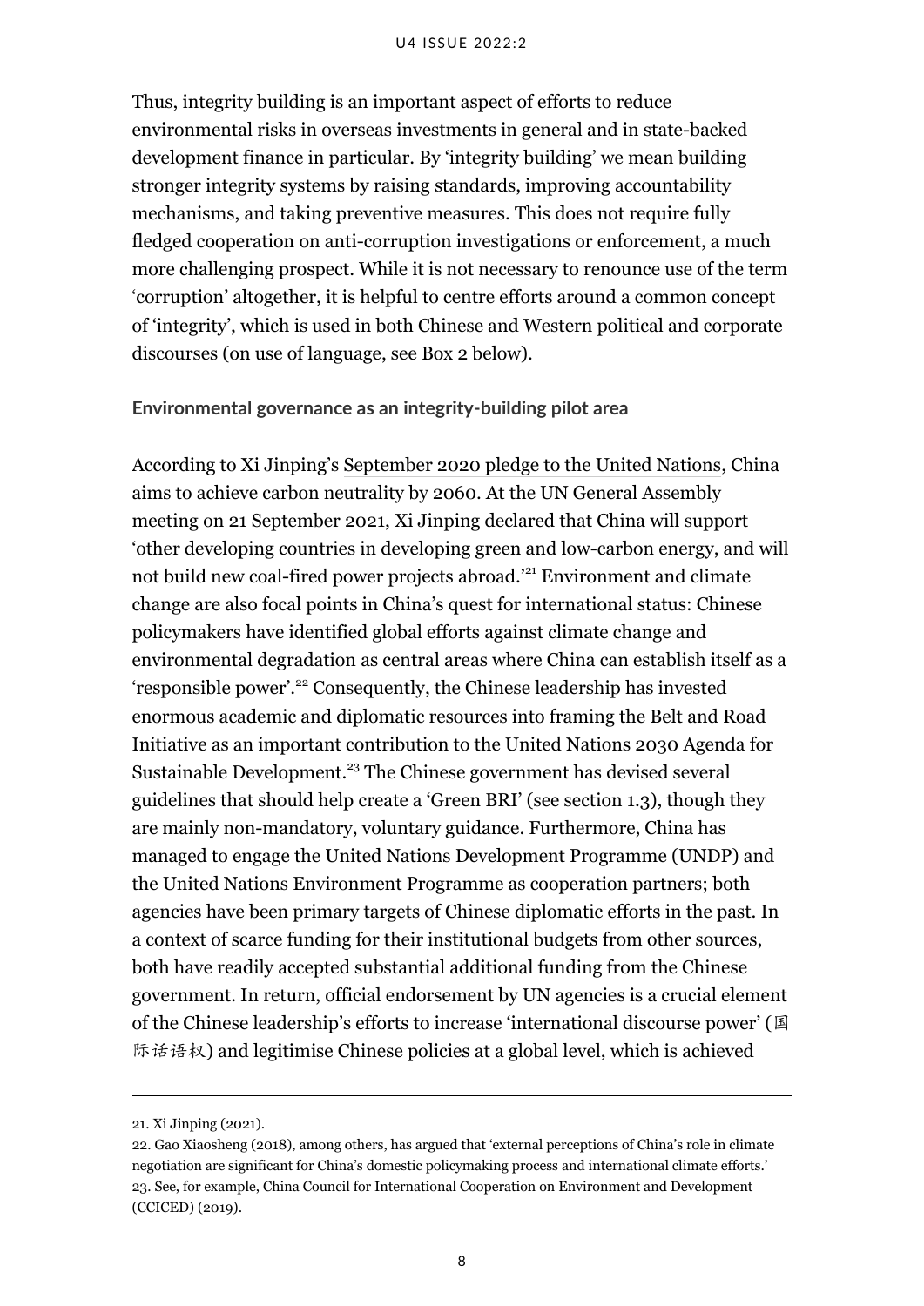Thus, integrity building is an important aspect of efforts to reduce environmental risks in overseas investments in general and in state-backed development finance in particular. By 'integrity building' we mean building stronger integrity systems by raising standards, improving accountability mechanisms, and taking preventive measures. This does not require fully fledged cooperation on anti-corruption investigations or enforcement, a much more challenging prospect. While it is not necessary to renounce use of the term 'corruption' altogether, it is helpful to centre efforts around a common concept of 'integrity', which is used in both Chinese and Western political and corporate discourses (on use of language, see Box 2 below).

### Environmental governance as an integrity-building pilot area

According to Xi Jinping's September 2020 pledge to the United Nations, China aims to achieve carbon neutrality by 2060. At the UN General Assembly meeting on 21 September 2021, Xi Jinping declared that China will support 'other developing countries in developing green and low-carbon energy, and will not build new coal-fired power projects abroad.'[21] Environment and climate change are also focal points in China's quest for international status: Chinese policymakers have identified global efforts against climate change and environmental degradation as central areas where China can establish itself as a 'responsible power'.[22] Consequently, the Chinese leadership has invested enormous academic and diplomatic resources into framing the Belt and Road Initiative as an important contribution to the United Nations 2030 Agenda for Sustainable Development.[23] The Chinese government has devised several guidelines that should help create a 'Green BRI' (see section 1.3), though they are mainly non-mandatory, voluntary guidance. Furthermore, China has managed to engage the United Nations Development Programme (UNDP) and the United Nations Environment Programme as cooperation partners; both agencies have been primary targets of Chinese diplomatic efforts in the past. In a context of scarce funding for their institutional budgets from other sources, both have readily accepted substantial additional funding from the Chinese government. In return, official endorsement by UN agencies is a crucial element of the Chinese leadership's efforts to increase 'international discourse power' (国际话语权) and legitimise Chinese policies at a global level, which is achieved

---

21. Xi Jinping (2021).

22. Gao Xiaosheng (2018), among others, has argued that 'external perceptions of China's role in climate negotiation are significant for China's domestic policymaking process and international climate efforts.'

23. See, for example, China Council for International Cooperation on Environment and Development (CCICED) (2019).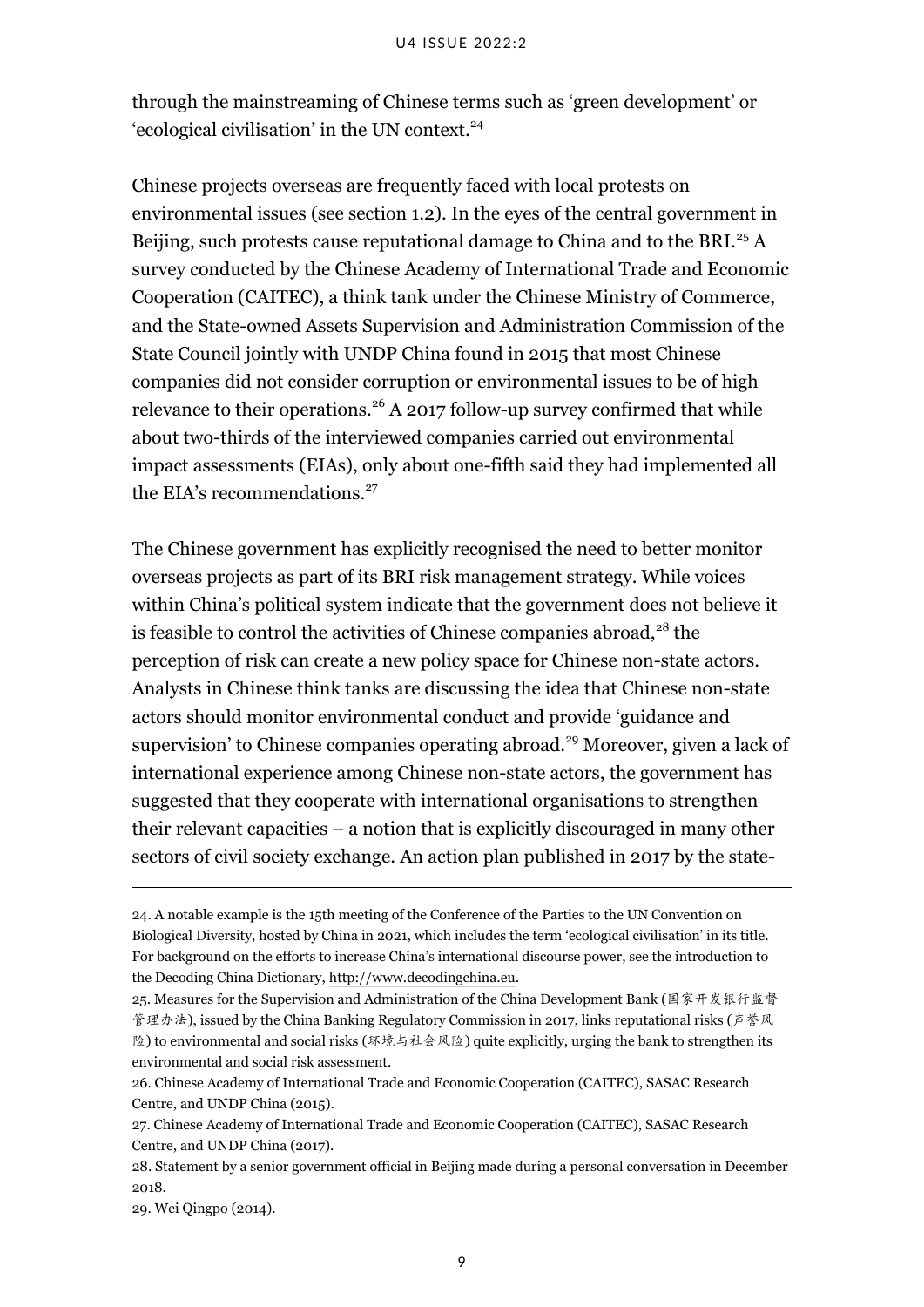through the mainstreaming of Chinese terms such as 'green development' or 'ecological civilisation' in the UN context.[24]

Chinese projects overseas are frequently faced with local protests on environmental issues (see section 1.2). In the eyes of the central government in Beijing, such protests cause reputational damage to China and to the BRI.[25] A survey conducted by the Chinese Academy of International Trade and Economic Cooperation (CAITEC), a think tank under the Chinese Ministry of Commerce, and the State-owned Assets Supervision and Administration Commission of the State Council jointly with UNDP China found in 2015 that most Chinese companies did not consider corruption or environmental issues to be of high relevance to their operations.[26] A 2017 follow-up survey confirmed that while about two-thirds of the interviewed companies carried out environmental impact assessments (EIAs), only about one-fifth said they had implemented all the EIA's recommendations.[27]

The Chinese government has explicitly recognised the need to better monitor overseas projects as part of its BRI risk management strategy. While voices within China's political system indicate that the government does not believe it is feasible to control the activities of Chinese companies abroad,[28] the perception of risk can create a new policy space for Chinese non-state actors. Analysts in Chinese think tanks are discussing the idea that Chinese non-state actors should monitor environmental conduct and provide 'guidance and supervision' to Chinese companies operating abroad.[29] Moreover, given a lack of international experience among Chinese non-state actors, the government has suggested that they cooperate with international organisations to strengthen their relevant capacities – a notion that is explicitly discouraged in many other sectors of civil society exchange. An action plan published in 2017 by the state-

---

24. A notable example is the 15th meeting of the Conference of the Parties to the UN Convention on Biological Diversity, hosted by China in 2021, which includes the term 'ecological civilisation' in its title. For background on the efforts to increase China's international discourse power, see the introduction to the Decoding China Dictionary, http://www.decodingchina.eu.

25. Measures for the Supervision and Administration of the China Development Bank (国家开发银行监督管理办法), issued by the China Banking Regulatory Commission in 2017, links reputational risks (声誉风险) to environmental and social risks (环境与社会风险) quite explicitly, urging the bank to strengthen its environmental and social risk assessment.

26. Chinese Academy of International Trade and Economic Cooperation (CAITEC), SASAC Research Centre, and UNDP China (2015).

27. Chinese Academy of International Trade and Economic Cooperation (CAITEC), SASAC Research Centre, and UNDP China (2017).

28. Statement by a senior government official in Beijing made during a personal conversation in December 2018.

29. Wei Qingpo (2014).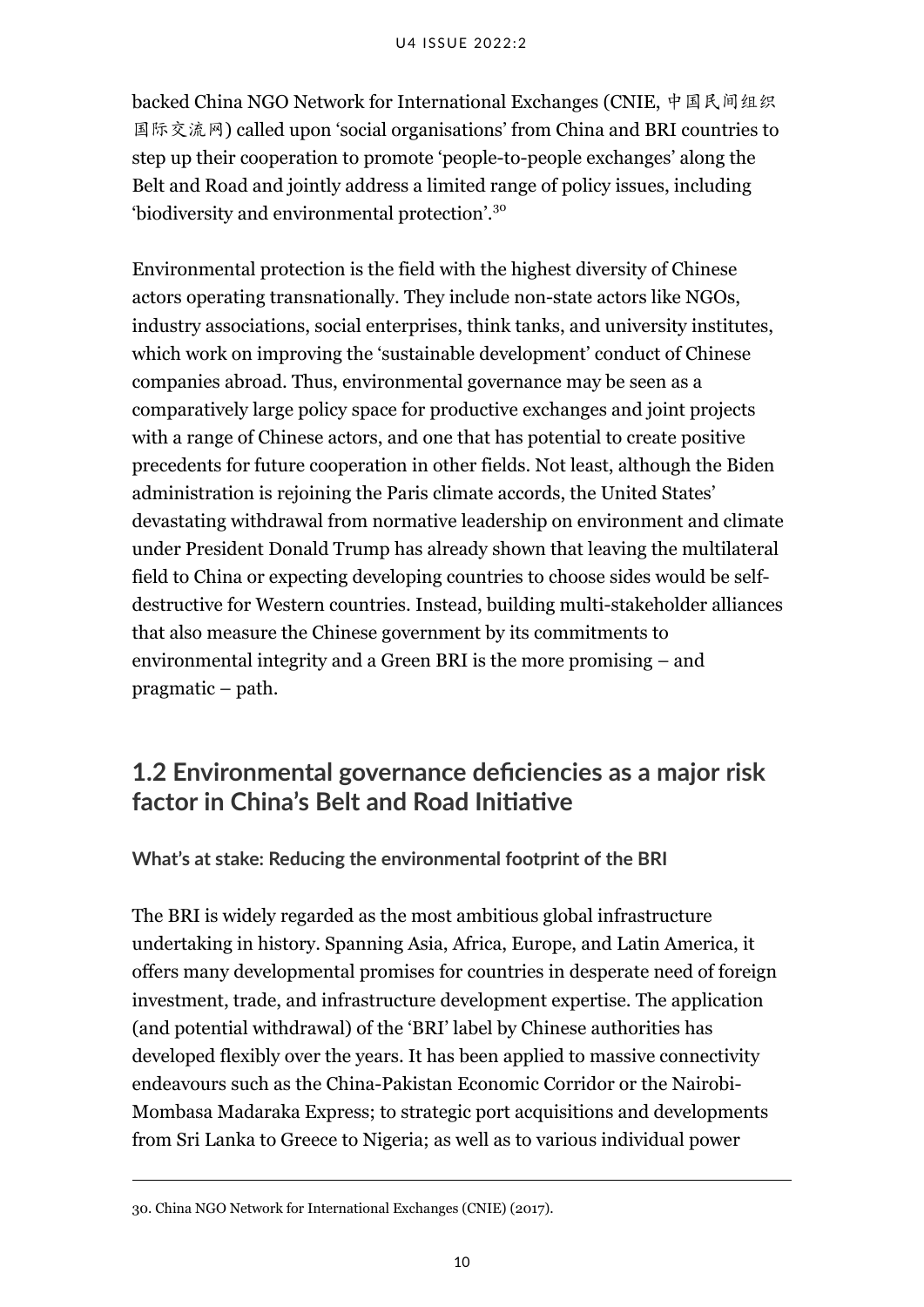backed China NGO Network for International Exchanges (CNIE, 中国民间组织国际交流网) called upon 'social organisations' from China and BRI countries to step up their cooperation to promote 'people-to-people exchanges' along the Belt and Road and jointly address a limited range of policy issues, including 'biodiversity and environmental protection'.[30]

Environmental protection is the field with the highest diversity of Chinese actors operating transnationally. They include non-state actors like NGOs, industry associations, social enterprises, think tanks, and university institutes, which work on improving the 'sustainable development' conduct of Chinese companies abroad. Thus, environmental governance may be seen as a comparatively large policy space for productive exchanges and joint projects with a range of Chinese actors, and one that has potential to create positive precedents for future cooperation in other fields. Not least, although the Biden administration is rejoining the Paris climate accords, the United States' devastating withdrawal from normative leadership on environment and climate under President Donald Trump has already shown that leaving the multilateral field to China or expecting developing countries to choose sides would be self-destructive for Western countries. Instead, building multi-stakeholder alliances that also measure the Chinese government by its commitments to environmental integrity and a Green BRI is the more promising – and pragmatic – path.

## 1.2 Environmental governance deficiencies as a major risk factor in China's Belt and Road Initiative

**What's at stake: Reducing the environmental footprint of the BRI**

The BRI is widely regarded as the most ambitious global infrastructure undertaking in history. Spanning Asia, Africa, Europe, and Latin America, it offers many developmental promises for countries in desperate need of foreign investment, trade, and infrastructure development expertise. The application (and potential withdrawal) of the 'BRI' label by Chinese authorities has developed flexibly over the years. It has been applied to massive connectivity endeavours such as the China-Pakistan Economic Corridor or the Nairobi-Mombasa Madaraka Express; to strategic port acquisitions and developments from Sri Lanka to Greece to Nigeria; as well as to various individual power

30. China NGO Network for International Exchanges (CNIE) (2017).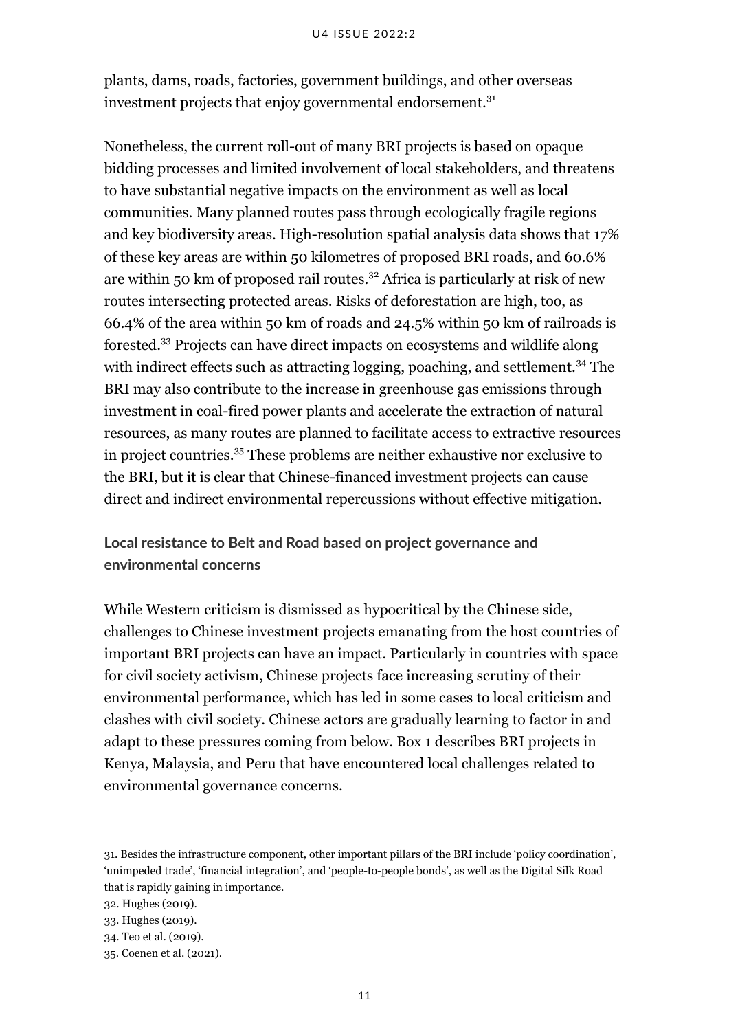plants, dams, roads, factories, government buildings, and other overseas investment projects that enjoy governmental endorsement.[31]

Nonetheless, the current roll-out of many BRI projects is based on opaque bidding processes and limited involvement of local stakeholders, and threatens to have substantial negative impacts on the environment as well as local communities. Many planned routes pass through ecologically fragile regions and key biodiversity areas. High-resolution spatial analysis data shows that 17% of these key areas are within 50 kilometres of proposed BRI roads, and 60.6% are within 50 km of proposed rail routes.[32] Africa is particularly at risk of new routes intersecting protected areas. Risks of deforestation are high, too, as 66.4% of the area within 50 km of roads and 24.5% within 50 km of railroads is forested.[33] Projects can have direct impacts on ecosystems and wildlife along with indirect effects such as attracting logging, poaching, and settlement.[34] The BRI may also contribute to the increase in greenhouse gas emissions through investment in coal-fired power plants and accelerate the extraction of natural resources, as many routes are planned to facilitate access to extractive resources in project countries.[35] These problems are neither exhaustive nor exclusive to the BRI, but it is clear that Chinese-financed investment projects can cause direct and indirect environmental repercussions without effective mitigation.

### Local resistance to Belt and Road based on project governance and environmental concerns

While Western criticism is dismissed as hypocritical by the Chinese side, challenges to Chinese investment projects emanating from the host countries of important BRI projects can have an impact. Particularly in countries with space for civil society activism, Chinese projects face increasing scrutiny of their environmental performance, which has led in some cases to local criticism and clashes with civil society. Chinese actors are gradually learning to factor in and adapt to these pressures coming from below. Box 1 describes BRI projects in Kenya, Malaysia, and Peru that have encountered local challenges related to environmental governance concerns.

---

31. Besides the infrastructure component, other important pillars of the BRI include 'policy coordination', 'unimpeded trade', 'financial integration', and 'people-to-people bonds', as well as the Digital Silk Road that is rapidly gaining in importance.
32. Hughes (2019).
33. Hughes (2019).
34. Teo et al. (2019).
35. Coenen et al. (2021).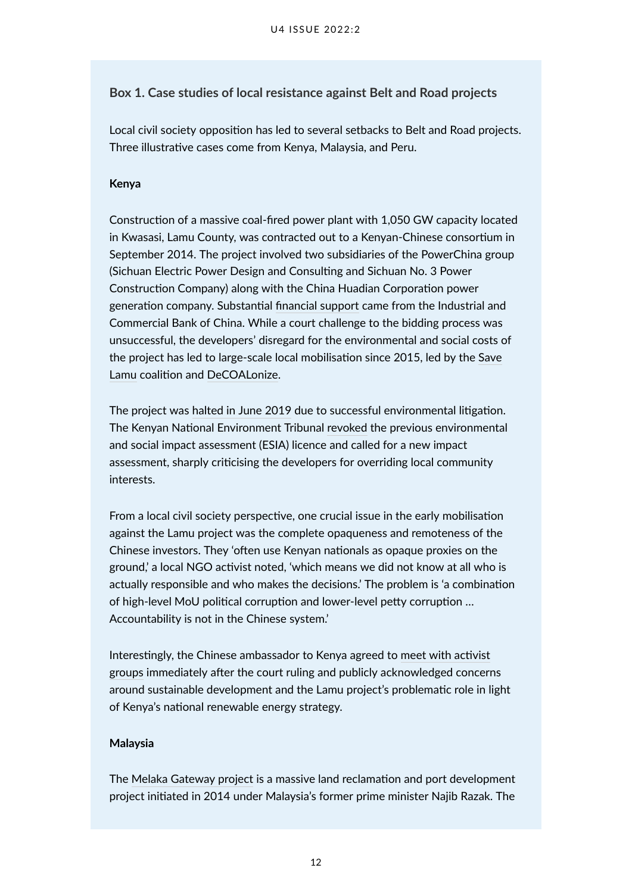### Box 1. Case studies of local resistance against Belt and Road projects

Local civil society opposition has led to several setbacks to Belt and Road projects. Three illustrative cases come from Kenya, Malaysia, and Peru.

**Kenya**

Construction of a massive coal-fired power plant with 1,050 GW capacity located in Kwasasi, Lamu County, was contracted out to a Kenyan-Chinese consortium in September 2014. The project involved two subsidiaries of the PowerChina group (Sichuan Electric Power Design and Consulting and Sichuan No. 3 Power Construction Company) along with the China Huadian Corporation power generation company. Substantial financial support came from the Industrial and Commercial Bank of China. While a court challenge to the bidding process was unsuccessful, the developers' disregard for the environmental and social costs of the project has led to large-scale local mobilisation since 2015, led by the Save Lamu coalition and DeCOALonize.

The project was halted in June 2019 due to successful environmental litigation. The Kenyan National Environment Tribunal revoked the previous environmental and social impact assessment (ESIA) licence and called for a new impact assessment, sharply criticising the developers for overriding local community interests.

From a local civil society perspective, one crucial issue in the early mobilisation against the Lamu project was the complete opaqueness and remoteness of the Chinese investors. They 'often use Kenyan nationals as opaque proxies on the ground,' a local NGO activist noted, 'which means we did not know at all who is actually responsible and who makes the decisions.' The problem is 'a combination of high-level MoU political corruption and lower-level petty corruption … Accountability is not in the Chinese system.'

Interestingly, the Chinese ambassador to Kenya agreed to meet with activist groups immediately after the court ruling and publicly acknowledged concerns around sustainable development and the Lamu project's problematic role in light of Kenya's national renewable energy strategy.

**Malaysia**

The Melaka Gateway project is a massive land reclamation and port development project initiated in 2014 under Malaysia's former prime minister Najib Razak. The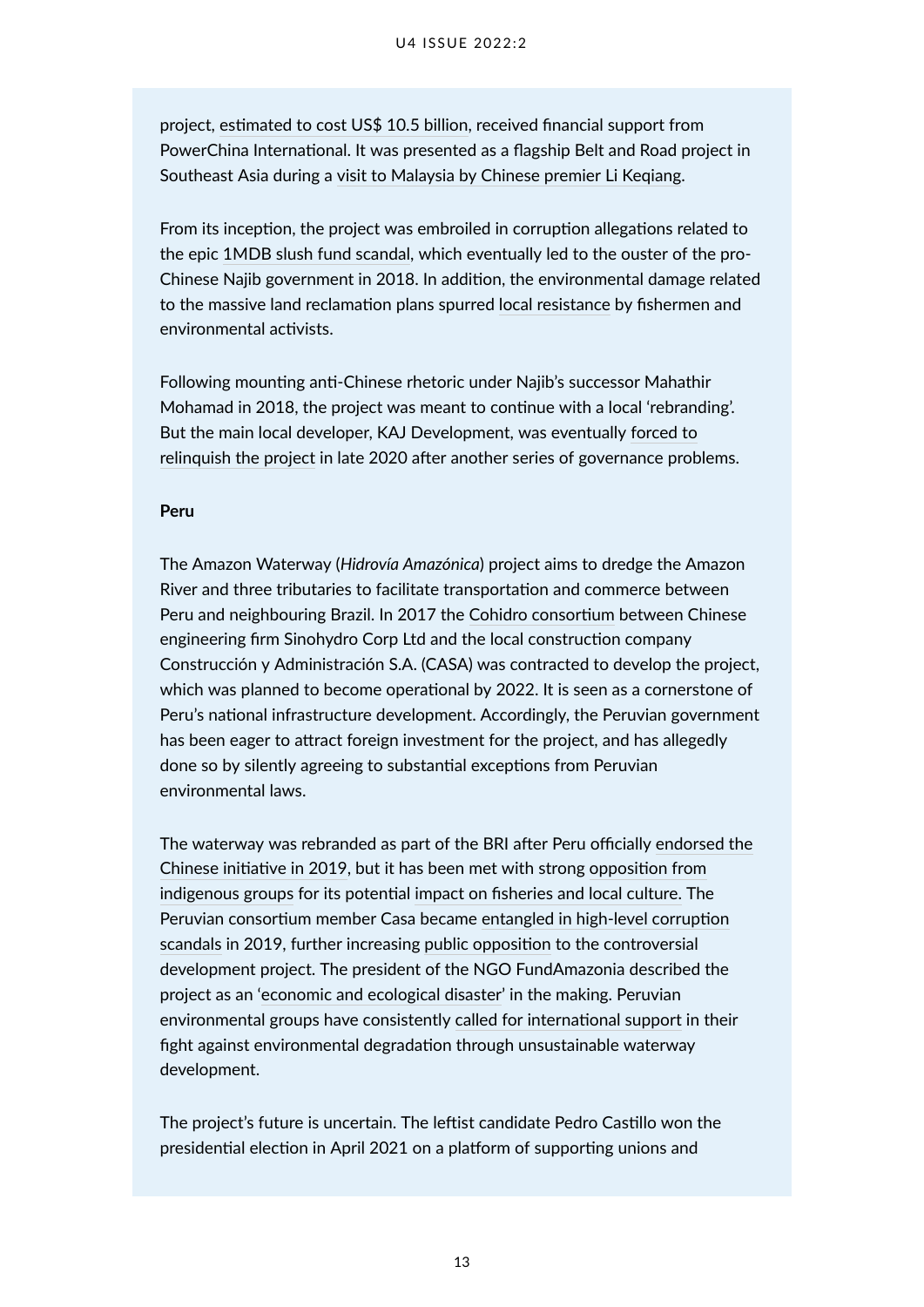project, estimated to cost US$ 10.5 billion, received financial support from PowerChina International. It was presented as a flagship Belt and Road project in Southeast Asia during a visit to Malaysia by Chinese premier Li Keqiang.

From its inception, the project was embroiled in corruption allegations related to the epic 1MDB slush fund scandal, which eventually led to the ouster of the pro-Chinese Najib government in 2018. In addition, the environmental damage related to the massive land reclamation plans spurred local resistance by fishermen and environmental activists.

Following mounting anti-Chinese rhetoric under Najib's successor Mahathir Mohamad in 2018, the project was meant to continue with a local 'rebranding'. But the main local developer, KAJ Development, was eventually forced to relinquish the project in late 2020 after another series of governance problems.

**Peru**

The Amazon Waterway (*Hidrovía Amazónica*) project aims to dredge the Amazon River and three tributaries to facilitate transportation and commerce between Peru and neighbouring Brazil. In 2017 the Cohidro consortium between Chinese engineering firm Sinohydro Corp Ltd and the local construction company Construcción y Administración S.A. (CASA) was contracted to develop the project, which was planned to become operational by 2022. It is seen as a cornerstone of Peru's national infrastructure development. Accordingly, the Peruvian government has been eager to attract foreign investment for the project, and has allegedly done so by silently agreeing to substantial exceptions from Peruvian environmental laws.

The waterway was rebranded as part of the BRI after Peru officially endorsed the Chinese initiative in 2019, but it has been met with strong opposition from indigenous groups for its potential impact on fisheries and local culture. The Peruvian consortium member Casa became entangled in high-level corruption scandals in 2019, further increasing public opposition to the controversial development project. The president of the NGO FundAmazonia described the project as an 'economic and ecological disaster' in the making. Peruvian environmental groups have consistently called for international support in their fight against environmental degradation through unsustainable waterway development.

The project's future is uncertain. The leftist candidate Pedro Castillo won the presidential election in April 2021 on a platform of supporting unions and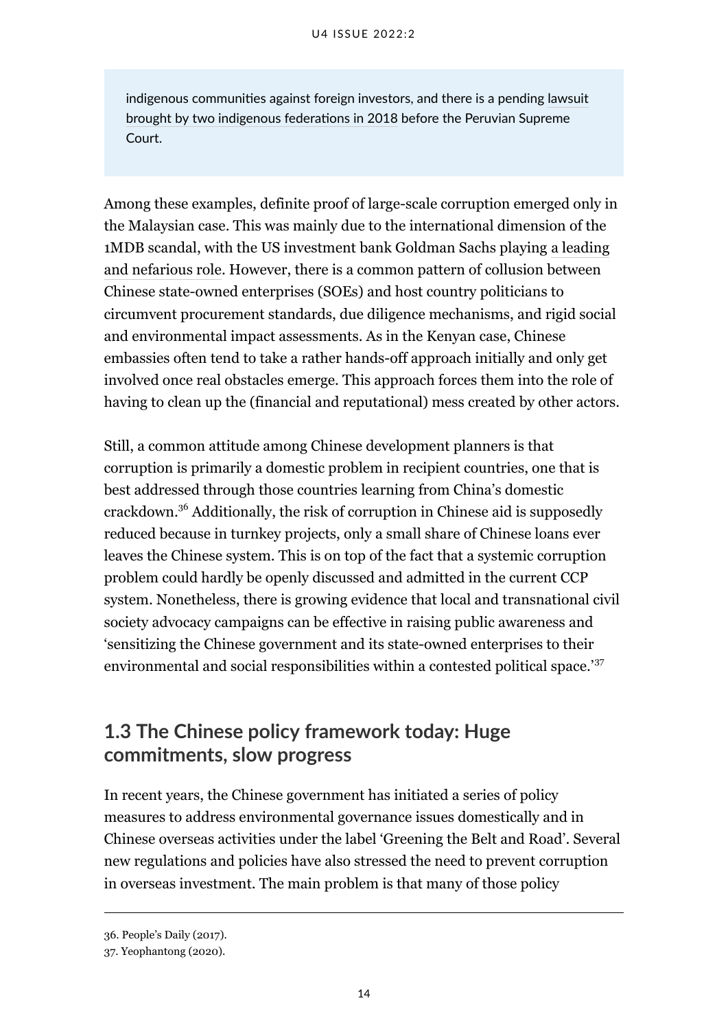> indigenous communities against foreign investors, and there is a pending lawsuit brought by two indigenous federations in 2018 before the Peruvian Supreme Court.

Among these examples, definite proof of large-scale corruption emerged only in the Malaysian case. This was mainly due to the international dimension of the 1MDB scandal, with the US investment bank Goldman Sachs playing a leading and nefarious role. However, there is a common pattern of collusion between Chinese state-owned enterprises (SOEs) and host country politicians to circumvent procurement standards, due diligence mechanisms, and rigid social and environmental impact assessments. As in the Kenyan case, Chinese embassies often tend to take a rather hands-off approach initially and only get involved once real obstacles emerge. This approach forces them into the role of having to clean up the (financial and reputational) mess created by other actors.

Still, a common attitude among Chinese development planners is that corruption is primarily a domestic problem in recipient countries, one that is best addressed through those countries learning from China's domestic crackdown.[36] Additionally, the risk of corruption in Chinese aid is supposedly reduced because in turnkey projects, only a small share of Chinese loans ever leaves the Chinese system. This is on top of the fact that a systemic corruption problem could hardly be openly discussed and admitted in the current CCP system. Nonetheless, there is growing evidence that local and transnational civil society advocacy campaigns can be effective in raising public awareness and 'sensitizing the Chinese government and its state-owned enterprises to their environmental and social responsibilities within a contested political space.'[37]

## 1.3 The Chinese policy framework today: Huge commitments, slow progress

In recent years, the Chinese government has initiated a series of policy measures to address environmental governance issues domestically and in Chinese overseas activities under the label 'Greening the Belt and Road'. Several new regulations and policies have also stressed the need to prevent corruption in overseas investment. The main problem is that many of those policy

---

36. People's Daily (2017).

37. Yeophantong (2020).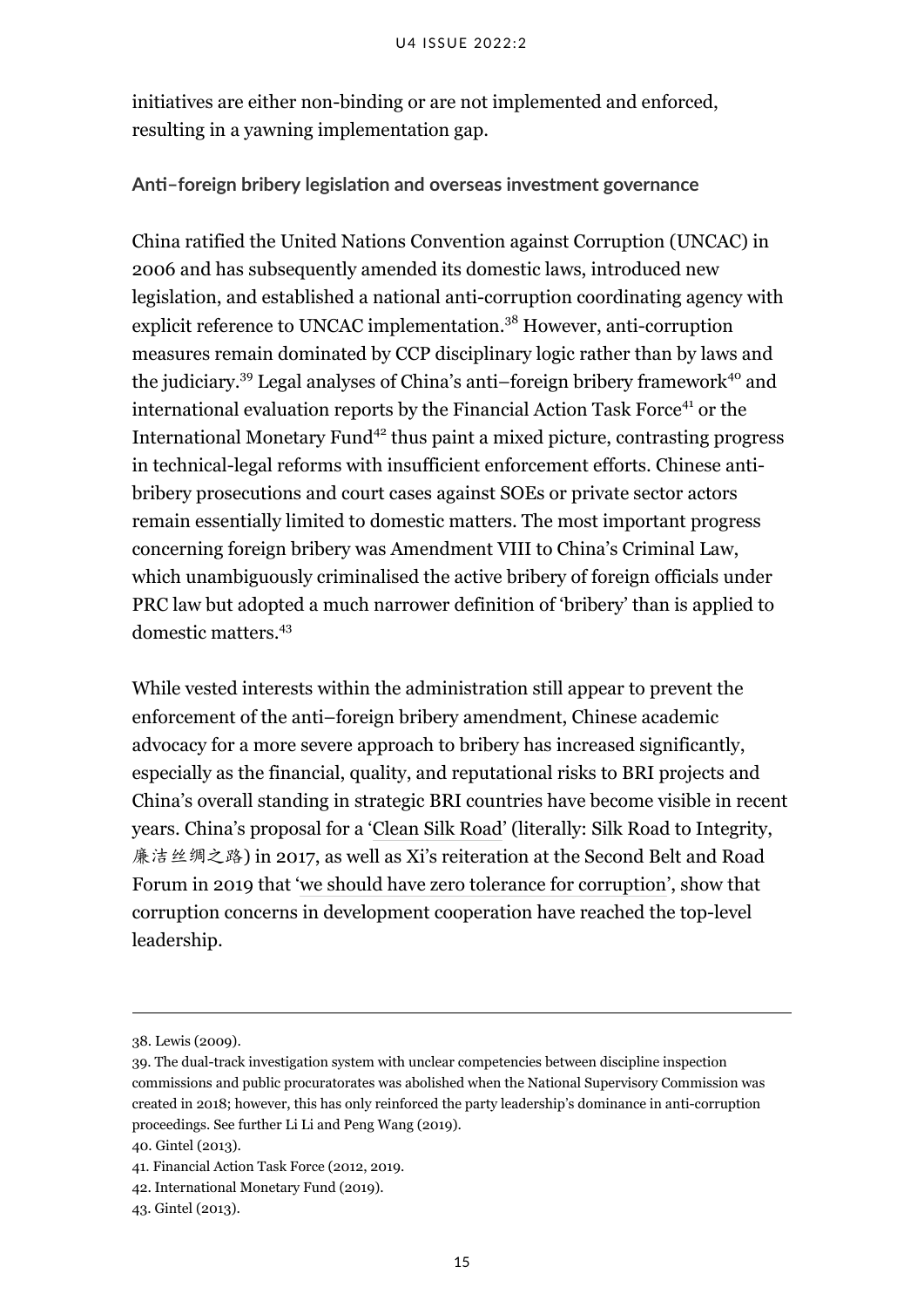initiatives are either non-binding or are not implemented and enforced, resulting in a yawning implementation gap.

**Anti–foreign bribery legislation and overseas investment governance**

China ratified the United Nations Convention against Corruption (UNCAC) in 2006 and has subsequently amended its domestic laws, introduced new legislation, and established a national anti-corruption coordinating agency with explicit reference to UNCAC implementation.[38] However, anti-corruption measures remain dominated by CCP disciplinary logic rather than by laws and the judiciary.[39] Legal analyses of China's anti–foreign bribery framework[40] and international evaluation reports by the Financial Action Task Force[41] or the International Monetary Fund[42] thus paint a mixed picture, contrasting progress in technical-legal reforms with insufficient enforcement efforts. Chinese anti-bribery prosecutions and court cases against SOEs or private sector actors remain essentially limited to domestic matters. The most important progress concerning foreign bribery was Amendment VIII to China's Criminal Law, which unambiguously criminalised the active bribery of foreign officials under PRC law but adopted a much narrower definition of 'bribery' than is applied to domestic matters.[43]

While vested interests within the administration still appear to prevent the enforcement of the anti–foreign bribery amendment, Chinese academic advocacy for a more severe approach to bribery has increased significantly, especially as the financial, quality, and reputational risks to BRI projects and China's overall standing in strategic BRI countries have become visible in recent years. China's proposal for a 'Clean Silk Road' (literally: Silk Road to Integrity, 廉洁丝绸之路) in 2017, as well as Xi's reiteration at the Second Belt and Road Forum in 2019 that 'we should have zero tolerance for corruption', show that corruption concerns in development cooperation have reached the top-level leadership.

---

38. Lewis (2009).

39. The dual-track investigation system with unclear competencies between discipline inspection commissions and public procuratorates was abolished when the National Supervisory Commission was created in 2018; however, this has only reinforced the party leadership's dominance in anti-corruption proceedings. See further Li Li and Peng Wang (2019).

40. Gintel (2013).

41. Financial Action Task Force (2012, 2019.

42. International Monetary Fund (2019).

43. Gintel (2013).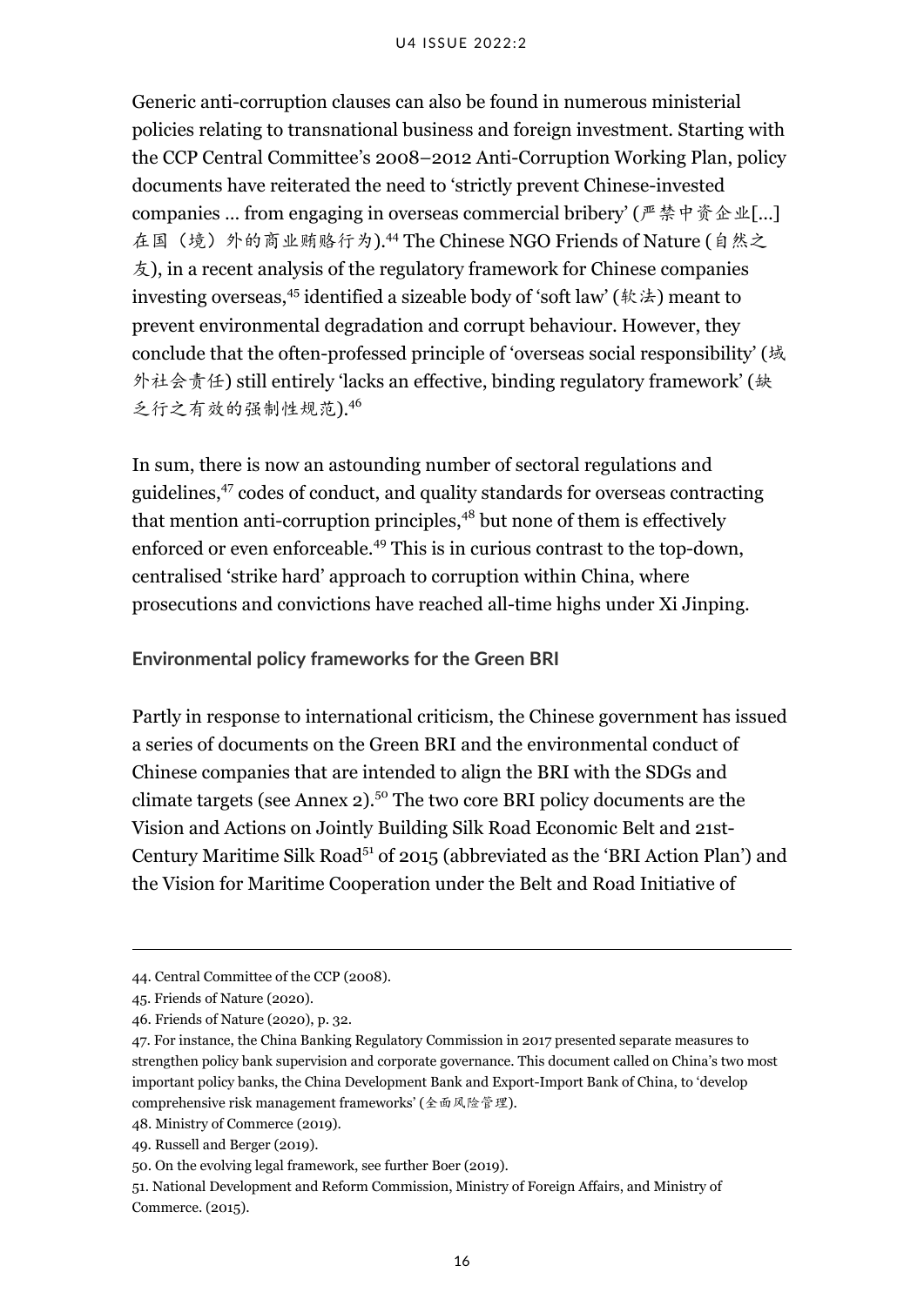Generic anti-corruption clauses can also be found in numerous ministerial policies relating to transnational business and foreign investment. Starting with the CCP Central Committee's 2008–2012 Anti-Corruption Working Plan, policy documents have reiterated the need to 'strictly prevent Chinese-invested companies ... from engaging in overseas commercial bribery' (严禁中资企业[...]在国（境）外的商业贿赂行为).[44] The Chinese NGO Friends of Nature (自然之友), in a recent analysis of the regulatory framework for Chinese companies investing overseas,[45] identified a sizeable body of 'soft law' (软法) meant to prevent environmental degradation and corrupt behaviour. However, they conclude that the often-professed principle of 'overseas social responsibility' (域外社会责任) still entirely 'lacks an effective, binding regulatory framework' (缺乏行之有效的强制性规范).[46]

In sum, there is now an astounding number of sectoral regulations and guidelines,[47] codes of conduct, and quality standards for overseas contracting that mention anti-corruption principles,[48] but none of them is effectively enforced or even enforceable.[49] This is in curious contrast to the top-down, centralised 'strike hard' approach to corruption within China, where prosecutions and convictions have reached all-time highs under Xi Jinping.

### Environmental policy frameworks for the Green BRI

Partly in response to international criticism, the Chinese government has issued a series of documents on the Green BRI and the environmental conduct of Chinese companies that are intended to align the BRI with the SDGs and climate targets (see Annex 2).[50] The two core BRI policy documents are the Vision and Actions on Jointly Building Silk Road Economic Belt and 21st-Century Maritime Silk Road[51] of 2015 (abbreviated as the 'BRI Action Plan') and the Vision for Maritime Cooperation under the Belt and Road Initiative of

---

44. Central Committee of the CCP (2008).

45. Friends of Nature (2020).

46. Friends of Nature (2020), p. 32.

47. For instance, the China Banking Regulatory Commission in 2017 presented separate measures to strengthen policy bank supervision and corporate governance. This document called on China's two most important policy banks, the China Development Bank and Export-Import Bank of China, to 'develop comprehensive risk management frameworks' (全面风险管理).

48. Ministry of Commerce (2019).

49. Russell and Berger (2019).

50. On the evolving legal framework, see further Boer (2019).

51. National Development and Reform Commission, Ministry of Foreign Affairs, and Ministry of Commerce. (2015).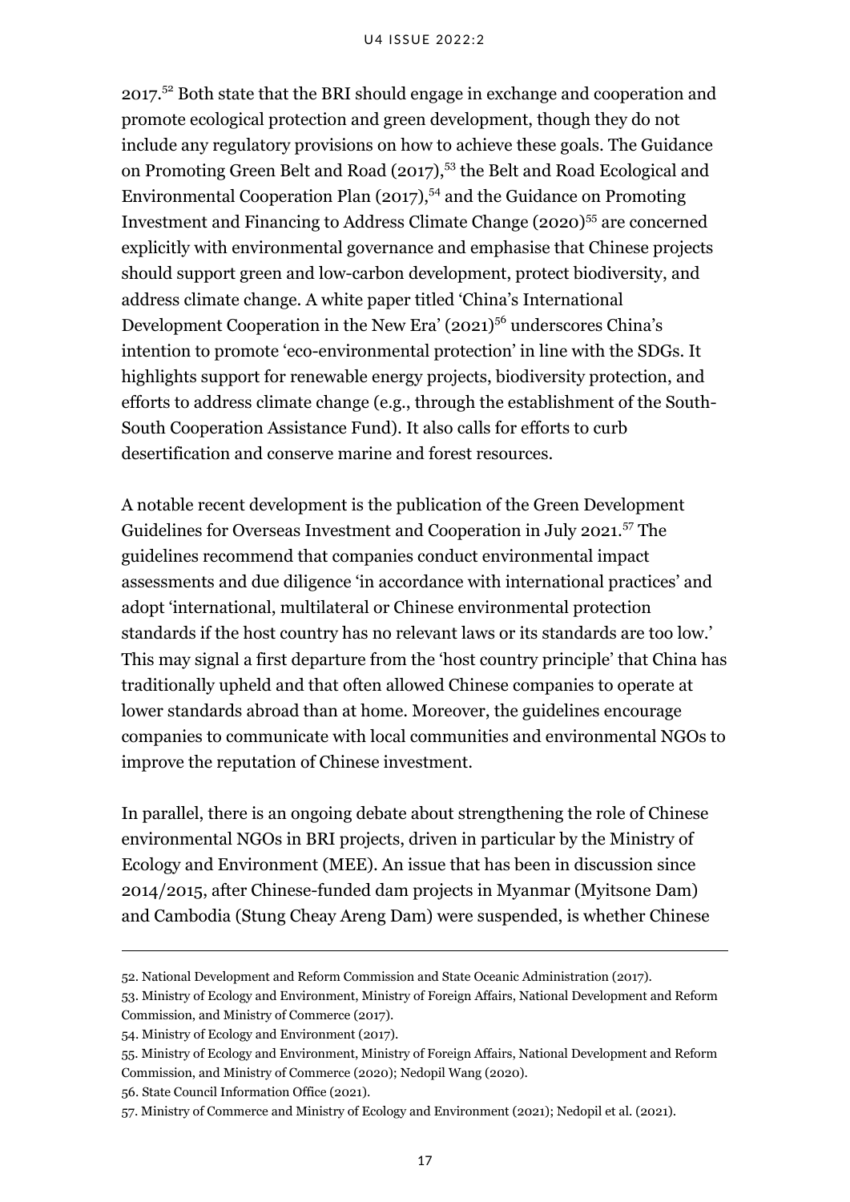2017.[52] Both state that the BRI should engage in exchange and cooperation and promote ecological protection and green development, though they do not include any regulatory provisions on how to achieve these goals. The Guidance on Promoting Green Belt and Road (2017),[53] the Belt and Road Ecological and Environmental Cooperation Plan (2017),[54] and the Guidance on Promoting Investment and Financing to Address Climate Change (2020)[55] are concerned explicitly with environmental governance and emphasise that Chinese projects should support green and low-carbon development, protect biodiversity, and address climate change. A white paper titled 'China's International Development Cooperation in the New Era' (2021)[56] underscores China's intention to promote 'eco-environmental protection' in line with the SDGs. It highlights support for renewable energy projects, biodiversity protection, and efforts to address climate change (e.g., through the establishment of the South-South Cooperation Assistance Fund). It also calls for efforts to curb desertification and conserve marine and forest resources.

A notable recent development is the publication of the Green Development Guidelines for Overseas Investment and Cooperation in July 2021.[57] The guidelines recommend that companies conduct environmental impact assessments and due diligence 'in accordance with international practices' and adopt 'international, multilateral or Chinese environmental protection standards if the host country has no relevant laws or its standards are too low.' This may signal a first departure from the 'host country principle' that China has traditionally upheld and that often allowed Chinese companies to operate at lower standards abroad than at home. Moreover, the guidelines encourage companies to communicate with local communities and environmental NGOs to improve the reputation of Chinese investment.

In parallel, there is an ongoing debate about strengthening the role of Chinese environmental NGOs in BRI projects, driven in particular by the Ministry of Ecology and Environment (MEE). An issue that has been in discussion since 2014/2015, after Chinese-funded dam projects in Myanmar (Myitsone Dam) and Cambodia (Stung Cheay Areng Dam) were suspended, is whether Chinese

52. National Development and Reform Commission and State Oceanic Administration (2017).

53. Ministry of Ecology and Environment, Ministry of Foreign Affairs, National Development and Reform Commission, and Ministry of Commerce (2017).

54. Ministry of Ecology and Environment (2017).

55. Ministry of Ecology and Environment, Ministry of Foreign Affairs, National Development and Reform Commission, and Ministry of Commerce (2020); Nedopil Wang (2020).

56. State Council Information Office (2021).

57. Ministry of Commerce and Ministry of Ecology and Environment (2021); Nedopil et al. (2021).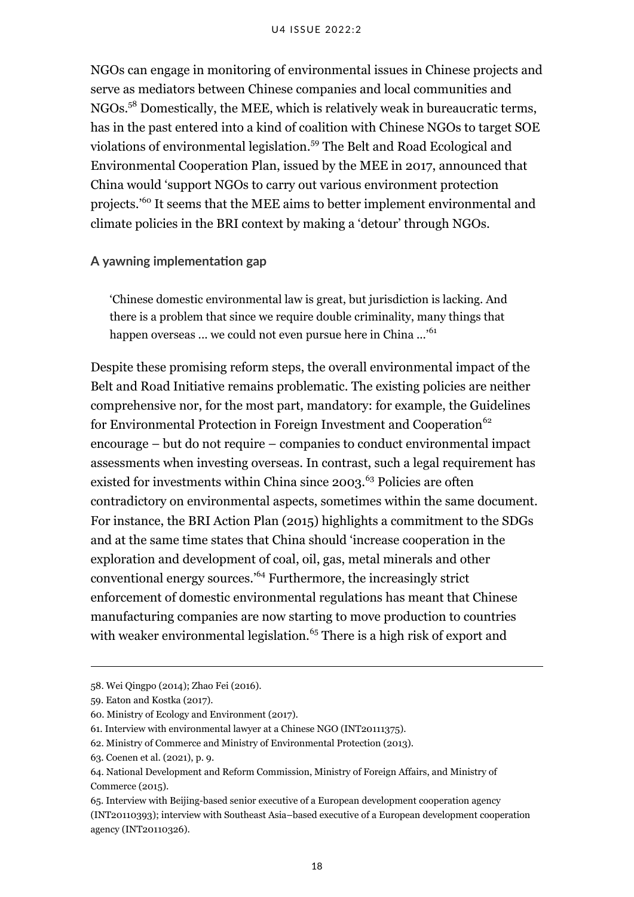NGOs can engage in monitoring of environmental issues in Chinese projects and serve as mediators between Chinese companies and local communities and NGOs.[58] Domestically, the MEE, which is relatively weak in bureaucratic terms, has in the past entered into a kind of coalition with Chinese NGOs to target SOE violations of environmental legislation.[59] The Belt and Road Ecological and Environmental Cooperation Plan, issued by the MEE in 2017, announced that China would 'support NGOs to carry out various environment protection projects.'[60] It seems that the MEE aims to better implement environmental and climate policies in the BRI context by making a 'detour' through NGOs.

### A yawning implementation gap

> 'Chinese domestic environmental law is great, but jurisdiction is lacking. And there is a problem that since we require double criminality, many things that happen overseas ... we could not even pursue here in China ...'[61]

Despite these promising reform steps, the overall environmental impact of the Belt and Road Initiative remains problematic. The existing policies are neither comprehensive nor, for the most part, mandatory: for example, the Guidelines for Environmental Protection in Foreign Investment and Cooperation[62] encourage – but do not require – companies to conduct environmental impact assessments when investing overseas. In contrast, such a legal requirement has existed for investments within China since 2003.[63] Policies are often contradictory on environmental aspects, sometimes within the same document. For instance, the BRI Action Plan (2015) highlights a commitment to the SDGs and at the same time states that China should 'increase cooperation in the exploration and development of coal, oil, gas, metal minerals and other conventional energy sources.'[64] Furthermore, the increasingly strict enforcement of domestic environmental regulations has meant that Chinese manufacturing companies are now starting to move production to countries with weaker environmental legislation.[65] There is a high risk of export and

---

58. Wei Qingpo (2014); Zhao Fei (2016).

59. Eaton and Kostka (2017).

60. Ministry of Ecology and Environment (2017).

61. Interview with environmental lawyer at a Chinese NGO (INT20111375).

62. Ministry of Commerce and Ministry of Environmental Protection (2013).

63. Coenen et al. (2021), p. 9.

64. National Development and Reform Commission, Ministry of Foreign Affairs, and Ministry of Commerce (2015).

65. Interview with Beijing-based senior executive of a European development cooperation agency (INT20110393); interview with Southeast Asia–based executive of a European development cooperation agency (INT20110326).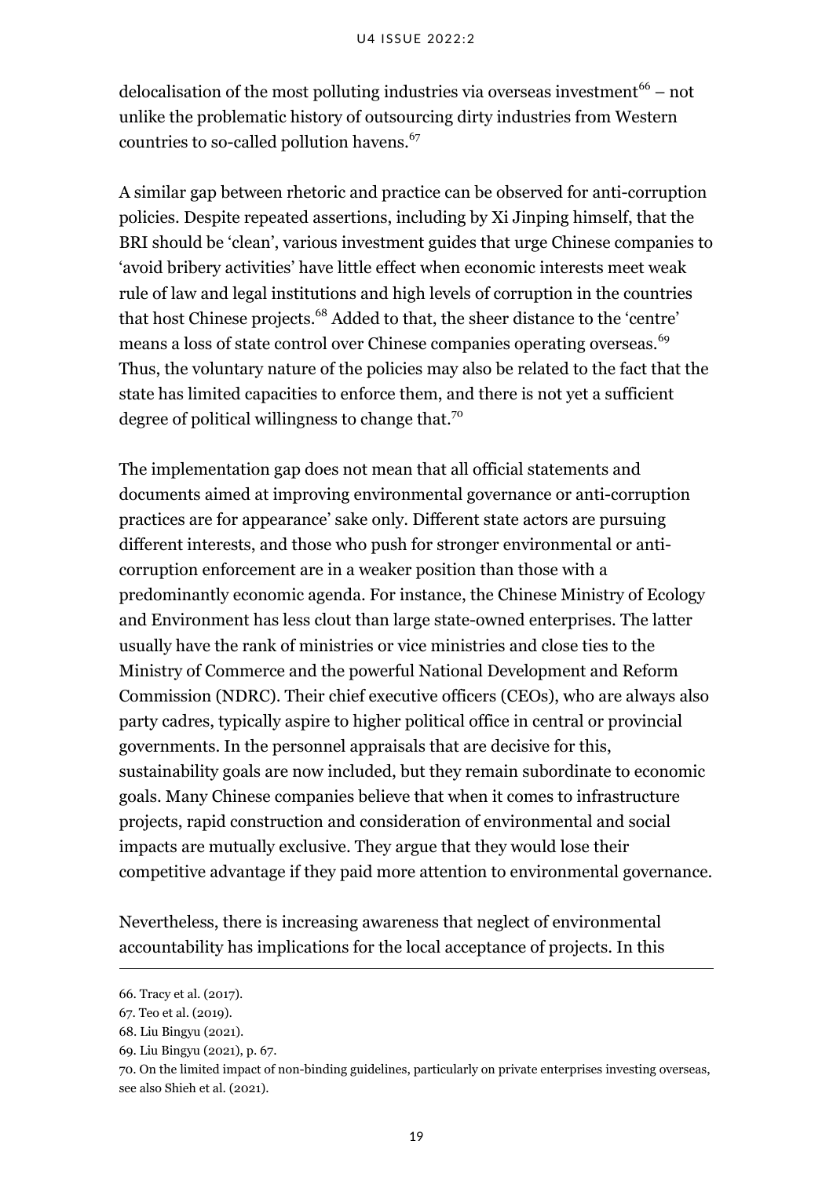delocalisation of the most polluting industries via overseas investment[66] – not unlike the problematic history of outsourcing dirty industries from Western countries to so-called pollution havens.[67]

A similar gap between rhetoric and practice can be observed for anti-corruption policies. Despite repeated assertions, including by Xi Jinping himself, that the BRI should be 'clean', various investment guides that urge Chinese companies to 'avoid bribery activities' have little effect when economic interests meet weak rule of law and legal institutions and high levels of corruption in the countries that host Chinese projects.[68] Added to that, the sheer distance to the 'centre' means a loss of state control over Chinese companies operating overseas.[69] Thus, the voluntary nature of the policies may also be related to the fact that the state has limited capacities to enforce them, and there is not yet a sufficient degree of political willingness to change that.[70]

The implementation gap does not mean that all official statements and documents aimed at improving environmental governance or anti-corruption practices are for appearance' sake only. Different state actors are pursuing different interests, and those who push for stronger environmental or anti-corruption enforcement are in a weaker position than those with a predominantly economic agenda. For instance, the Chinese Ministry of Ecology and Environment has less clout than large state-owned enterprises. The latter usually have the rank of ministries or vice ministries and close ties to the Ministry of Commerce and the powerful National Development and Reform Commission (NDRC). Their chief executive officers (CEOs), who are always also party cadres, typically aspire to higher political office in central or provincial governments. In the personnel appraisals that are decisive for this, sustainability goals are now included, but they remain subordinate to economic goals. Many Chinese companies believe that when it comes to infrastructure projects, rapid construction and consideration of environmental and social impacts are mutually exclusive. They argue that they would lose their competitive advantage if they paid more attention to environmental governance.

Nevertheless, there is increasing awareness that neglect of environmental accountability has implications for the local acceptance of projects. In this

---

66. Tracy et al. (2017).

67. Teo et al. (2019).

68. Liu Bingyu (2021).

69. Liu Bingyu (2021), p. 67.

70. On the limited impact of non-binding guidelines, particularly on private enterprises investing overseas, see also Shieh et al. (2021).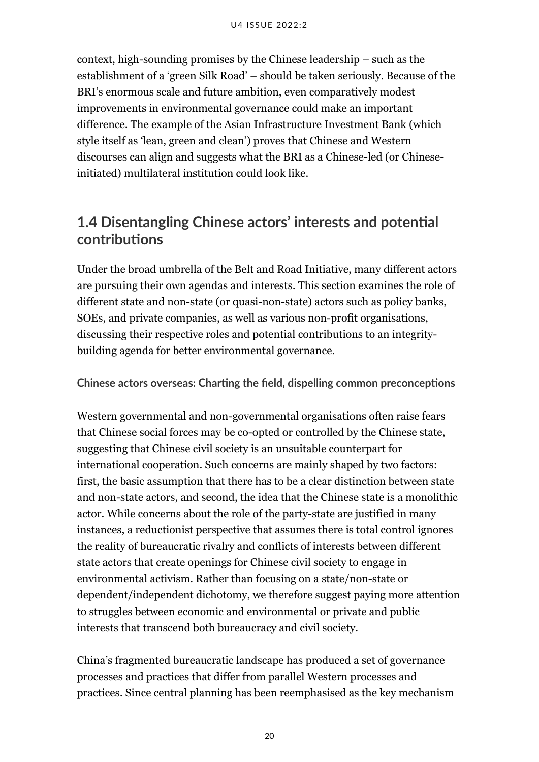context, high-sounding promises by the Chinese leadership – such as the establishment of a 'green Silk Road' – should be taken seriously. Because of the BRI's enormous scale and future ambition, even comparatively modest improvements in environmental governance could make an important difference. The example of the Asian Infrastructure Investment Bank (which style itself as 'lean, green and clean') proves that Chinese and Western discourses can align and suggests what the BRI as a Chinese-led (or Chinese-initiated) multilateral institution could look like.

## 1.4 Disentangling Chinese actors' interests and potential contributions

Under the broad umbrella of the Belt and Road Initiative, many different actors are pursuing their own agendas and interests. This section examines the role of different state and non-state (or quasi-non-state) actors such as policy banks, SOEs, and private companies, as well as various non-profit organisations, discussing their respective roles and potential contributions to an integrity-building agenda for better environmental governance.

### Chinese actors overseas: Charting the field, dispelling common preconceptions

Western governmental and non-governmental organisations often raise fears that Chinese social forces may be co-opted or controlled by the Chinese state, suggesting that Chinese civil society is an unsuitable counterpart for international cooperation. Such concerns are mainly shaped by two factors: first, the basic assumption that there has to be a clear distinction between state and non-state actors, and second, the idea that the Chinese state is a monolithic actor. While concerns about the role of the party-state are justified in many instances, a reductionist perspective that assumes there is total control ignores the reality of bureaucratic rivalry and conflicts of interests between different state actors that create openings for Chinese civil society to engage in environmental activism. Rather than focusing on a state/non-state or dependent/independent dichotomy, we therefore suggest paying more attention to struggles between economic and environmental or private and public interests that transcend both bureaucracy and civil society.

China's fragmented bureaucratic landscape has produced a set of governance processes and practices that differ from parallel Western processes and practices. Since central planning has been reemphasised as the key mechanism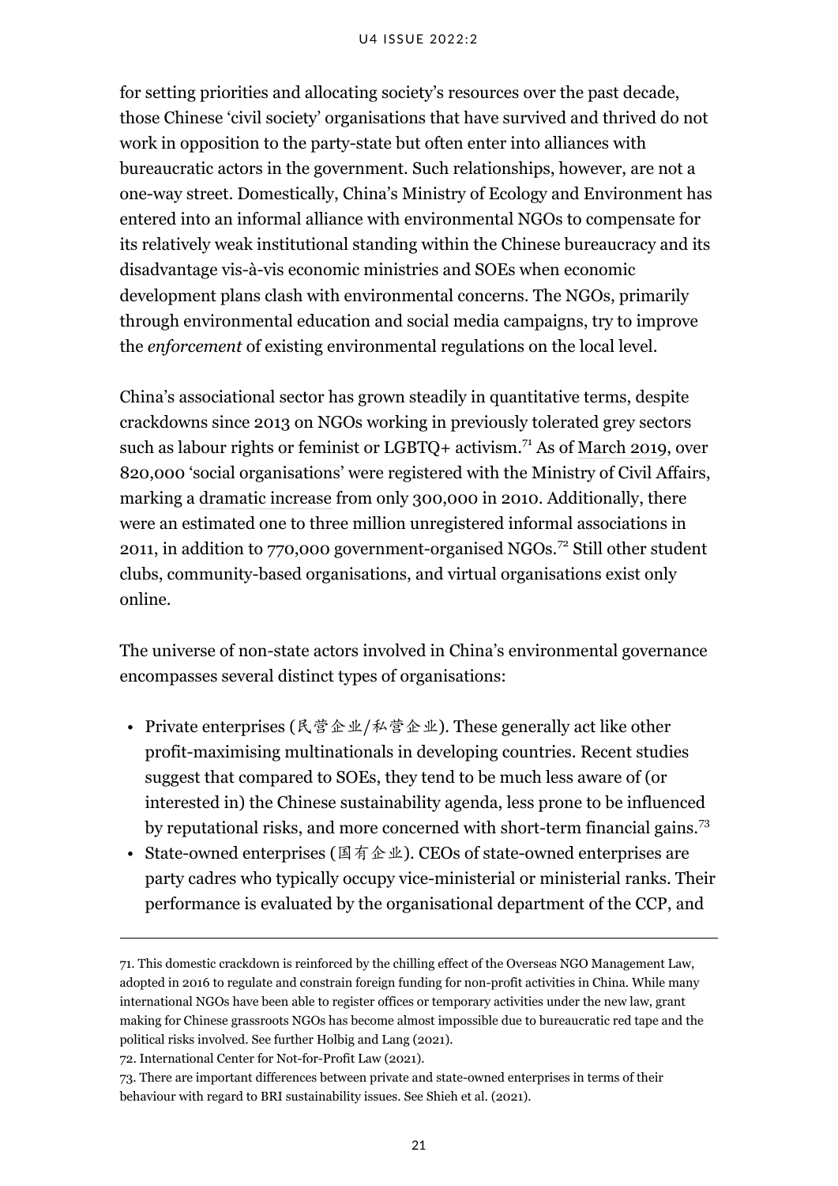for setting priorities and allocating society's resources over the past decade, those Chinese 'civil society' organisations that have survived and thrived do not work in opposition to the party-state but often enter into alliances with bureaucratic actors in the government. Such relationships, however, are not a one-way street. Domestically, China's Ministry of Ecology and Environment has entered into an informal alliance with environmental NGOs to compensate for its relatively weak institutional standing within the Chinese bureaucracy and its disadvantage vis-à-vis economic ministries and SOEs when economic development plans clash with environmental concerns. The NGOs, primarily through environmental education and social media campaigns, try to improve the *enforcement* of existing environmental regulations on the local level.

China's associational sector has grown steadily in quantitative terms, despite crackdowns since 2013 on NGOs working in previously tolerated grey sectors such as labour rights or feminist or LGBTQ+ activism.[71] As of March 2019, over 820,000 'social organisations' were registered with the Ministry of Civil Affairs, marking a dramatic increase from only 300,000 in 2010. Additionally, there were an estimated one to three million unregistered informal associations in 2011, in addition to 770,000 government-organised NGOs.[72] Still other student clubs, community-based organisations, and virtual organisations exist only online.

The universe of non-state actors involved in China's environmental governance encompasses several distinct types of organisations:

- Private enterprises (民营企业/私营企业). These generally act like other profit-maximising multinationals in developing countries. Recent studies suggest that compared to SOEs, they tend to be much less aware of (or interested in) the Chinese sustainability agenda, less prone to be influenced by reputational risks, and more concerned with short-term financial gains.[73]
- State-owned enterprises (国有企业). CEOs of state-owned enterprises are party cadres who typically occupy vice-ministerial or ministerial ranks. Their performance is evaluated by the organisational department of the CCP, and

71. This domestic crackdown is reinforced by the chilling effect of the Overseas NGO Management Law, adopted in 2016 to regulate and constrain foreign funding for non-profit activities in China. While many international NGOs have been able to register offices or temporary activities under the new law, grant making for Chinese grassroots NGOs has become almost impossible due to bureaucratic red tape and the political risks involved. See further Holbig and Lang (2021).

72. International Center for Not-for-Profit Law (2021).

73. There are important differences between private and state-owned enterprises in terms of their behaviour with regard to BRI sustainability issues. See Shieh et al. (2021).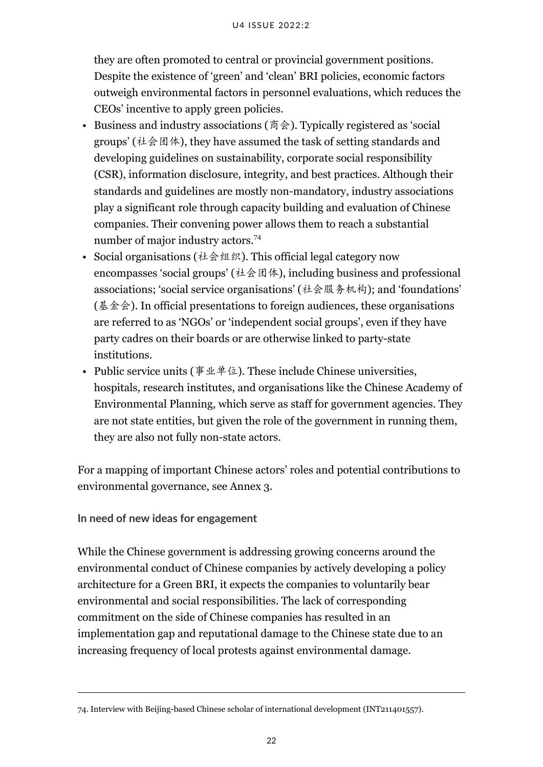they are often promoted to central or provincial government positions. Despite the existence of 'green' and 'clean' BRI policies, economic factors outweigh environmental factors in personnel evaluations, which reduces the CEOs' incentive to apply green policies.

- Business and industry associations (商会). Typically registered as 'social groups' (社会团体), they have assumed the task of setting standards and developing guidelines on sustainability, corporate social responsibility (CSR), information disclosure, integrity, and best practices. Although their standards and guidelines are mostly non-mandatory, industry associations play a significant role through capacity building and evaluation of Chinese companies. Their convening power allows them to reach a substantial number of major industry actors.[74]
- Social organisations (社会组织). This official legal category now encompasses 'social groups' (社会团体), including business and professional associations; 'social service organisations' (社会服务机构); and 'foundations' (基金会). In official presentations to foreign audiences, these organisations are referred to as 'NGOs' or 'independent social groups', even if they have party cadres on their boards or are otherwise linked to party-state institutions.
- Public service units (事业单位). These include Chinese universities, hospitals, research institutes, and organisations like the Chinese Academy of Environmental Planning, which serve as staff for government agencies. They are not state entities, but given the role of the government in running them, they are also not fully non-state actors.

For a mapping of important Chinese actors' roles and potential contributions to environmental governance, see Annex 3.

### In need of new ideas for engagement

While the Chinese government is addressing growing concerns around the environmental conduct of Chinese companies by actively developing a policy architecture for a Green BRI, it expects the companies to voluntarily bear environmental and social responsibilities. The lack of corresponding commitment on the side of Chinese companies has resulted in an implementation gap and reputational damage to the Chinese state due to an increasing frequency of local protests against environmental damage.

---

74. Interview with Beijing-based Chinese scholar of international development (INT211401557).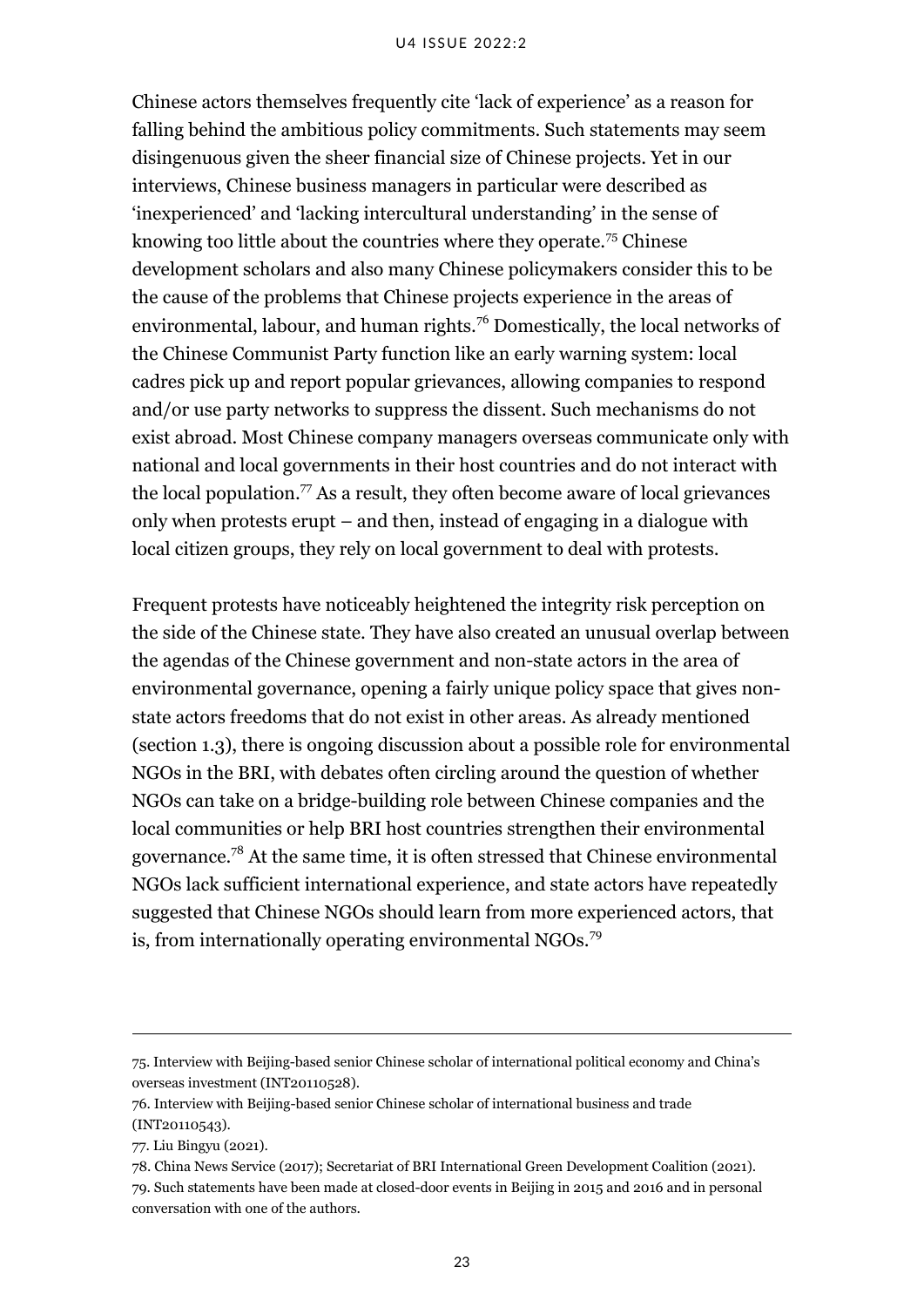Chinese actors themselves frequently cite 'lack of experience' as a reason for falling behind the ambitious policy commitments. Such statements may seem disingenuous given the sheer financial size of Chinese projects. Yet in our interviews, Chinese business managers in particular were described as 'inexperienced' and 'lacking intercultural understanding' in the sense of knowing too little about the countries where they operate.[75] Chinese development scholars and also many Chinese policymakers consider this to be the cause of the problems that Chinese projects experience in the areas of environmental, labour, and human rights.[76] Domestically, the local networks of the Chinese Communist Party function like an early warning system: local cadres pick up and report popular grievances, allowing companies to respond and/or use party networks to suppress the dissent. Such mechanisms do not exist abroad. Most Chinese company managers overseas communicate only with national and local governments in their host countries and do not interact with the local population.[77] As a result, they often become aware of local grievances only when protests erupt – and then, instead of engaging in a dialogue with local citizen groups, they rely on local government to deal with protests.

Frequent protests have noticeably heightened the integrity risk perception on the side of the Chinese state. They have also created an unusual overlap between the agendas of the Chinese government and non-state actors in the area of environmental governance, opening a fairly unique policy space that gives non-state actors freedoms that do not exist in other areas. As already mentioned (section 1.3), there is ongoing discussion about a possible role for environmental NGOs in the BRI, with debates often circling around the question of whether NGOs can take on a bridge-building role between Chinese companies and the local communities or help BRI host countries strengthen their environmental governance.[78] At the same time, it is often stressed that Chinese environmental NGOs lack sufficient international experience, and state actors have repeatedly suggested that Chinese NGOs should learn from more experienced actors, that is, from internationally operating environmental NGOs.[79]

---

75. Interview with Beijing-based senior Chinese scholar of international political economy and China's overseas investment (INT20110528).

76. Interview with Beijing-based senior Chinese scholar of international business and trade (INT20110543).

77. Liu Bingyu (2021).

78. China News Service (2017); Secretariat of BRI International Green Development Coalition (2021).

79. Such statements have been made at closed-door events in Beijing in 2015 and 2016 and in personal conversation with one of the authors.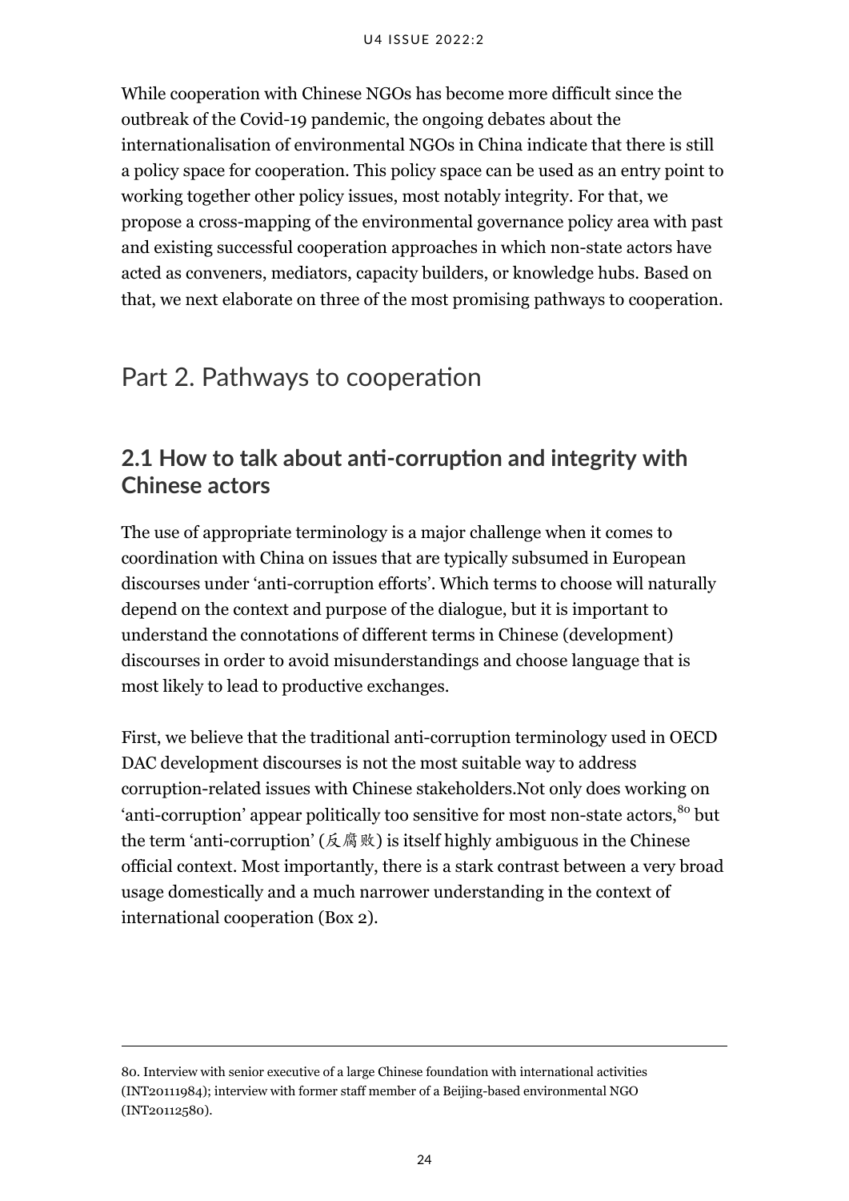While cooperation with Chinese NGOs has become more difficult since the outbreak of the Covid-19 pandemic, the ongoing debates about the internationalisation of environmental NGOs in China indicate that there is still a policy space for cooperation. This policy space can be used as an entry point to working together other policy issues, most notably integrity. For that, we propose a cross-mapping of the environmental governance policy area with past and existing successful cooperation approaches in which non-state actors have acted as conveners, mediators, capacity builders, or knowledge hubs. Based on that, we next elaborate on three of the most promising pathways to cooperation.

# Part 2. Pathways to cooperation

## 2.1 How to talk about anti-corruption and integrity with Chinese actors

The use of appropriate terminology is a major challenge when it comes to coordination with China on issues that are typically subsumed in European discourses under 'anti-corruption efforts'. Which terms to choose will naturally depend on the context and purpose of the dialogue, but it is important to understand the connotations of different terms in Chinese (development) discourses in order to avoid misunderstandings and choose language that is most likely to lead to productive exchanges.

First, we believe that the traditional anti-corruption terminology used in OECD DAC development discourses is not the most suitable way to address corruption-related issues with Chinese stakeholders.Not only does working on 'anti-corruption' appear politically too sensitive for most non-state actors,[80] but the term 'anti-corruption' (反腐败) is itself highly ambiguous in the Chinese official context. Most importantly, there is a stark contrast between a very broad usage domestically and a much narrower understanding in the context of international cooperation (Box 2).

---

80. Interview with senior executive of a large Chinese foundation with international activities (INT20111984); interview with former staff member of a Beijing-based environmental NGO (INT20112580).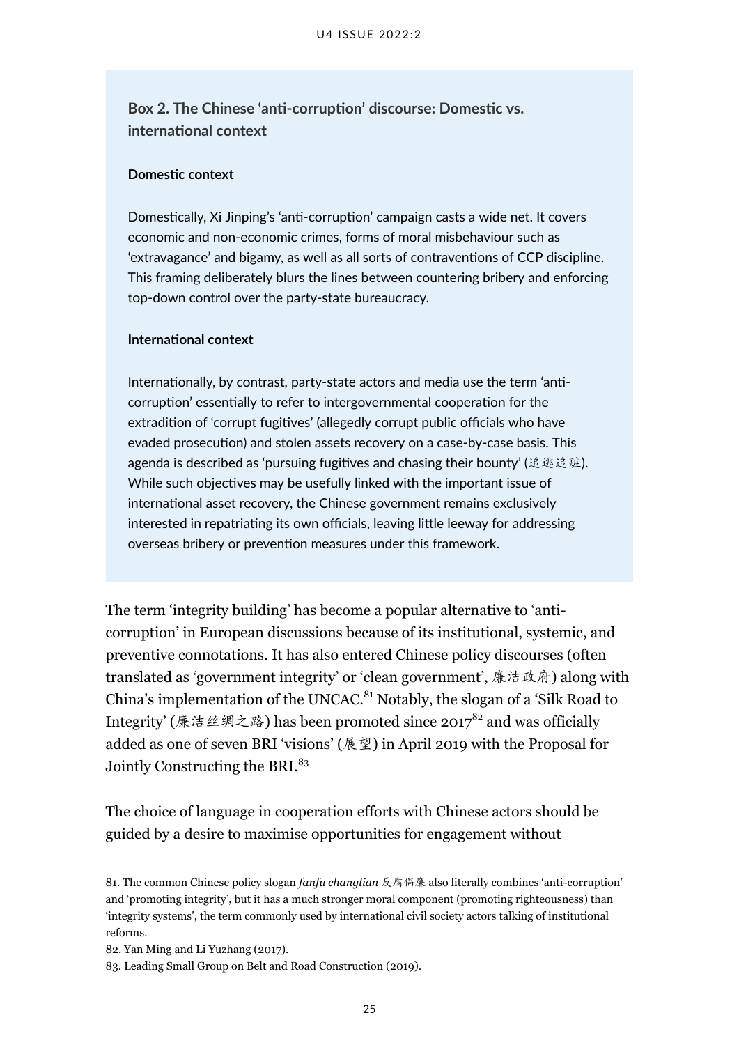### Box 2. The Chinese 'anti-corruption' discourse: Domestic vs. international context

**Domestic context**

Domestically, Xi Jinping's 'anti-corruption' campaign casts a wide net. It covers economic and non-economic crimes, forms of moral misbehaviour such as 'extravagance' and bigamy, as well as all sorts of contraventions of CCP discipline. This framing deliberately blurs the lines between countering bribery and enforcing top-down control over the party-state bureaucracy.

**International context**

Internationally, by contrast, party-state actors and media use the term 'anti-corruption' essentially to refer to intergovernmental cooperation for the extradition of 'corrupt fugitives' (allegedly corrupt public officials who have evaded prosecution) and stolen assets recovery on a case-by-case basis. This agenda is described as 'pursuing fugitives and chasing their bounty' (追逃追赃). While such objectives may be usefully linked with the important issue of international asset recovery, the Chinese government remains exclusively interested in repatriating its own officials, leaving little leeway for addressing overseas bribery or prevention measures under this framework.

The term 'integrity building' has become a popular alternative to 'anti-corruption' in European discussions because of its institutional, systemic, and preventive connotations. It has also entered Chinese policy discourses (often translated as 'government integrity' or 'clean government', 廉洁政府) along with China's implementation of the UNCAC.[81] Notably, the slogan of a 'Silk Road to Integrity' (廉洁丝绸之路) has been promoted since 2017[82] and was officially added as one of seven BRI 'visions' (展望) in April 2019 with the Proposal for Jointly Constructing the BRI.[83]

The choice of language in cooperation efforts with Chinese actors should be guided by a desire to maximise opportunities for engagement without

---

81. The common Chinese policy slogan *fanfu changlian* 反腐倡廉 also literally combines 'anti-corruption' and 'promoting integrity', but it has a much stronger moral component (promoting righteousness) than 'integrity systems', the term commonly used by international civil society actors talking of institutional reforms.

82. Yan Ming and Li Yuzhang (2017).

83. Leading Small Group on Belt and Road Construction (2019).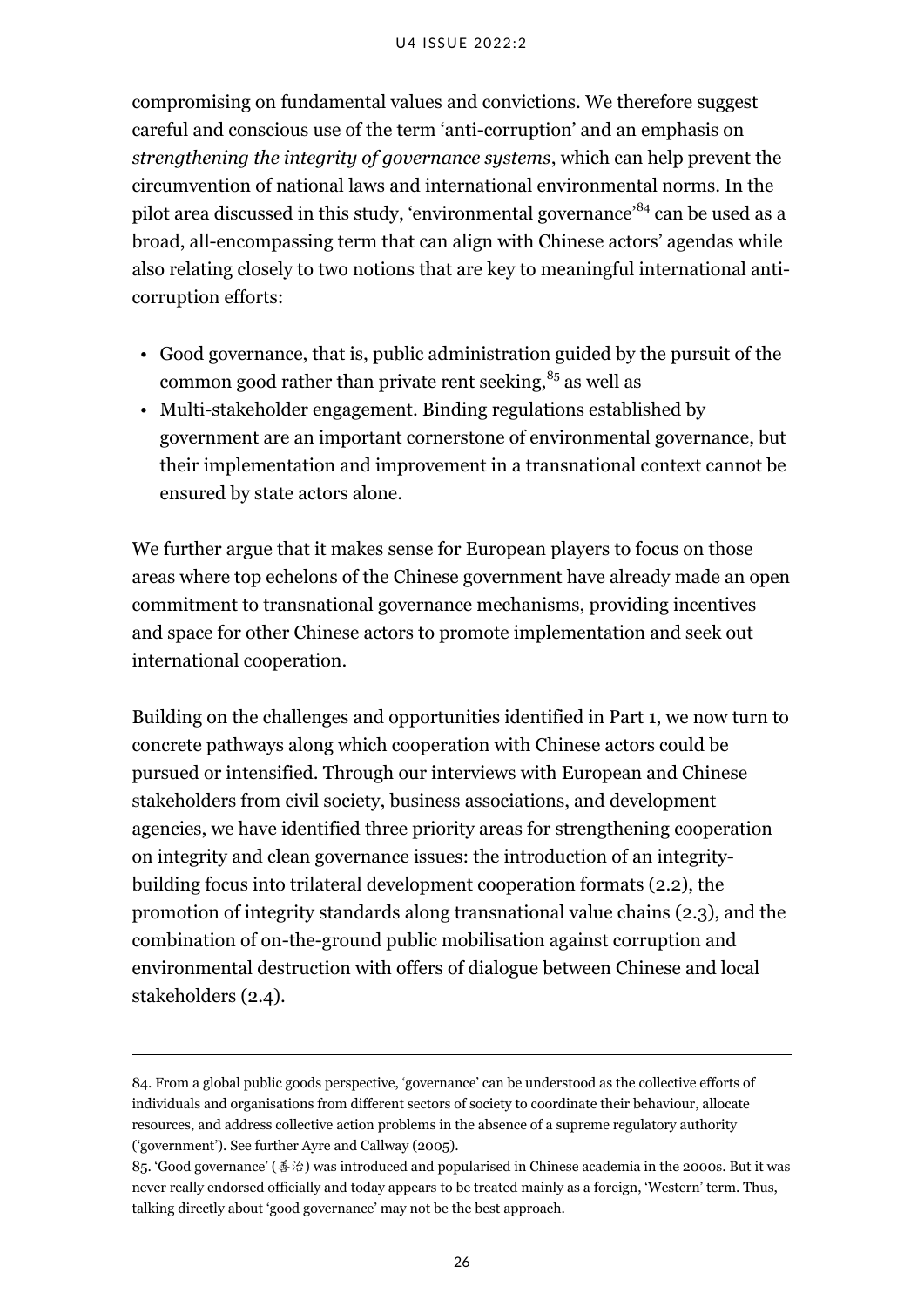compromising on fundamental values and convictions. We therefore suggest careful and conscious use of the term 'anti-corruption' and an emphasis on *strengthening the integrity of governance systems*, which can help prevent the circumvention of national laws and international environmental norms. In the pilot area discussed in this study, 'environmental governance'[84] can be used as a broad, all-encompassing term that can align with Chinese actors' agendas while also relating closely to two notions that are key to meaningful international anti-corruption efforts:

- Good governance, that is, public administration guided by the pursuit of the common good rather than private rent seeking,[85] as well as
- Multi-stakeholder engagement. Binding regulations established by government are an important cornerstone of environmental governance, but their implementation and improvement in a transnational context cannot be ensured by state actors alone.

We further argue that it makes sense for European players to focus on those areas where top echelons of the Chinese government have already made an open commitment to transnational governance mechanisms, providing incentives and space for other Chinese actors to promote implementation and seek out international cooperation.

Building on the challenges and opportunities identified in Part 1, we now turn to concrete pathways along which cooperation with Chinese actors could be pursued or intensified. Through our interviews with European and Chinese stakeholders from civil society, business associations, and development agencies, we have identified three priority areas for strengthening cooperation on integrity and clean governance issues: the introduction of an integrity-building focus into trilateral development cooperation formats (2.2), the promotion of integrity standards along transnational value chains (2.3), and the combination of on-the-ground public mobilisation against corruption and environmental destruction with offers of dialogue between Chinese and local stakeholders (2.4).

---

84. From a global public goods perspective, 'governance' can be understood as the collective efforts of individuals and organisations from different sectors of society to coordinate their behaviour, allocate resources, and address collective action problems in the absence of a supreme regulatory authority ('government'). See further Ayre and Callway (2005).

85. 'Good governance' (善治) was introduced and popularised in Chinese academia in the 2000s. But it was never really endorsed officially and today appears to be treated mainly as a foreign, 'Western' term. Thus, talking directly about 'good governance' may not be the best approach.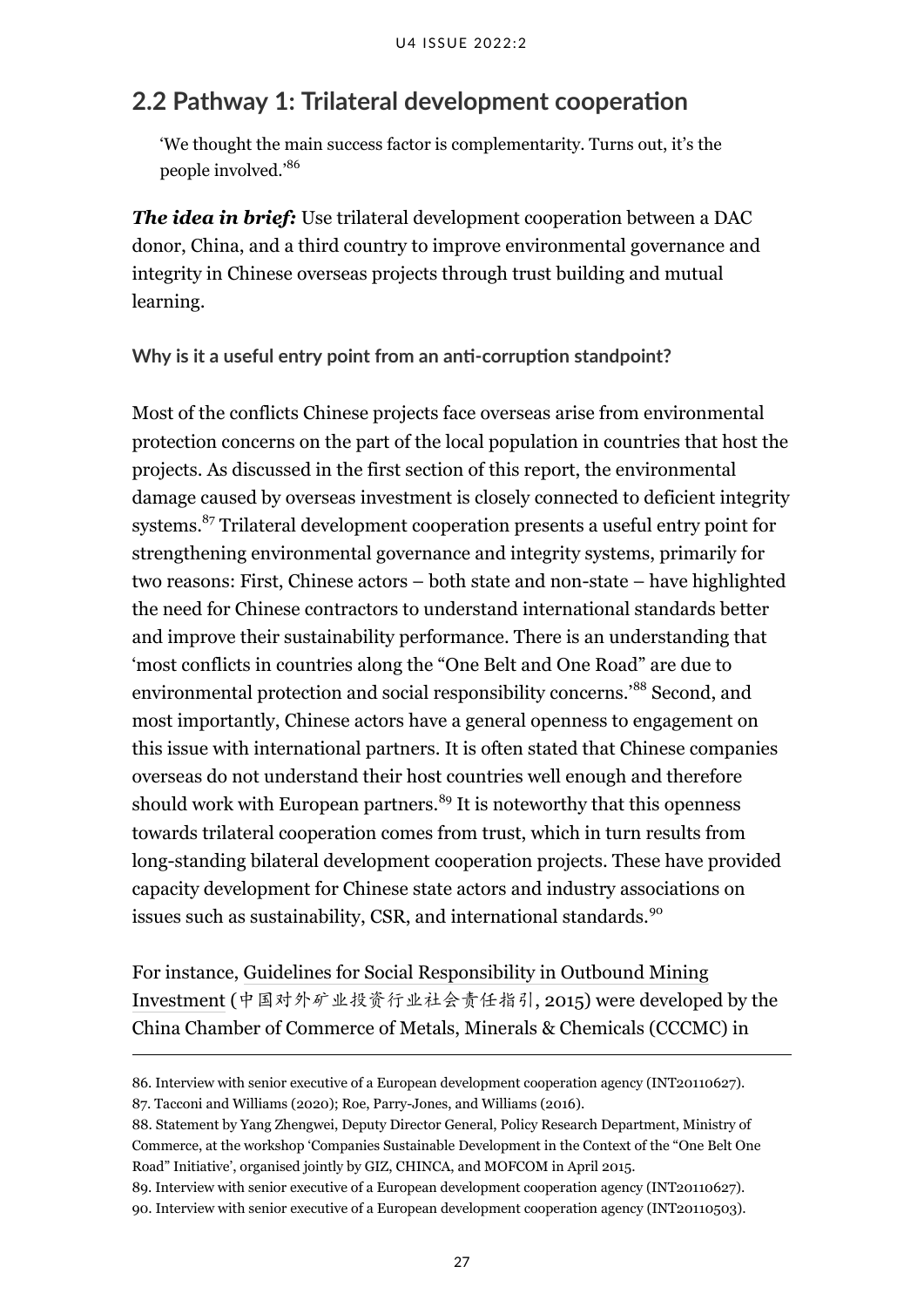## 2.2 Pathway 1: Trilateral development cooperation

> 'We thought the main success factor is complementarity. Turns out, it's the people involved.'[86]

***The idea in brief:*** Use trilateral development cooperation between a DAC donor, China, and a third country to improve environmental governance and integrity in Chinese overseas projects through trust building and mutual learning.

**Why is it a useful entry point from an anti-corruption standpoint?**

Most of the conflicts Chinese projects face overseas arise from environmental protection concerns on the part of the local population in countries that host the projects. As discussed in the first section of this report, the environmental damage caused by overseas investment is closely connected to deficient integrity systems.[87] Trilateral development cooperation presents a useful entry point for strengthening environmental governance and integrity systems, primarily for two reasons: First, Chinese actors – both state and non-state – have highlighted the need for Chinese contractors to understand international standards better and improve their sustainability performance. There is an understanding that 'most conflicts in countries along the "One Belt and One Road" are due to environmental protection and social responsibility concerns.'[88] Second, and most importantly, Chinese actors have a general openness to engagement on this issue with international partners. It is often stated that Chinese companies overseas do not understand their host countries well enough and therefore should work with European partners.[89] It is noteworthy that this openness towards trilateral cooperation comes from trust, which in turn results from long-standing bilateral development cooperation projects. These have provided capacity development for Chinese state actors and industry associations on issues such as sustainability, CSR, and international standards.[90]

For instance, Guidelines for Social Responsibility in Outbound Mining Investment (中国对外矿业投资行业社会责任指引, 2015) were developed by the China Chamber of Commerce of Metals, Minerals & Chemicals (CCCMC) in

---

86. Interview with senior executive of a European development cooperation agency (INT20110627).

87. Tacconi and Williams (2020); Roe, Parry-Jones, and Williams (2016).

88. Statement by Yang Zhengwei, Deputy Director General, Policy Research Department, Ministry of Commerce, at the workshop 'Companies Sustainable Development in the Context of the "One Belt One Road" Initiative', organised jointly by GIZ, CHINCA, and MOFCOM in April 2015.

89. Interview with senior executive of a European development cooperation agency (INT20110627).

90. Interview with senior executive of a European development cooperation agency (INT20110503).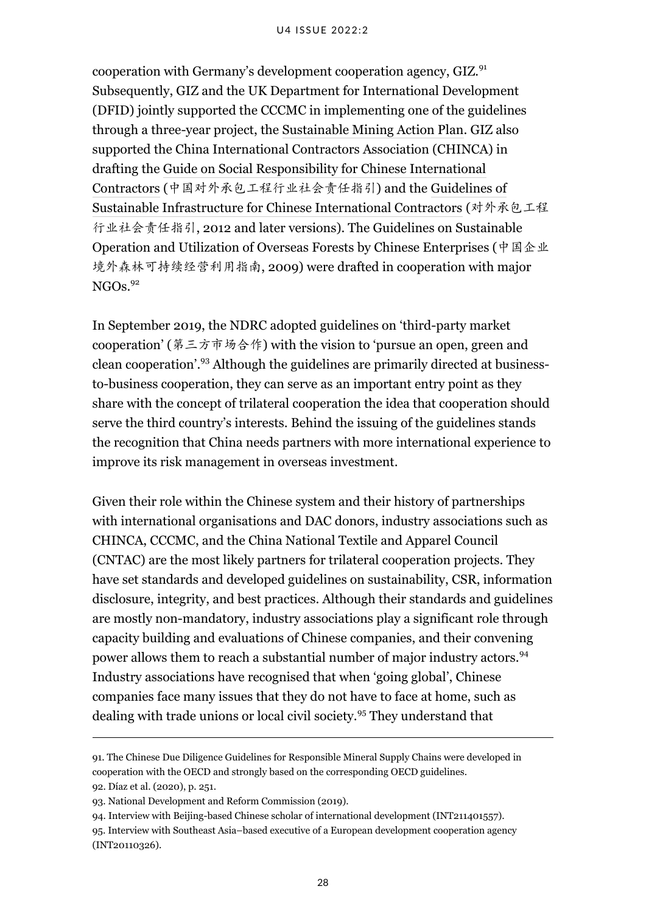cooperation with Germany's development cooperation agency, GIZ.[91] Subsequently, GIZ and the UK Department for International Development (DFID) jointly supported the CCCMC in implementing one of the guidelines through a three-year project, the Sustainable Mining Action Plan. GIZ also supported the China International Contractors Association (CHINCA) in drafting the Guide on Social Responsibility for Chinese International Contractors (中国对外承包工程行业社会责任指引) and the Guidelines of Sustainable Infrastructure for Chinese International Contractors (对外承包工程行业社会责任指引, 2012 and later versions). The Guidelines on Sustainable Operation and Utilization of Overseas Forests by Chinese Enterprises (中国企业境外森林可持续经营利用指南, 2009) were drafted in cooperation with major NGOs.[92]

In September 2019, the NDRC adopted guidelines on 'third-party market cooperation' (第三方市场合作) with the vision to 'pursue an open, green and clean cooperation'.[93] Although the guidelines are primarily directed at business-to-business cooperation, they can serve as an important entry point as they share with the concept of trilateral cooperation the idea that cooperation should serve the third country's interests. Behind the issuing of the guidelines stands the recognition that China needs partners with more international experience to improve its risk management in overseas investment.

Given their role within the Chinese system and their history of partnerships with international organisations and DAC donors, industry associations such as CHINCA, CCCMC, and the China National Textile and Apparel Council (CNTAC) are the most likely partners for trilateral cooperation projects. They have set standards and developed guidelines on sustainability, CSR, information disclosure, integrity, and best practices. Although their standards and guidelines are mostly non-mandatory, industry associations play a significant role through capacity building and evaluations of Chinese companies, and their convening power allows them to reach a substantial number of major industry actors.[94] Industry associations have recognised that when 'going global', Chinese companies face many issues that they do not have to face at home, such as dealing with trade unions or local civil society.[95] They understand that

---

91. The Chinese Due Diligence Guidelines for Responsible Mineral Supply Chains were developed in cooperation with the OECD and strongly based on the corresponding OECD guidelines.

92. Díaz et al. (2020), p. 251.

93. National Development and Reform Commission (2019).

94. Interview with Beijing-based Chinese scholar of international development (INT211401557).

95. Interview with Southeast Asia–based executive of a European development cooperation agency (INT20110326).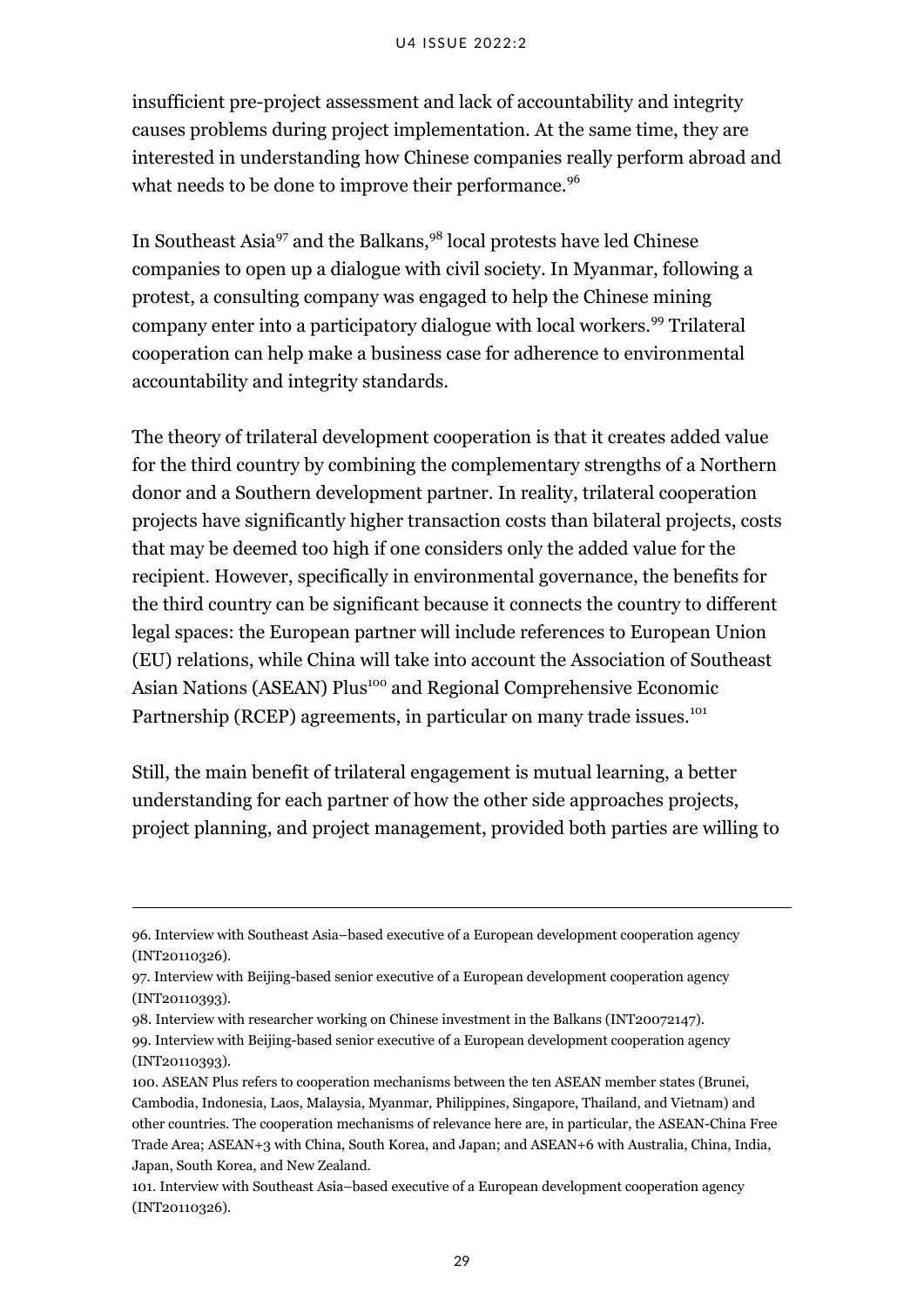insufficient pre-project assessment and lack of accountability and integrity causes problems during project implementation. At the same time, they are interested in understanding how Chinese companies really perform abroad and what needs to be done to improve their performance.[96]

In Southeast Asia[97] and the Balkans,[98] local protests have led Chinese companies to open up a dialogue with civil society. In Myanmar, following a protest, a consulting company was engaged to help the Chinese mining company enter into a participatory dialogue with local workers.[99] Trilateral cooperation can help make a business case for adherence to environmental accountability and integrity standards.

The theory of trilateral development cooperation is that it creates added value for the third country by combining the complementary strengths of a Northern donor and a Southern development partner. In reality, trilateral cooperation projects have significantly higher transaction costs than bilateral projects, costs that may be deemed too high if one considers only the added value for the recipient. However, specifically in environmental governance, the benefits for the third country can be significant because it connects the country to different legal spaces: the European partner will include references to European Union (EU) relations, while China will take into account the Association of Southeast Asian Nations (ASEAN) Plus[100] and Regional Comprehensive Economic Partnership (RCEP) agreements, in particular on many trade issues.[101]

Still, the main benefit of trilateral engagement is mutual learning, a better understanding for each partner of how the other side approaches projects, project planning, and project management, provided both parties are willing to

---

96. Interview with Southeast Asia–based executive of a European development cooperation agency (INT20110326).

97. Interview with Beijing-based senior executive of a European development cooperation agency (INT20110393).

98. Interview with researcher working on Chinese investment in the Balkans (INT20072147).

99. Interview with Beijing-based senior executive of a European development cooperation agency (INT20110393).

100. ASEAN Plus refers to cooperation mechanisms between the ten ASEAN member states (Brunei, Cambodia, Indonesia, Laos, Malaysia, Myanmar, Philippines, Singapore, Thailand, and Vietnam) and other countries. The cooperation mechanisms of relevance here are, in particular, the ASEAN-China Free Trade Area; ASEAN+3 with China, South Korea, and Japan; and ASEAN+6 with Australia, China, India, Japan, South Korea, and New Zealand.

101. Interview with Southeast Asia–based executive of a European development cooperation agency (INT20110326).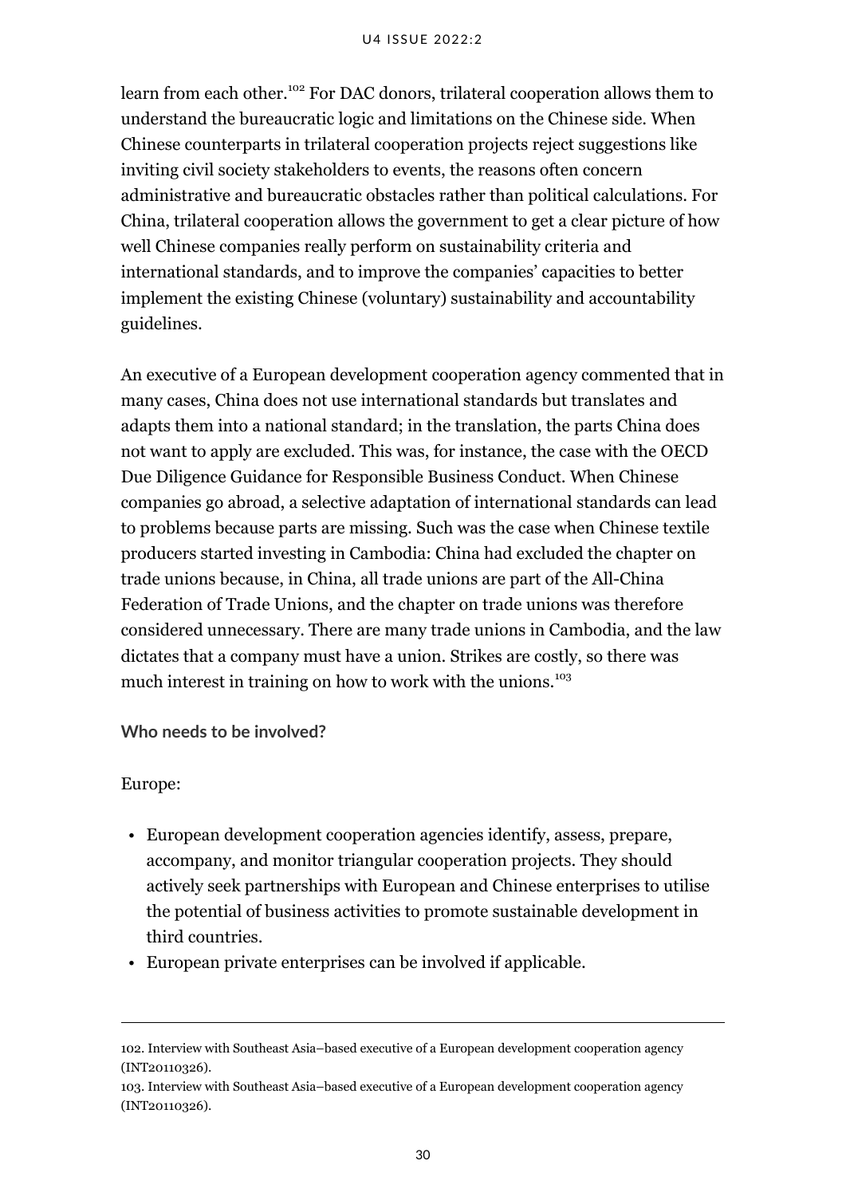learn from each other.[102] For DAC donors, trilateral cooperation allows them to understand the bureaucratic logic and limitations on the Chinese side. When Chinese counterparts in trilateral cooperation projects reject suggestions like inviting civil society stakeholders to events, the reasons often concern administrative and bureaucratic obstacles rather than political calculations. For China, trilateral cooperation allows the government to get a clear picture of how well Chinese companies really perform on sustainability criteria and international standards, and to improve the companies' capacities to better implement the existing Chinese (voluntary) sustainability and accountability guidelines.

An executive of a European development cooperation agency commented that in many cases, China does not use international standards but translates and adapts them into a national standard; in the translation, the parts China does not want to apply are excluded. This was, for instance, the case with the OECD Due Diligence Guidance for Responsible Business Conduct. When Chinese companies go abroad, a selective adaptation of international standards can lead to problems because parts are missing. Such was the case when Chinese textile producers started investing in Cambodia: China had excluded the chapter on trade unions because, in China, all trade unions are part of the All-China Federation of Trade Unions, and the chapter on trade unions was therefore considered unnecessary. There are many trade unions in Cambodia, and the law dictates that a company must have a union. Strikes are costly, so there was much interest in training on how to work with the unions.[103]

**Who needs to be involved?**

Europe:

- European development cooperation agencies identify, assess, prepare, accompany, and monitor triangular cooperation projects. They should actively seek partnerships with European and Chinese enterprises to utilise the potential of business activities to promote sustainable development in third countries.
- European private enterprises can be involved if applicable.

---

102. Interview with Southeast Asia–based executive of a European development cooperation agency (INT20110326).

103. Interview with Southeast Asia–based executive of a European development cooperation agency (INT20110326).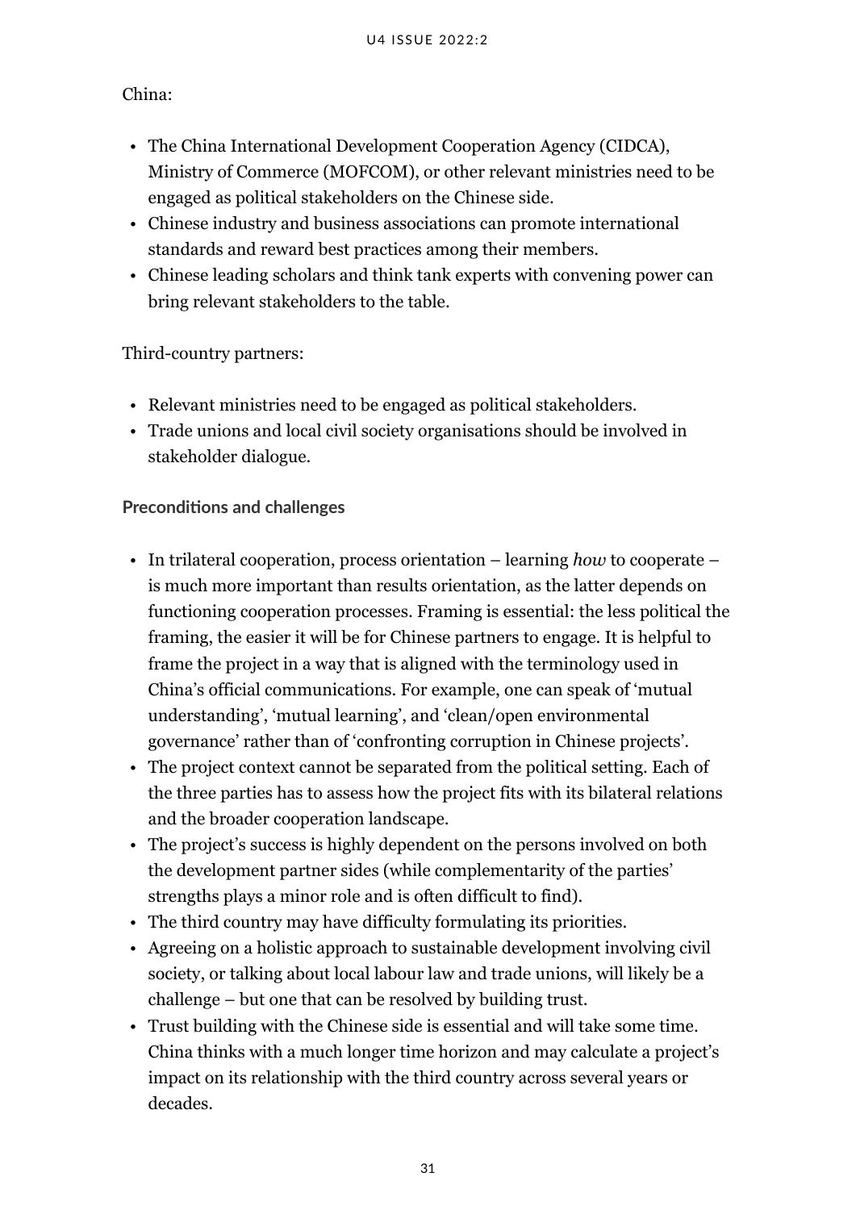China:

- The China International Development Cooperation Agency (CIDCA), Ministry of Commerce (MOFCOM), or other relevant ministries need to be engaged as political stakeholders on the Chinese side.
- Chinese industry and business associations can promote international standards and reward best practices among their members.
- Chinese leading scholars and think tank experts with convening power can bring relevant stakeholders to the table.

Third-country partners:

- Relevant ministries need to be engaged as political stakeholders.
- Trade unions and local civil society organisations should be involved in stakeholder dialogue.

**Preconditions and challenges**

- In trilateral cooperation, process orientation – learning *how* to cooperate – is much more important than results orientation, as the latter depends on functioning cooperation processes. Framing is essential: the less political the framing, the easier it will be for Chinese partners to engage. It is helpful to frame the project in a way that is aligned with the terminology used in China's official communications. For example, one can speak of 'mutual understanding', 'mutual learning', and 'clean/open environmental governance' rather than of 'confronting corruption in Chinese projects'.
- The project context cannot be separated from the political setting. Each of the three parties has to assess how the project fits with its bilateral relations and the broader cooperation landscape.
- The project's success is highly dependent on the persons involved on both the development partner sides (while complementarity of the parties' strengths plays a minor role and is often difficult to find).
- The third country may have difficulty formulating its priorities.
- Agreeing on a holistic approach to sustainable development involving civil society, or talking about local labour law and trade unions, will likely be a challenge – but one that can be resolved by building trust.
- Trust building with the Chinese side is essential and will take some time. China thinks with a much longer time horizon and may calculate a project's impact on its relationship with the third country across several years or decades.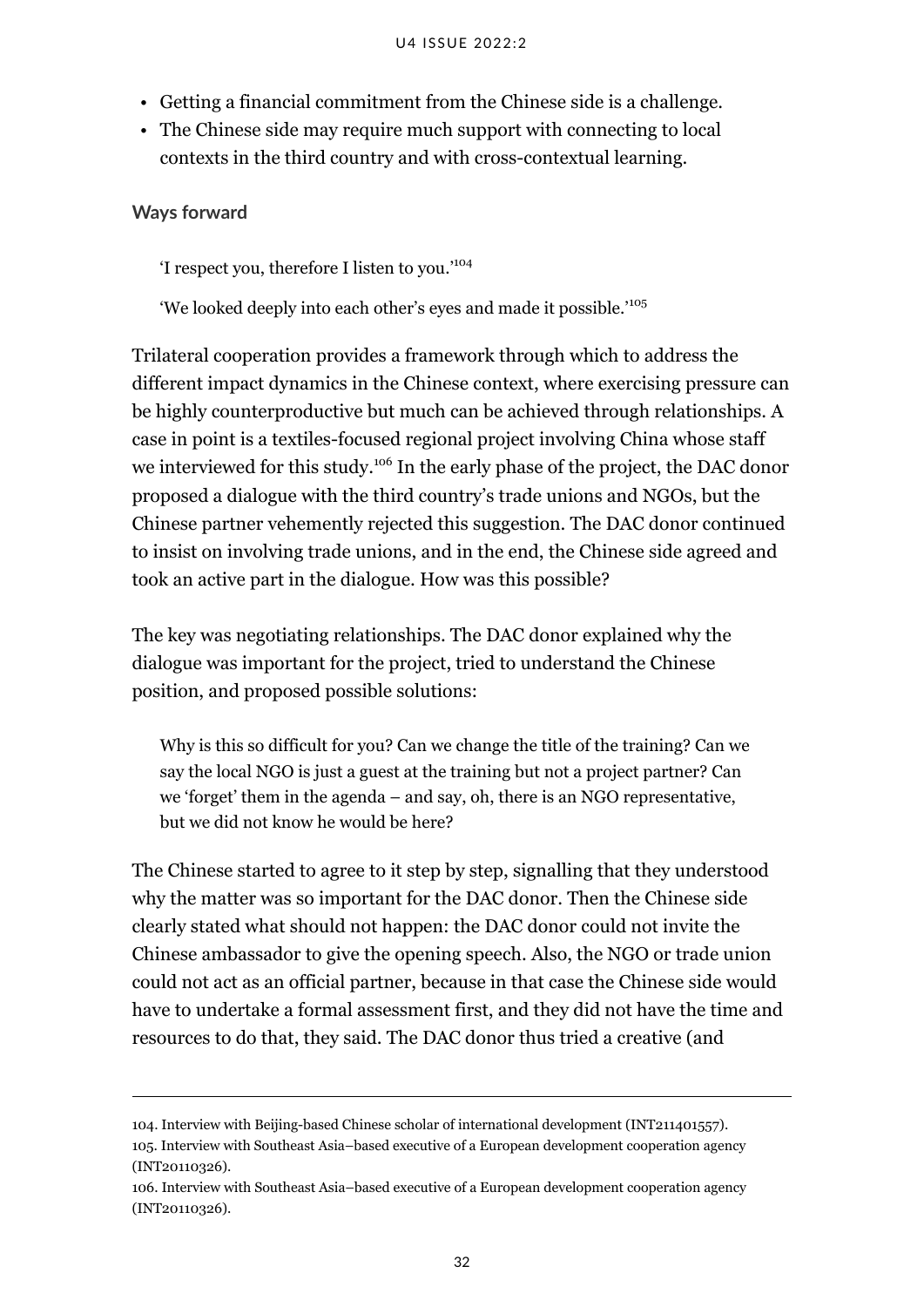- Getting a financial commitment from the Chinese side is a challenge.
- The Chinese side may require much support with connecting to local contexts in the third country and with cross-contextual learning.

**Ways forward**

> 'I respect you, therefore I listen to you.'[104]
>
> 'We looked deeply into each other's eyes and made it possible.'[105]

Trilateral cooperation provides a framework through which to address the different impact dynamics in the Chinese context, where exercising pressure can be highly counterproductive but much can be achieved through relationships. A case in point is a textiles-focused regional project involving China whose staff we interviewed for this study.[106] In the early phase of the project, the DAC donor proposed a dialogue with the third country's trade unions and NGOs, but the Chinese partner vehemently rejected this suggestion. The DAC donor continued to insist on involving trade unions, and in the end, the Chinese side agreed and took an active part in the dialogue. How was this possible?

The key was negotiating relationships. The DAC donor explained why the dialogue was important for the project, tried to understand the Chinese position, and proposed possible solutions:

> Why is this so difficult for you? Can we change the title of the training? Can we say the local NGO is just a guest at the training but not a project partner? Can we 'forget' them in the agenda – and say, oh, there is an NGO representative, but we did not know he would be here?

The Chinese started to agree to it step by step, signalling that they understood why the matter was so important for the DAC donor. Then the Chinese side clearly stated what should not happen: the DAC donor could not invite the Chinese ambassador to give the opening speech. Also, the NGO or trade union could not act as an official partner, because in that case the Chinese side would have to undertake a formal assessment first, and they did not have the time and resources to do that, they said. The DAC donor thus tried a creative (and

---

104. Interview with Beijing-based Chinese scholar of international development (INT211401557).

105. Interview with Southeast Asia–based executive of a European development cooperation agency (INT20110326).

106. Interview with Southeast Asia–based executive of a European development cooperation agency (INT20110326).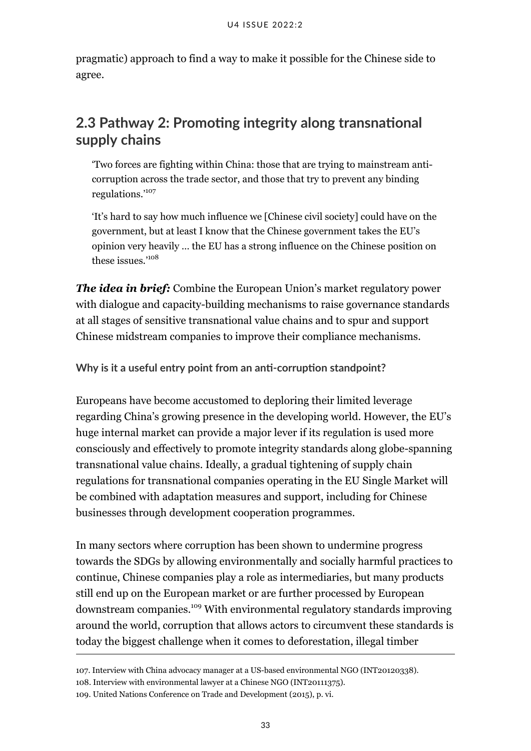pragmatic) approach to find a way to make it possible for the Chinese side to agree.

## 2.3 Pathway 2: Promoting integrity along transnational supply chains

> 'Two forces are fighting within China: those that are trying to mainstream anti-corruption across the trade sector, and those that try to prevent any binding regulations.'[107]

> 'It's hard to say how much influence we [Chinese civil society] could have on the government, but at least I know that the Chinese government takes the EU's opinion very heavily ... the EU has a strong influence on the Chinese position on these issues.'[108]

***The idea in brief:*** Combine the European Union's market regulatory power with dialogue and capacity-building mechanisms to raise governance standards at all stages of sensitive transnational value chains and to spur and support Chinese midstream companies to improve their compliance mechanisms.

**Why is it a useful entry point from an anti-corruption standpoint?**

Europeans have become accustomed to deploring their limited leverage regarding China's growing presence in the developing world. However, the EU's huge internal market can provide a major lever if its regulation is used more consciously and effectively to promote integrity standards along globe-spanning transnational value chains. Ideally, a gradual tightening of supply chain regulations for transnational companies operating in the EU Single Market will be combined with adaptation measures and support, including for Chinese businesses through development cooperation programmes.

In many sectors where corruption has been shown to undermine progress towards the SDGs by allowing environmentally and socially harmful practices to continue, Chinese companies play a role as intermediaries, but many products still end up on the European market or are further processed by European downstream companies.[109] With environmental regulatory standards improving around the world, corruption that allows actors to circumvent these standards is today the biggest challenge when it comes to deforestation, illegal timber

107. Interview with China advocacy manager at a US-based environmental NGO (INT20120338).

108. Interview with environmental lawyer at a Chinese NGO (INT20111375).

109. United Nations Conference on Trade and Development (2015), p. vi.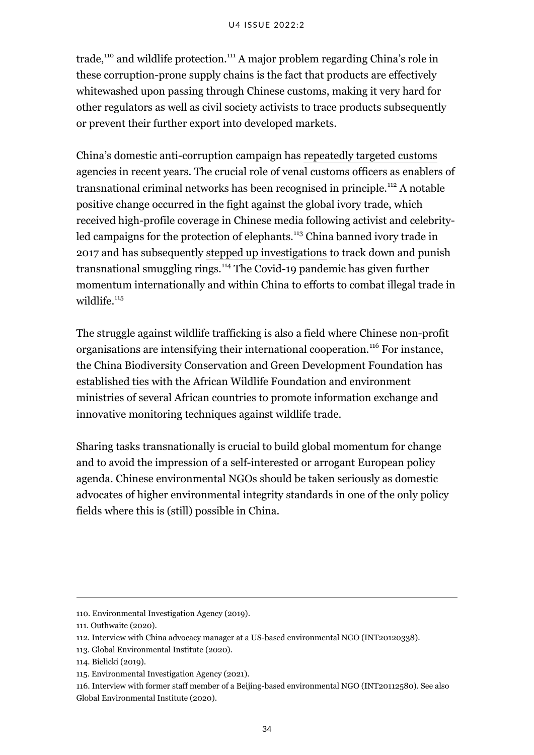trade,[110] and wildlife protection.[111] A major problem regarding China's role in these corruption-prone supply chains is the fact that products are effectively whitewashed upon passing through Chinese customs, making it very hard for other regulators as well as civil society activists to trace products subsequently or prevent their further export into developed markets.

China's domestic anti-corruption campaign has repeatedly targeted customs agencies in recent years. The crucial role of venal customs officers as enablers of transnational criminal networks has been recognised in principle.[112] A notable positive change occurred in the fight against the global ivory trade, which received high-profile coverage in Chinese media following activist and celebrity-led campaigns for the protection of elephants.[113] China banned ivory trade in 2017 and has subsequently stepped up investigations to track down and punish transnational smuggling rings.[114] The Covid-19 pandemic has given further momentum internationally and within China to efforts to combat illegal trade in wildlife.[115]

The struggle against wildlife trafficking is also a field where Chinese non-profit organisations are intensifying their international cooperation.[116] For instance, the China Biodiversity Conservation and Green Development Foundation has established ties with the African Wildlife Foundation and environment ministries of several African countries to promote information exchange and innovative monitoring techniques against wildlife trade.

Sharing tasks transnationally is crucial to build global momentum for change and to avoid the impression of a self-interested or arrogant European policy agenda. Chinese environmental NGOs should be taken seriously as domestic advocates of higher environmental integrity standards in one of the only policy fields where this is (still) possible in China.

---

110. Environmental Investigation Agency (2019).

111. Outhwaite (2020).

112. Interview with China advocacy manager at a US-based environmental NGO (INT20120338).

113. Global Environmental Institute (2020).

114. Bielicki (2019).

115. Environmental Investigation Agency (2021).

116. Interview with former staff member of a Beijing-based environmental NGO (INT20112580). See also Global Environmental Institute (2020).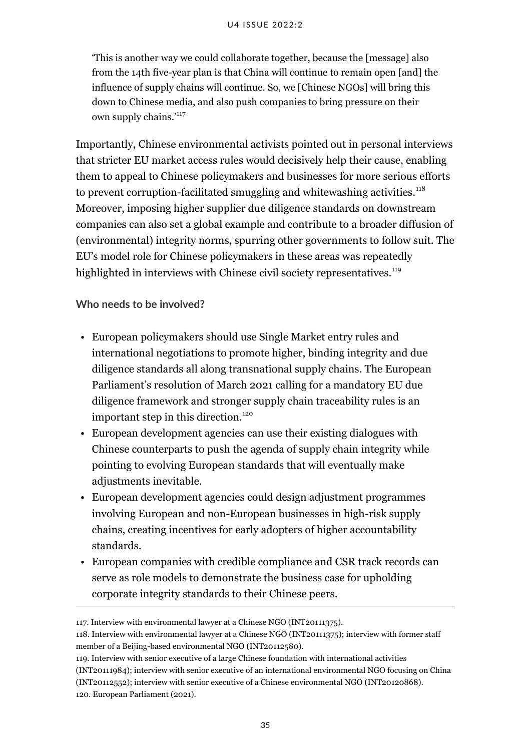> 'This is another way we could collaborate together, because the [message] also from the 14th five-year plan is that China will continue to remain open [and] the influence of supply chains will continue. So, we [Chinese NGOs] will bring this down to Chinese media, and also push companies to bring pressure on their own supply chains.'[117]

Importantly, Chinese environmental activists pointed out in personal interviews that stricter EU market access rules would decisively help their cause, enabling them to appeal to Chinese policymakers and businesses for more serious efforts to prevent corruption-facilitated smuggling and whitewashing activities.[118] Moreover, imposing higher supplier due diligence standards on downstream companies can also set a global example and contribute to a broader diffusion of (environmental) integrity norms, spurring other governments to follow suit. The EU's model role for Chinese policymakers in these areas was repeatedly highlighted in interviews with Chinese civil society representatives.[119]

**Who needs to be involved?**

- European policymakers should use Single Market entry rules and international negotiations to promote higher, binding integrity and due diligence standards all along transnational supply chains. The European Parliament's resolution of March 2021 calling for a mandatory EU due diligence framework and stronger supply chain traceability rules is an important step in this direction.[120]
- European development agencies can use their existing dialogues with Chinese counterparts to push the agenda of supply chain integrity while pointing to evolving European standards that will eventually make adjustments inevitable.
- European development agencies could design adjustment programmes involving European and non-European businesses in high-risk supply chains, creating incentives for early adopters of higher accountability standards.
- European companies with credible compliance and CSR track records can serve as role models to demonstrate the business case for upholding corporate integrity standards to their Chinese peers.

---

117. Interview with environmental lawyer at a Chinese NGO (INT20111375).

118. Interview with environmental lawyer at a Chinese NGO (INT20111375); interview with former staff member of a Beijing-based environmental NGO (INT20112580).

119. Interview with senior executive of a large Chinese foundation with international activities (INT20111984); interview with senior executive of an international environmental NGO focusing on China (INT20112552); interview with senior executive of a Chinese environmental NGO (INT20120868).

120. European Parliament (2021).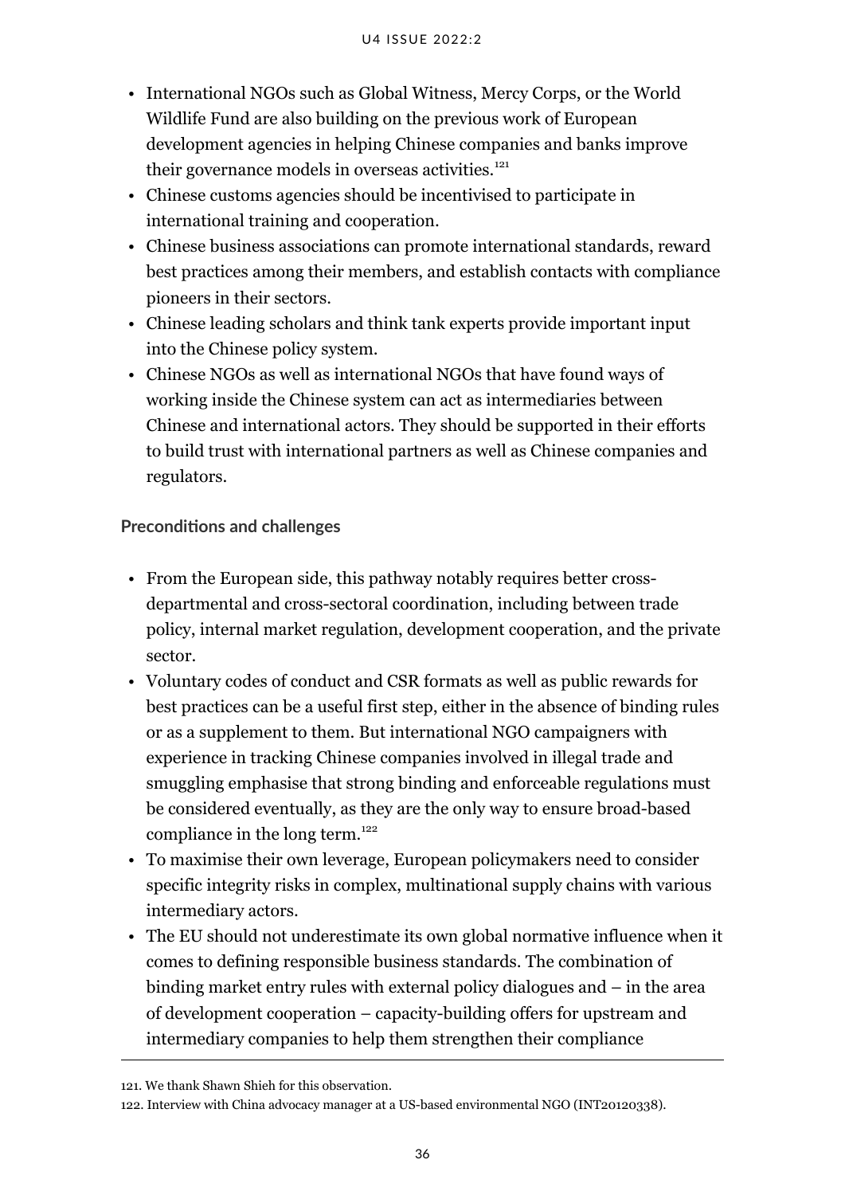- International NGOs such as Global Witness, Mercy Corps, or the World Wildlife Fund are also building on the previous work of European development agencies in helping Chinese companies and banks improve their governance models in overseas activities.[121]
- Chinese customs agencies should be incentivised to participate in international training and cooperation.
- Chinese business associations can promote international standards, reward best practices among their members, and establish contacts with compliance pioneers in their sectors.
- Chinese leading scholars and think tank experts provide important input into the Chinese policy system.
- Chinese NGOs as well as international NGOs that have found ways of working inside the Chinese system can act as intermediaries between Chinese and international actors. They should be supported in their efforts to build trust with international partners as well as Chinese companies and regulators.

**Preconditions and challenges**

- From the European side, this pathway notably requires better cross-departmental and cross-sectoral coordination, including between trade policy, internal market regulation, development cooperation, and the private sector.
- Voluntary codes of conduct and CSR formats as well as public rewards for best practices can be a useful first step, either in the absence of binding rules or as a supplement to them. But international NGO campaigners with experience in tracking Chinese companies involved in illegal trade and smuggling emphasise that strong binding and enforceable regulations must be considered eventually, as they are the only way to ensure broad-based compliance in the long term.[122]
- To maximise their own leverage, European policymakers need to consider specific integrity risks in complex, multinational supply chains with various intermediary actors.
- The EU should not underestimate its own global normative influence when it comes to defining responsible business standards. The combination of binding market entry rules with external policy dialogues and – in the area of development cooperation – capacity-building offers for upstream and intermediary companies to help them strengthen their compliance

---

121. We thank Shawn Shieh for this observation.

122. Interview with China advocacy manager at a US-based environmental NGO (INT20120338).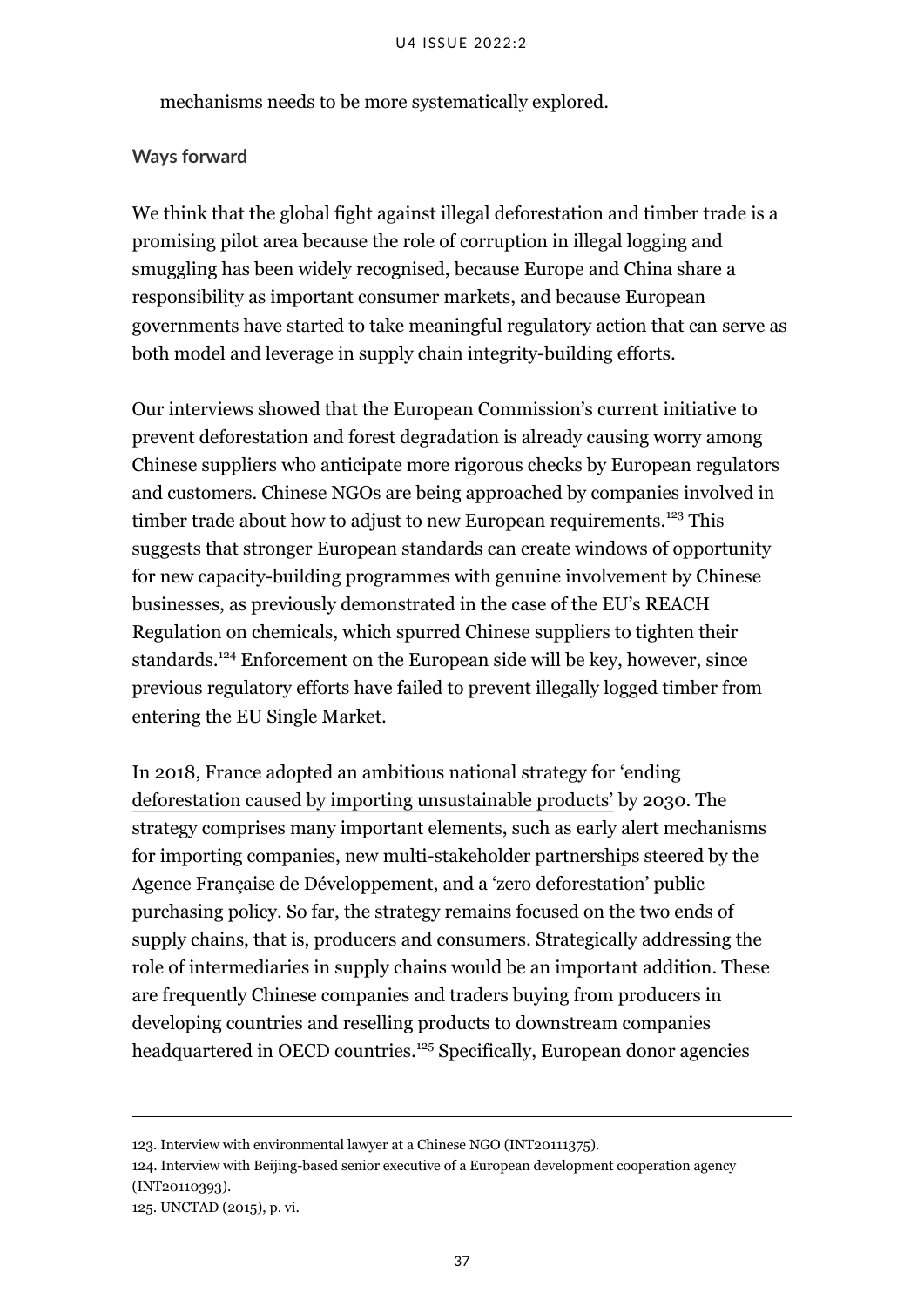mechanisms needs to be more systematically explored.

**Ways forward**

We think that the global fight against illegal deforestation and timber trade is a promising pilot area because the role of corruption in illegal logging and smuggling has been widely recognised, because Europe and China share a responsibility as important consumer markets, and because European governments have started to take meaningful regulatory action that can serve as both model and leverage in supply chain integrity-building efforts.

Our interviews showed that the European Commission's current initiative to prevent deforestation and forest degradation is already causing worry among Chinese suppliers who anticipate more rigorous checks by European regulators and customers. Chinese NGOs are being approached by companies involved in timber trade about how to adjust to new European requirements.[123] This suggests that stronger European standards can create windows of opportunity for new capacity-building programmes with genuine involvement by Chinese businesses, as previously demonstrated in the case of the EU's REACH Regulation on chemicals, which spurred Chinese suppliers to tighten their standards.[124] Enforcement on the European side will be key, however, since previous regulatory efforts have failed to prevent illegally logged timber from entering the EU Single Market.

In 2018, France adopted an ambitious national strategy for 'ending deforestation caused by importing unsustainable products' by 2030. The strategy comprises many important elements, such as early alert mechanisms for importing companies, new multi-stakeholder partnerships steered by the Agence Française de Développement, and a 'zero deforestation' public purchasing policy. So far, the strategy remains focused on the two ends of supply chains, that is, producers and consumers. Strategically addressing the role of intermediaries in supply chains would be an important addition. These are frequently Chinese companies and traders buying from producers in developing countries and reselling products to downstream companies headquartered in OECD countries.[125] Specifically, European donor agencies

---

123. Interview with environmental lawyer at a Chinese NGO (INT20111375).

124. Interview with Beijing-based senior executive of a European development cooperation agency (INT20110393).

125. UNCTAD (2015), p. vi.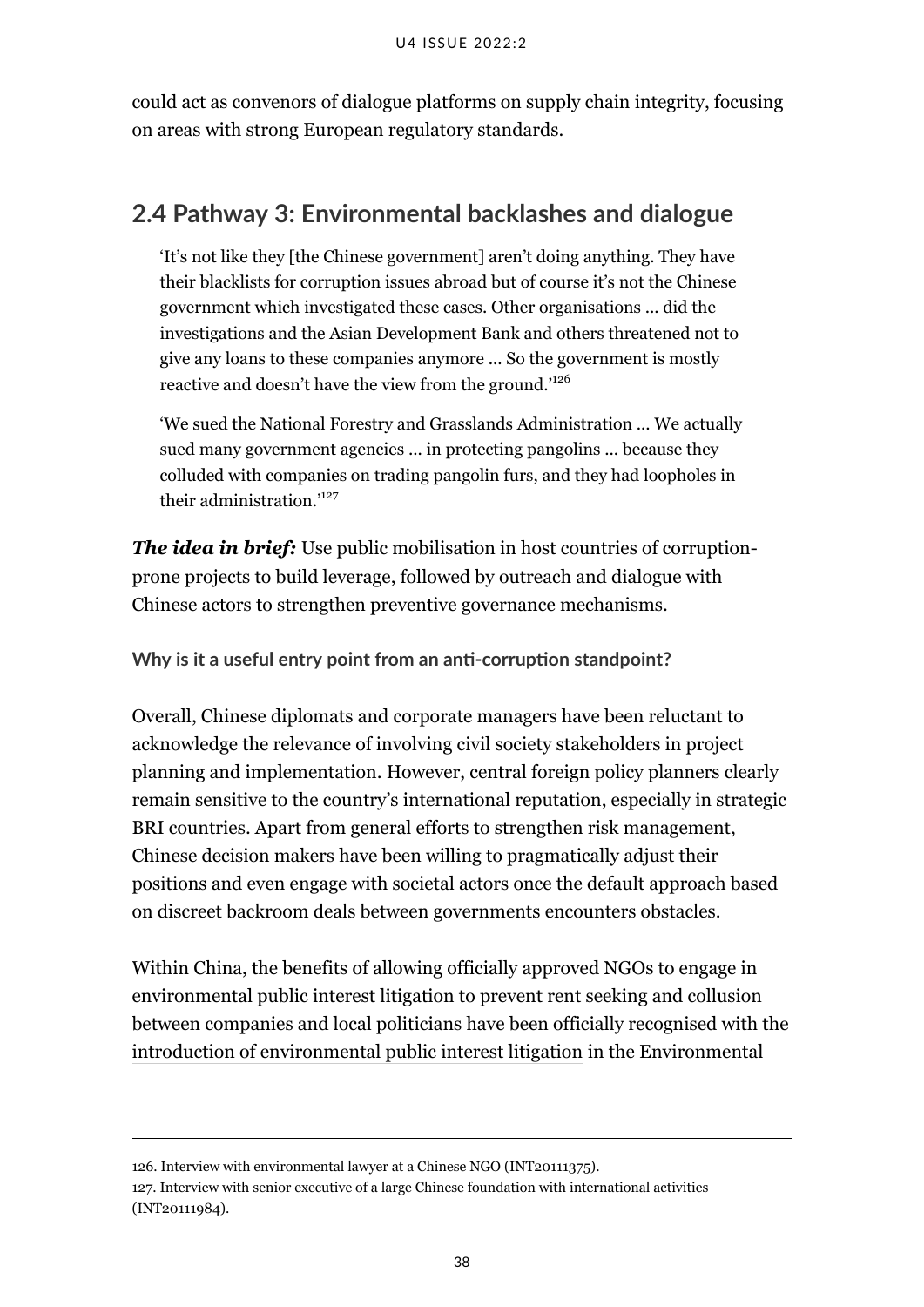could act as convenors of dialogue platforms on supply chain integrity, focusing on areas with strong European regulatory standards.

## 2.4 Pathway 3: Environmental backlashes and dialogue

> 'It's not like they [the Chinese government] aren't doing anything. They have their blacklists for corruption issues abroad but of course it's not the Chinese government which investigated these cases. Other organisations ... did the investigations and the Asian Development Bank and others threatened not to give any loans to these companies anymore ... So the government is mostly reactive and doesn't have the view from the ground.'[126]

> 'We sued the National Forestry and Grasslands Administration ... We actually sued many government agencies ... in protecting pangolins ... because they colluded with companies on trading pangolin furs, and they had loopholes in their administration.'[127]

***The idea in brief:*** Use public mobilisation in host countries of corruption-prone projects to build leverage, followed by outreach and dialogue with Chinese actors to strengthen preventive governance mechanisms.

**Why is it a useful entry point from an anti-corruption standpoint?**

Overall, Chinese diplomats and corporate managers have been reluctant to acknowledge the relevance of involving civil society stakeholders in project planning and implementation. However, central foreign policy planners clearly remain sensitive to the country's international reputation, especially in strategic BRI countries. Apart from general efforts to strengthen risk management, Chinese decision makers have been willing to pragmatically adjust their positions and even engage with societal actors once the default approach based on discreet backroom deals between governments encounters obstacles.

Within China, the benefits of allowing officially approved NGOs to engage in environmental public interest litigation to prevent rent seeking and collusion between companies and local politicians have been officially recognised with the introduction of environmental public interest litigation in the Environmental

---

126. Interview with environmental lawyer at a Chinese NGO (INT20111375).

127. Interview with senior executive of a large Chinese foundation with international activities (INT20111984).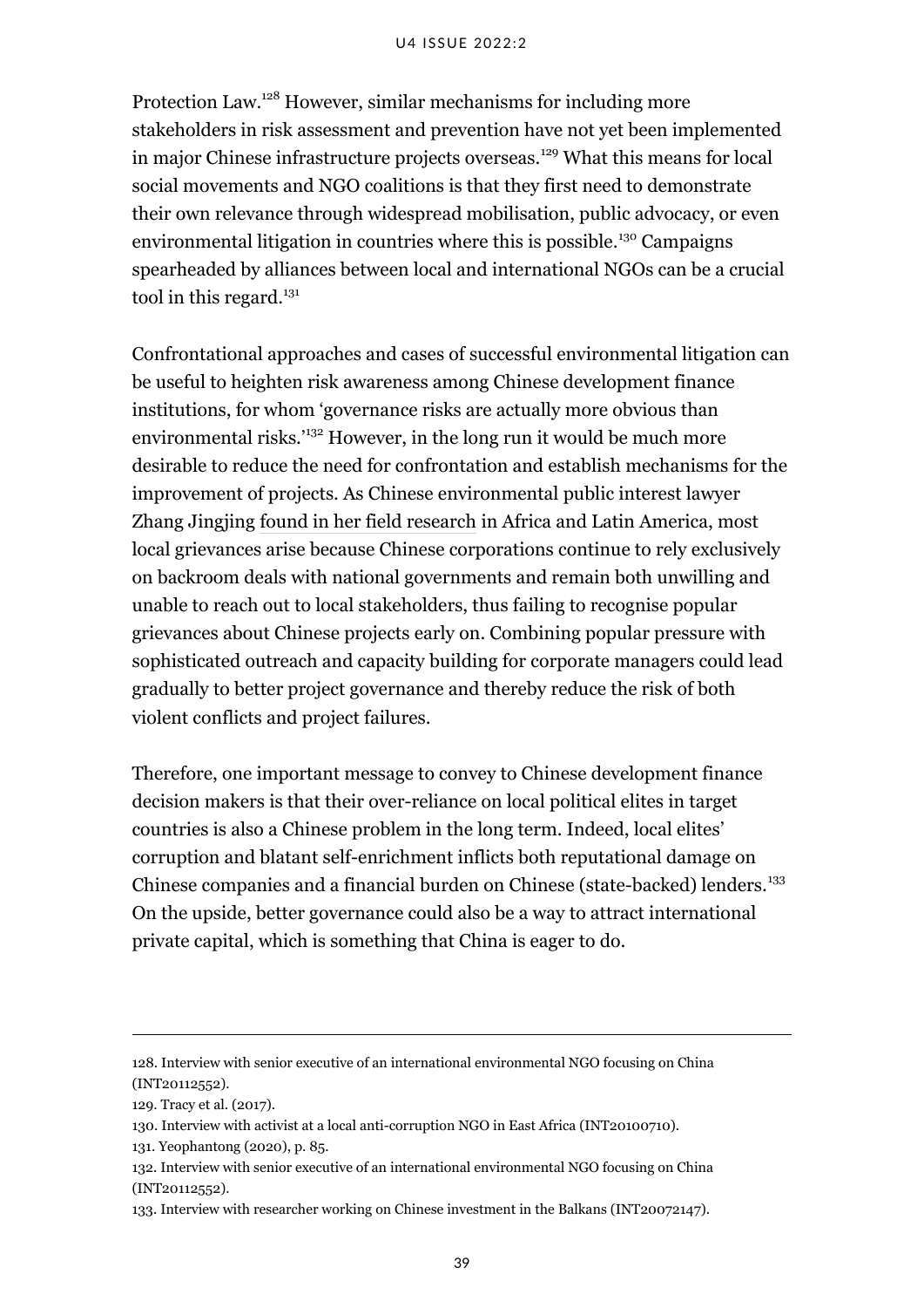Protection Law.[128] However, similar mechanisms for including more stakeholders in risk assessment and prevention have not yet been implemented in major Chinese infrastructure projects overseas.[129] What this means for local social movements and NGO coalitions is that they first need to demonstrate their own relevance through widespread mobilisation, public advocacy, or even environmental litigation in countries where this is possible.[130] Campaigns spearheaded by alliances between local and international NGOs can be a crucial tool in this regard.[131]

Confrontational approaches and cases of successful environmental litigation can be useful to heighten risk awareness among Chinese development finance institutions, for whom 'governance risks are actually more obvious than environmental risks.'[132] However, in the long run it would be much more desirable to reduce the need for confrontation and establish mechanisms for the improvement of projects. As Chinese environmental public interest lawyer Zhang Jingjing found in her field research in Africa and Latin America, most local grievances arise because Chinese corporations continue to rely exclusively on backroom deals with national governments and remain both unwilling and unable to reach out to local stakeholders, thus failing to recognise popular grievances about Chinese projects early on. Combining popular pressure with sophisticated outreach and capacity building for corporate managers could lead gradually to better project governance and thereby reduce the risk of both violent conflicts and project failures.

Therefore, one important message to convey to Chinese development finance decision makers is that their over-reliance on local political elites in target countries is also a Chinese problem in the long term. Indeed, local elites' corruption and blatant self-enrichment inflicts both reputational damage on Chinese companies and a financial burden on Chinese (state-backed) lenders.[133] On the upside, better governance could also be a way to attract international private capital, which is something that China is eager to do.

---

128. Interview with senior executive of an international environmental NGO focusing on China (INT20112552).

129. Tracy et al. (2017).

130. Interview with activist at a local anti-corruption NGO in East Africa (INT20100710).

131. Yeophantong (2020), p. 85.

132. Interview with senior executive of an international environmental NGO focusing on China (INT20112552).

133. Interview with researcher working on Chinese investment in the Balkans (INT20072147).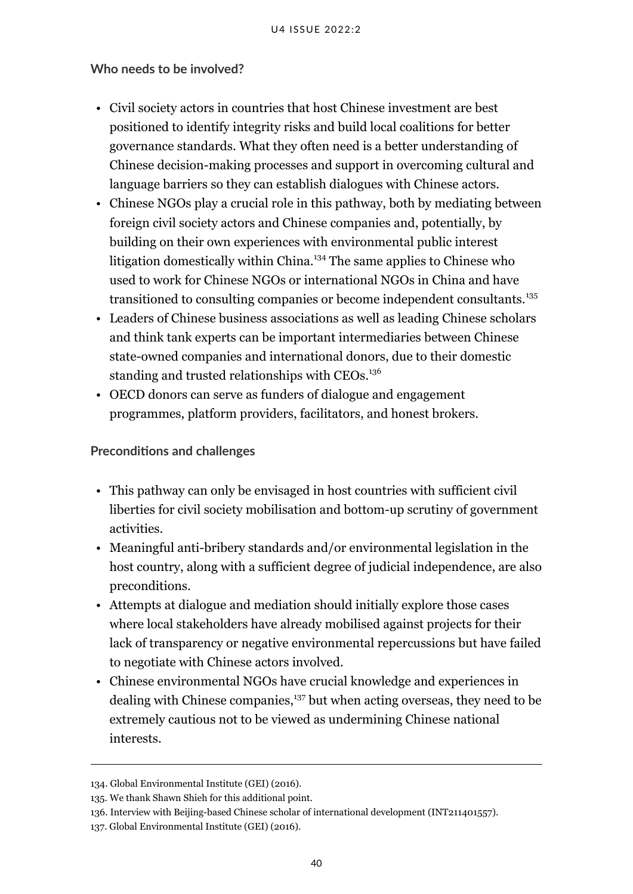**Who needs to be involved?**

- Civil society actors in countries that host Chinese investment are best positioned to identify integrity risks and build local coalitions for better governance standards. What they often need is a better understanding of Chinese decision-making processes and support in overcoming cultural and language barriers so they can establish dialogues with Chinese actors.
- Chinese NGOs play a crucial role in this pathway, both by mediating between foreign civil society actors and Chinese companies and, potentially, by building on their own experiences with environmental public interest litigation domestically within China.[134] The same applies to Chinese who used to work for Chinese NGOs or international NGOs in China and have transitioned to consulting companies or become independent consultants.[135]
- Leaders of Chinese business associations as well as leading Chinese scholars and think tank experts can be important intermediaries between Chinese state-owned companies and international donors, due to their domestic standing and trusted relationships with CEOs.[136]
- OECD donors can serve as funders of dialogue and engagement programmes, platform providers, facilitators, and honest brokers.

**Preconditions and challenges**

- This pathway can only be envisaged in host countries with sufficient civil liberties for civil society mobilisation and bottom-up scrutiny of government activities.
- Meaningful anti-bribery standards and/or environmental legislation in the host country, along with a sufficient degree of judicial independence, are also preconditions.
- Attempts at dialogue and mediation should initially explore those cases where local stakeholders have already mobilised against projects for their lack of transparency or negative environmental repercussions but have failed to negotiate with Chinese actors involved.
- Chinese environmental NGOs have crucial knowledge and experiences in dealing with Chinese companies,[137] but when acting overseas, they need to be extremely cautious not to be viewed as undermining Chinese national interests.

---

134. Global Environmental Institute (GEI) (2016).
135. We thank Shawn Shieh for this additional point.
136. Interview with Beijing-based Chinese scholar of international development (INT211401557).
137. Global Environmental Institute (GEI) (2016).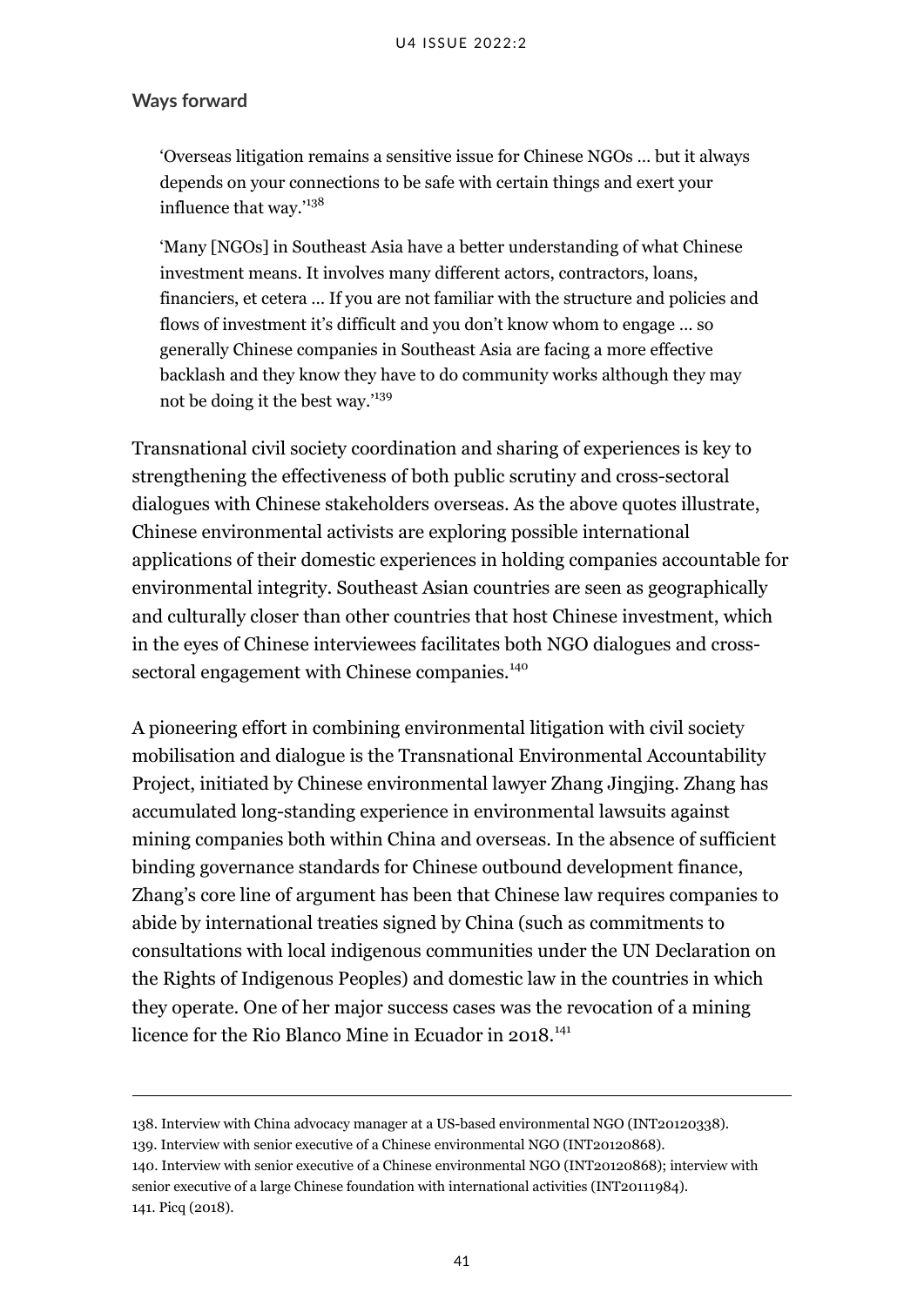### Ways forward

> 'Overseas litigation remains a sensitive issue for Chinese NGOs … but it always depends on your connections to be safe with certain things and exert your influence that way.'[138]

> 'Many [NGOs] in Southeast Asia have a better understanding of what Chinese investment means. It involves many different actors, contractors, loans, financiers, et cetera … If you are not familiar with the structure and policies and flows of investment it's difficult and you don't know whom to engage … so generally Chinese companies in Southeast Asia are facing a more effective backlash and they know they have to do community works although they may not be doing it the best way.'[139]

Transnational civil society coordination and sharing of experiences is key to strengthening the effectiveness of both public scrutiny and cross-sectoral dialogues with Chinese stakeholders overseas. As the above quotes illustrate, Chinese environmental activists are exploring possible international applications of their domestic experiences in holding companies accountable for environmental integrity. Southeast Asian countries are seen as geographically and culturally closer than other countries that host Chinese investment, which in the eyes of Chinese interviewees facilitates both NGO dialogues and cross-sectoral engagement with Chinese companies.[140]

A pioneering effort in combining environmental litigation with civil society mobilisation and dialogue is the Transnational Environmental Accountability Project, initiated by Chinese environmental lawyer Zhang Jingjing. Zhang has accumulated long-standing experience in environmental lawsuits against mining companies both within China and overseas. In the absence of sufficient binding governance standards for Chinese outbound development finance, Zhang's core line of argument has been that Chinese law requires companies to abide by international treaties signed by China (such as commitments to consultations with local indigenous communities under the UN Declaration on the Rights of Indigenous Peoples) and domestic law in the countries in which they operate. One of her major success cases was the revocation of a mining licence for the Rio Blanco Mine in Ecuador in 2018.[141]

---

138. Interview with China advocacy manager at a US-based environmental NGO (INT20120338).

139. Interview with senior executive of a Chinese environmental NGO (INT20120868).

140. Interview with senior executive of a Chinese environmental NGO (INT20120868); interview with senior executive of a large Chinese foundation with international activities (INT20111984).

141. Picq (2018).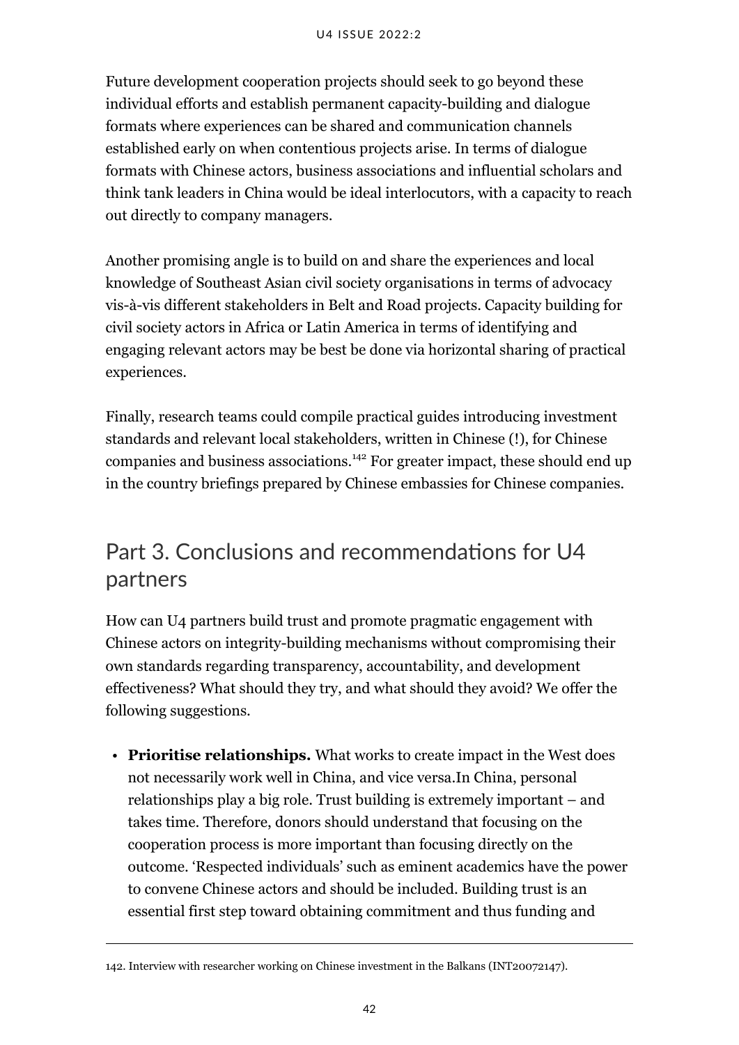Future development cooperation projects should seek to go beyond these individual efforts and establish permanent capacity-building and dialogue formats where experiences can be shared and communication channels established early on when contentious projects arise. In terms of dialogue formats with Chinese actors, business associations and influential scholars and think tank leaders in China would be ideal interlocutors, with a capacity to reach out directly to company managers.

Another promising angle is to build on and share the experiences and local knowledge of Southeast Asian civil society organisations in terms of advocacy vis-à-vis different stakeholders in Belt and Road projects. Capacity building for civil society actors in Africa or Latin America in terms of identifying and engaging relevant actors may be best be done via horizontal sharing of practical experiences.

Finally, research teams could compile practical guides introducing investment standards and relevant local stakeholders, written in Chinese (!), for Chinese companies and business associations.[142] For greater impact, these should end up in the country briefings prepared by Chinese embassies for Chinese companies.

## Part 3. Conclusions and recommendations for U4 partners

How can U4 partners build trust and promote pragmatic engagement with Chinese actors on integrity-building mechanisms without compromising their own standards regarding transparency, accountability, and development effectiveness? What should they try, and what should they avoid? We offer the following suggestions.

- **Prioritise relationships.** What works to create impact in the West does not necessarily work well in China, and vice versa.In China, personal relationships play a big role. Trust building is extremely important – and takes time. Therefore, donors should understand that focusing on the cooperation process is more important than focusing directly on the outcome. 'Respected individuals' such as eminent academics have the power to convene Chinese actors and should be included. Building trust is an essential first step toward obtaining commitment and thus funding and

142. Interview with researcher working on Chinese investment in the Balkans (INT20072147).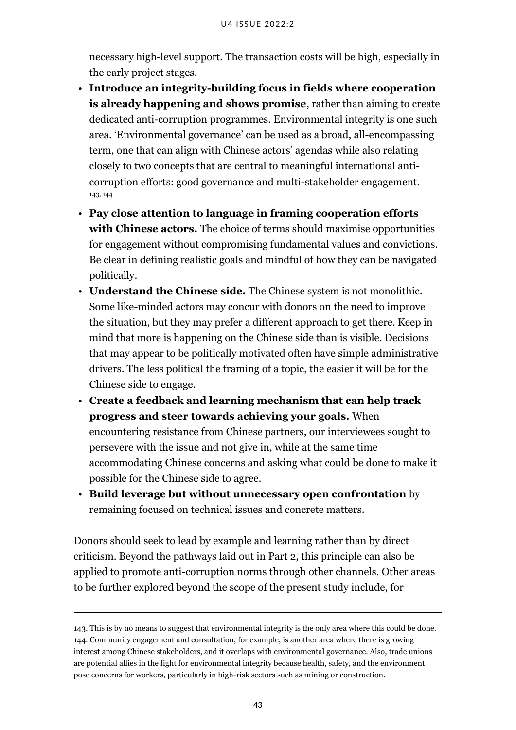necessary high-level support. The transaction costs will be high, especially in the early project stages.

- **Introduce an integrity-building focus in fields where cooperation is already happening and shows promise**, rather than aiming to create dedicated anti-corruption programmes. Environmental integrity is one such area. 'Environmental governance' can be used as a broad, all-encompassing term, one that can align with Chinese actors' agendas while also relating closely to two concepts that are central to meaningful international anti-corruption efforts: good governance and multi-stakeholder engagement.[143, 144]
- **Pay close attention to language in framing cooperation efforts with Chinese actors.** The choice of terms should maximise opportunities for engagement without compromising fundamental values and convictions. Be clear in defining realistic goals and mindful of how they can be navigated politically.
- **Understand the Chinese side.** The Chinese system is not monolithic. Some like-minded actors may concur with donors on the need to improve the situation, but they may prefer a different approach to get there. Keep in mind that more is happening on the Chinese side than is visible. Decisions that may appear to be politically motivated often have simple administrative drivers. The less political the framing of a topic, the easier it will be for the Chinese side to engage.
- **Create a feedback and learning mechanism that can help track progress and steer towards achieving your goals.** When encountering resistance from Chinese partners, our interviewees sought to persevere with the issue and not give in, while at the same time accommodating Chinese concerns and asking what could be done to make it possible for the Chinese side to agree.
- **Build leverage but without unnecessary open confrontation** by remaining focused on technical issues and concrete matters.

Donors should seek to lead by example and learning rather than by direct criticism. Beyond the pathways laid out in Part 2, this principle can also be applied to promote anti-corruption norms through other channels. Other areas to be further explored beyond the scope of the present study include, for

---

143. This is by no means to suggest that environmental integrity is the only area where this could be done.
144. Community engagement and consultation, for example, is another area where there is growing interest among Chinese stakeholders, and it overlaps with environmental governance. Also, trade unions are potential allies in the fight for environmental integrity because health, safety, and the environment pose concerns for workers, particularly in high-risk sectors such as mining or construction.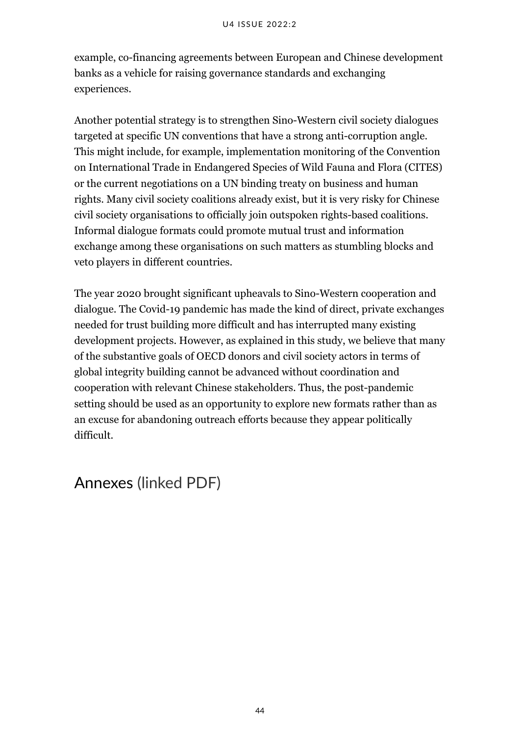example, co-financing agreements between European and Chinese development banks as a vehicle for raising governance standards and exchanging experiences.

Another potential strategy is to strengthen Sino-Western civil society dialogues targeted at specific UN conventions that have a strong anti-corruption angle. This might include, for example, implementation monitoring of the Convention on International Trade in Endangered Species of Wild Fauna and Flora (CITES) or the current negotiations on a UN binding treaty on business and human rights. Many civil society coalitions already exist, but it is very risky for Chinese civil society organisations to officially join outspoken rights-based coalitions. Informal dialogue formats could promote mutual trust and information exchange among these organisations on such matters as stumbling blocks and veto players in different countries.

The year 2020 brought significant upheavals to Sino-Western cooperation and dialogue. The Covid-19 pandemic has made the kind of direct, private exchanges needed for trust building more difficult and has interrupted many existing development projects. However, as explained in this study, we believe that many of the substantive goals of OECD donors and civil society actors in terms of global integrity building cannot be advanced without coordination and cooperation with relevant Chinese stakeholders. Thus, the post-pandemic setting should be used as an opportunity to explore new formats rather than as an excuse for abandoning outreach efforts because they appear politically difficult.

## Annexes (linked PDF)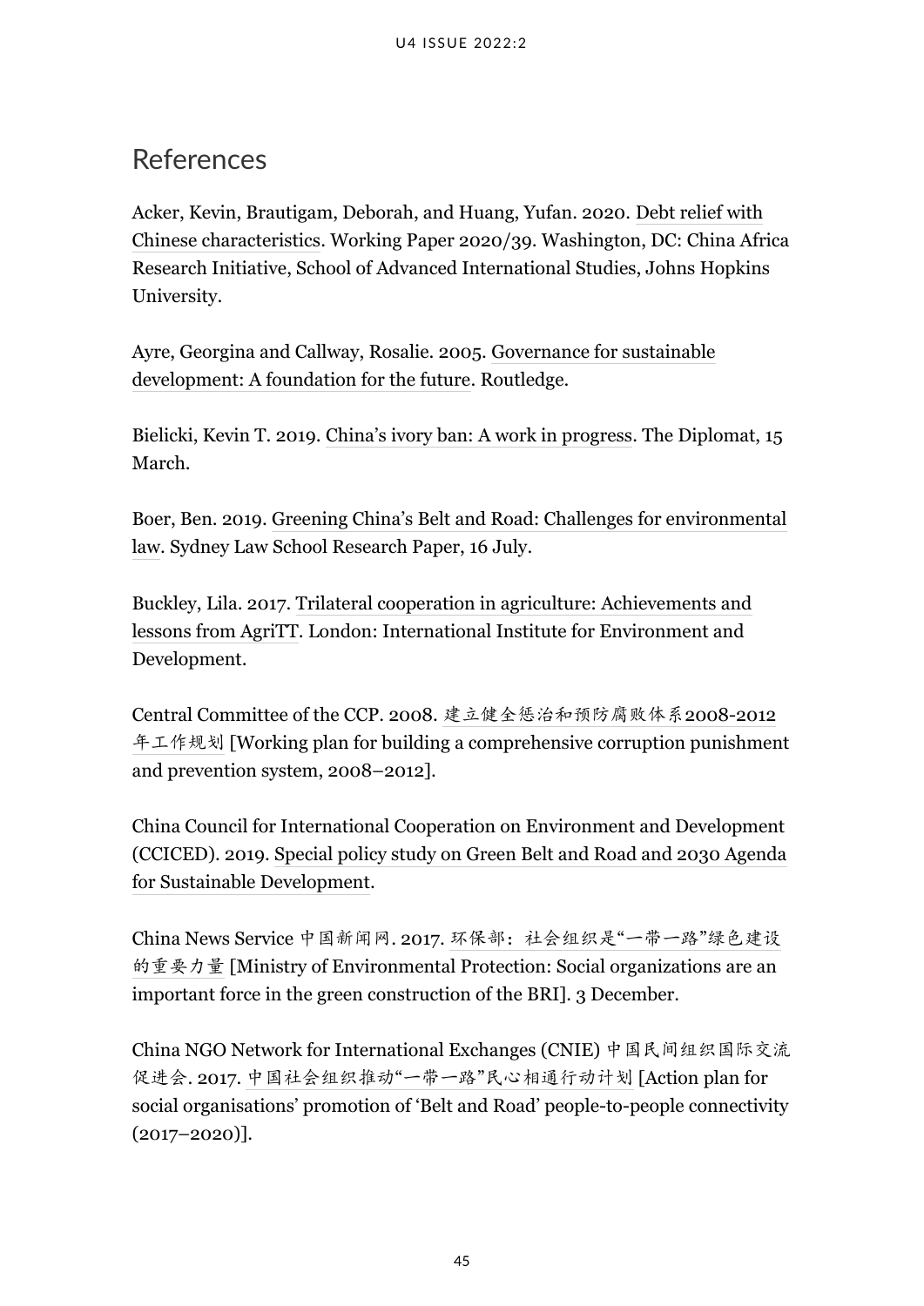## References

Acker, Kevin, Brautigam, Deborah, and Huang, Yufan. 2020. Debt relief with Chinese characteristics. Working Paper 2020/39. Washington, DC: China Africa Research Initiative, School of Advanced International Studies, Johns Hopkins University.

Ayre, Georgina and Callway, Rosalie. 2005. Governance for sustainable development: A foundation for the future. Routledge.

Bielicki, Kevin T. 2019. China's ivory ban: A work in progress. The Diplomat, 15 March.

Boer, Ben. 2019. Greening China's Belt and Road: Challenges for environmental law. Sydney Law School Research Paper, 16 July.

Buckley, Lila. 2017. Trilateral cooperation in agriculture: Achievements and lessons from AgriTT. London: International Institute for Environment and Development.

Central Committee of the CCP. 2008. 建立健全惩治和预防腐败体系2008-2012年工作规划 [Working plan for building a comprehensive corruption punishment and prevention system, 2008–2012].

China Council for International Cooperation on Environment and Development (CCICED). 2019. Special policy study on Green Belt and Road and 2030 Agenda for Sustainable Development.

China News Service 中国新闻网. 2017. 环保部：社会组织是"一带一路"绿色建设的重要力量 [Ministry of Environmental Protection: Social organizations are an important force in the green construction of the BRI]. 3 December.

China NGO Network for International Exchanges (CNIE) 中国民间组织国际交流促进会. 2017. 中国社会组织推动"一带一路"民心相通行动计划 [Action plan for social organisations' promotion of 'Belt and Road' people-to-people connectivity (2017–2020)].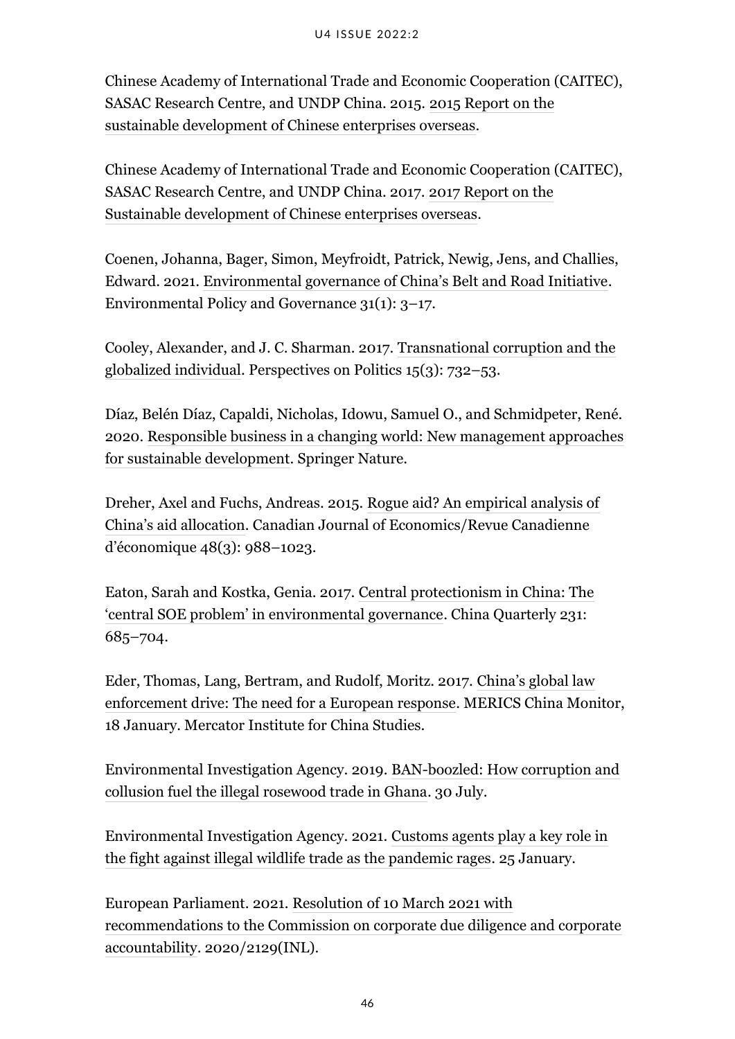Chinese Academy of International Trade and Economic Cooperation (CAITEC), SASAC Research Centre, and UNDP China. 2015. 2015 Report on the sustainable development of Chinese enterprises overseas.

Chinese Academy of International Trade and Economic Cooperation (CAITEC), SASAC Research Centre, and UNDP China. 2017. 2017 Report on the Sustainable development of Chinese enterprises overseas.

Coenen, Johanna, Bager, Simon, Meyfroidt, Patrick, Newig, Jens, and Challies, Edward. 2021. Environmental governance of China's Belt and Road Initiative. Environmental Policy and Governance 31(1): 3–17.

Cooley, Alexander, and J. C. Sharman. 2017. Transnational corruption and the globalized individual. Perspectives on Politics 15(3): 732–53.

Díaz, Belén Díaz, Capaldi, Nicholas, Idowu, Samuel O., and Schmidpeter, René. 2020. Responsible business in a changing world: New management approaches for sustainable development. Springer Nature.

Dreher, Axel and Fuchs, Andreas. 2015. Rogue aid? An empirical analysis of China's aid allocation. Canadian Journal of Economics/Revue Canadienne d'économique 48(3): 988–1023.

Eaton, Sarah and Kostka, Genia. 2017. Central protectionism in China: The 'central SOE problem' in environmental governance. China Quarterly 231: 685–704.

Eder, Thomas, Lang, Bertram, and Rudolf, Moritz. 2017. China's global law enforcement drive: The need for a European response. MERICS China Monitor, 18 January. Mercator Institute for China Studies.

Environmental Investigation Agency. 2019. BAN-boozled: How corruption and collusion fuel the illegal rosewood trade in Ghana. 30 July.

Environmental Investigation Agency. 2021. Customs agents play a key role in the fight against illegal wildlife trade as the pandemic rages. 25 January.

European Parliament. 2021. Resolution of 10 March 2021 with recommendations to the Commission on corporate due diligence and corporate accountability. 2020/2129(INL).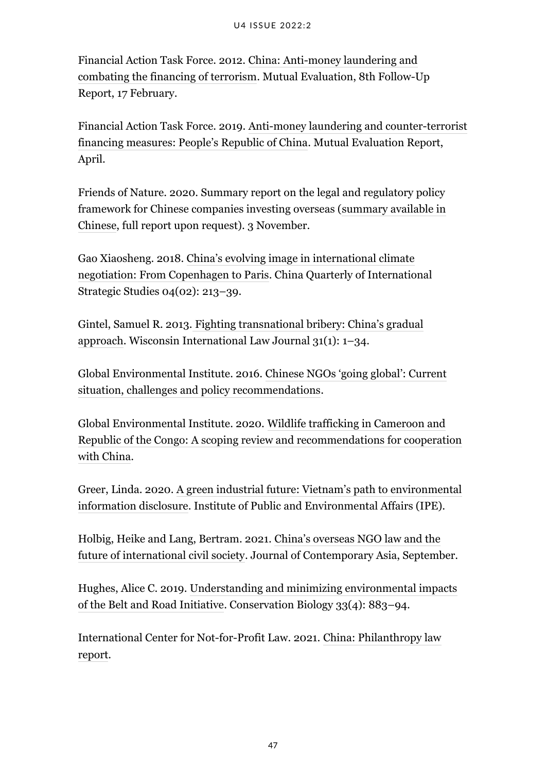Financial Action Task Force. 2012. China: Anti-money laundering and combating the financing of terrorism. Mutual Evaluation, 8th Follow-Up Report, 17 February.

Financial Action Task Force. 2019. Anti-money laundering and counter-terrorist financing measures: People's Republic of China. Mutual Evaluation Report, April.

Friends of Nature. 2020. Summary report on the legal and regulatory policy framework for Chinese companies investing overseas (summary available in Chinese, full report upon request). 3 November.

Gao Xiaosheng. 2018. China's evolving image in international climate negotiation: From Copenhagen to Paris. China Quarterly of International Strategic Studies 04(02): 213–39.

Gintel, Samuel R. 2013. Fighting transnational bribery: China's gradual approach. Wisconsin International Law Journal 31(1): 1–34.

Global Environmental Institute. 2016. Chinese NGOs 'going global': Current situation, challenges and policy recommendations.

Global Environmental Institute. 2020. Wildlife trafficking in Cameroon and Republic of the Congo: A scoping review and recommendations for cooperation with China.

Greer, Linda. 2020. A green industrial future: Vietnam's path to environmental information disclosure. Institute of Public and Environmental Affairs (IPE).

Holbig, Heike and Lang, Bertram. 2021. China's overseas NGO law and the future of international civil society. Journal of Contemporary Asia, September.

Hughes, Alice C. 2019. Understanding and minimizing environmental impacts of the Belt and Road Initiative. Conservation Biology 33(4): 883–94.

International Center for Not-for-Profit Law. 2021. China: Philanthropy law report.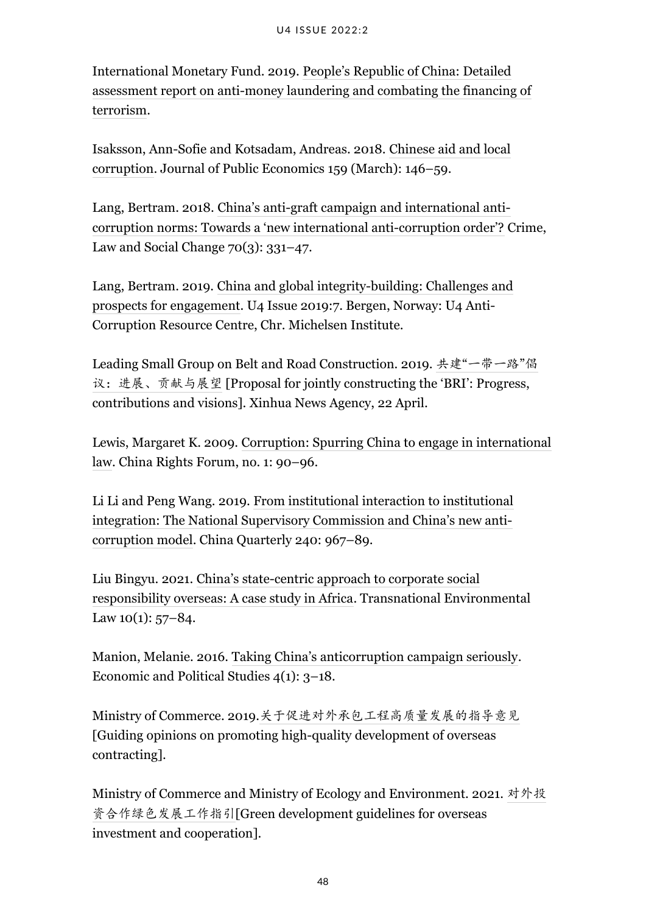International Monetary Fund. 2019. People's Republic of China: Detailed assessment report on anti-money laundering and combating the financing of terrorism.

Isaksson, Ann-Sofie and Kotsadam, Andreas. 2018. Chinese aid and local corruption. Journal of Public Economics 159 (March): 146–59.

Lang, Bertram. 2018. China's anti-graft campaign and international anti-corruption norms: Towards a 'new international anti-corruption order'? Crime, Law and Social Change 70(3): 331–47.

Lang, Bertram. 2019. China and global integrity-building: Challenges and prospects for engagement. U4 Issue 2019:7. Bergen, Norway: U4 Anti-Corruption Resource Centre, Chr. Michelsen Institute.

Leading Small Group on Belt and Road Construction. 2019. 共建"一带一路"倡议：进展、贡献与展望 [Proposal for jointly constructing the 'BRI': Progress, contributions and visions]. Xinhua News Agency, 22 April.

Lewis, Margaret K. 2009. Corruption: Spurring China to engage in international law. China Rights Forum, no. 1: 90–96.

Li Li and Peng Wang. 2019. From institutional interaction to institutional integration: The National Supervisory Commission and China's new anti-corruption model. China Quarterly 240: 967–89.

Liu Bingyu. 2021. China's state-centric approach to corporate social responsibility overseas: A case study in Africa. Transnational Environmental Law 10(1): 57–84.

Manion, Melanie. 2016. Taking China's anticorruption campaign seriously. Economic and Political Studies 4(1): 3–18.

Ministry of Commerce. 2019.关于促进对外承包工程高质量发展的指导意见 [Guiding opinions on promoting high-quality development of overseas contracting].

Ministry of Commerce and Ministry of Ecology and Environment. 2021. 对外投资合作绿色发展工作指引[Green development guidelines for overseas investment and cooperation].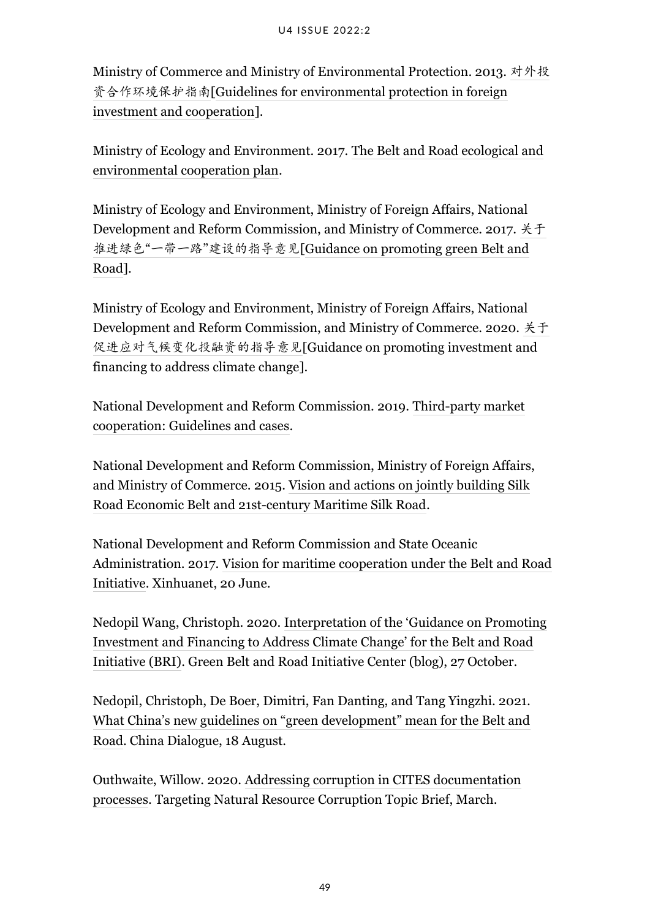Ministry of Commerce and Ministry of Environmental Protection. 2013. 对外投资合作环境保护指南[Guidelines for environmental protection in foreign investment and cooperation].

Ministry of Ecology and Environment. 2017. The Belt and Road ecological and environmental cooperation plan.

Ministry of Ecology and Environment, Ministry of Foreign Affairs, National Development and Reform Commission, and Ministry of Commerce. 2017. 关于推进绿色"一带一路"建设的指导意见[Guidance on promoting green Belt and Road].

Ministry of Ecology and Environment, Ministry of Foreign Affairs, National Development and Reform Commission, and Ministry of Commerce. 2020. 关于促进应对气候变化投融资的指导意见[Guidance on promoting investment and financing to address climate change].

National Development and Reform Commission. 2019. Third-party market cooperation: Guidelines and cases.

National Development and Reform Commission, Ministry of Foreign Affairs, and Ministry of Commerce. 2015. Vision and actions on jointly building Silk Road Economic Belt and 21st-century Maritime Silk Road.

National Development and Reform Commission and State Oceanic Administration. 2017. Vision for maritime cooperation under the Belt and Road Initiative. Xinhuanet, 20 June.

Nedopil Wang, Christoph. 2020. Interpretation of the 'Guidance on Promoting Investment and Financing to Address Climate Change' for the Belt and Road Initiative (BRI). Green Belt and Road Initiative Center (blog), 27 October.

Nedopil, Christoph, De Boer, Dimitri, Fan Danting, and Tang Yingzhi. 2021. What China's new guidelines on "green development" mean for the Belt and Road. China Dialogue, 18 August.

Outhwaite, Willow. 2020. Addressing corruption in CITES documentation processes. Targeting Natural Resource Corruption Topic Brief, March.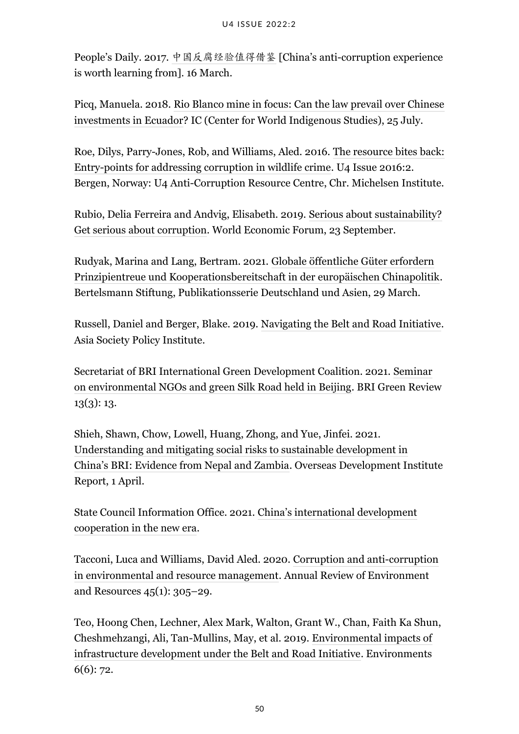People's Daily. 2017. 中国反腐经验值得借鉴 [China's anti-corruption experience is worth learning from]. 16 March.

Picq, Manuela. 2018. Rio Blanco mine in focus: Can the law prevail over Chinese investments in Ecuador? IC (Center for World Indigenous Studies), 25 July.

Roe, Dilys, Parry-Jones, Rob, and Williams, Aled. 2016. The resource bites back: Entry-points for addressing corruption in wildlife crime. U4 Issue 2016:2. Bergen, Norway: U4 Anti-Corruption Resource Centre, Chr. Michelsen Institute.

Rubio, Delia Ferreira and Andvig, Elisabeth. 2019. Serious about sustainability? Get serious about corruption. World Economic Forum, 23 September.

Rudyak, Marina and Lang, Bertram. 2021. Globale öffentliche Güter erfordern Prinzipientreue und Kooperationsbereitschaft in der europäischen Chinapolitik. Bertelsmann Stiftung, Publikationsserie Deutschland und Asien, 29 March.

Russell, Daniel and Berger, Blake. 2019. Navigating the Belt and Road Initiative. Asia Society Policy Institute.

Secretariat of BRI International Green Development Coalition. 2021. Seminar on environmental NGOs and green Silk Road held in Beijing. BRI Green Review 13(3): 13.

Shieh, Shawn, Chow, Lowell, Huang, Zhong, and Yue, Jinfei. 2021. Understanding and mitigating social risks to sustainable development in China's BRI: Evidence from Nepal and Zambia. Overseas Development Institute Report, 1 April.

State Council Information Office. 2021. China's international development cooperation in the new era.

Tacconi, Luca and Williams, David Aled. 2020. Corruption and anti-corruption in environmental and resource management. Annual Review of Environment and Resources 45(1): 305–29.

Teo, Hoong Chen, Lechner, Alex Mark, Walton, Grant W., Chan, Faith Ka Shun, Cheshmehzangi, Ali, Tan-Mullins, May, et al. 2019. Environmental impacts of infrastructure development under the Belt and Road Initiative. Environments 6(6): 72.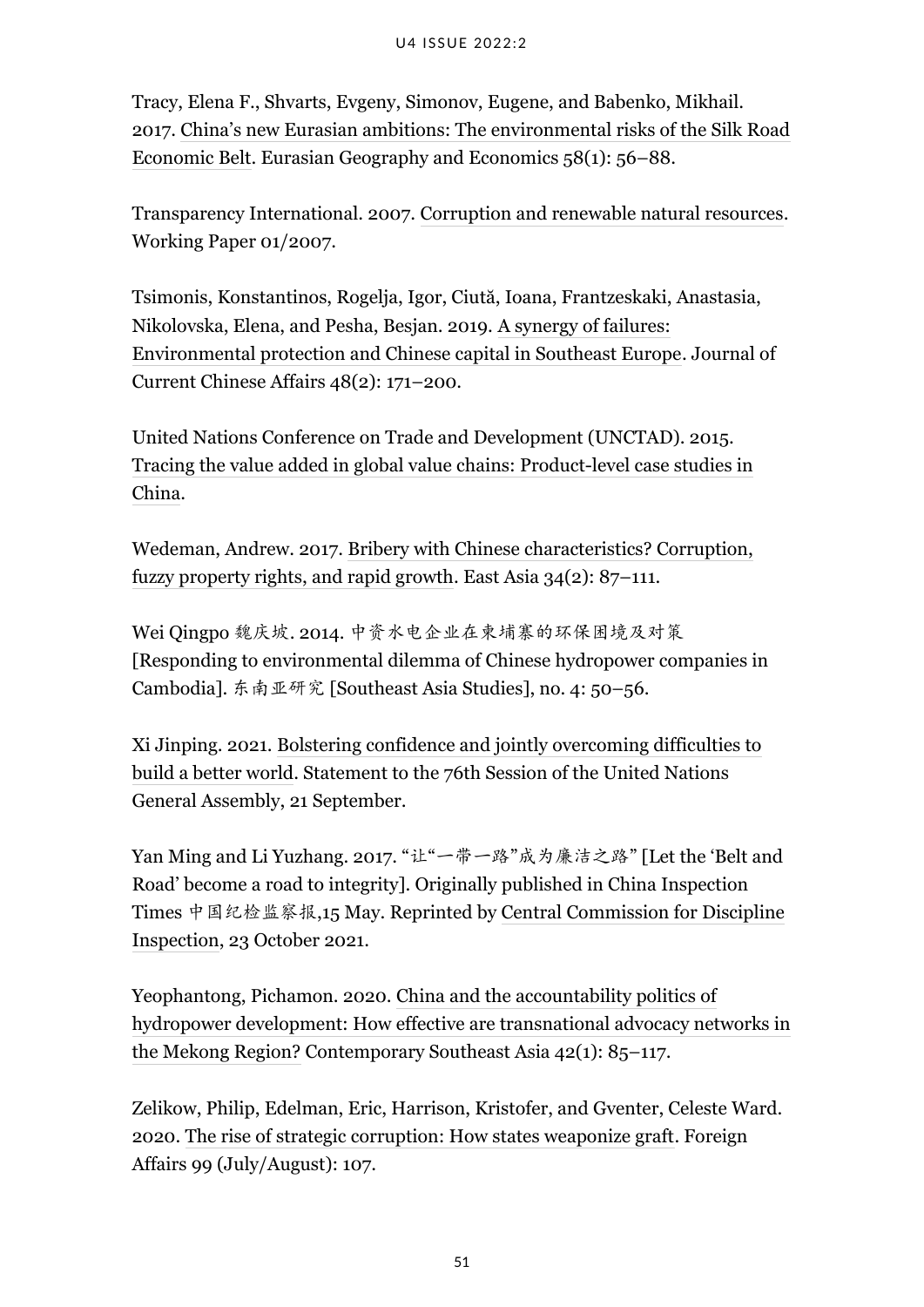Tracy, Elena F., Shvarts, Evgeny, Simonov, Eugene, and Babenko, Mikhail. 2017. China's new Eurasian ambitions: The environmental risks of the Silk Road Economic Belt. Eurasian Geography and Economics 58(1): 56–88.

Transparency International. 2007. Corruption and renewable natural resources. Working Paper 01/2007.

Tsimonis, Konstantinos, Rogelja, Igor, Ciută, Ioana, Frantzeskaki, Anastasia, Nikolovska, Elena, and Pesha, Besjan. 2019. A synergy of failures: Environmental protection and Chinese capital in Southeast Europe. Journal of Current Chinese Affairs 48(2): 171–200.

United Nations Conference on Trade and Development (UNCTAD). 2015. Tracing the value added in global value chains: Product-level case studies in China.

Wedeman, Andrew. 2017. Bribery with Chinese characteristics? Corruption, fuzzy property rights, and rapid growth. East Asia 34(2): 87–111.

Wei Qingpo 魏庆坡. 2014. 中资水电企业在柬埔寨的环保困境及对策 [Responding to environmental dilemma of Chinese hydropower companies in Cambodia]. 东南亚研究 [Southeast Asia Studies], no. 4: 50–56.

Xi Jinping. 2021. Bolstering confidence and jointly overcoming difficulties to build a better world. Statement to the 76th Session of the United Nations General Assembly, 21 September.

Yan Ming and Li Yuzhang. 2017. "让"一带一路"成为廉洁之路" [Let the 'Belt and Road' become a road to integrity]. Originally published in China Inspection Times 中国纪检监察报,15 May. Reprinted by Central Commission for Discipline Inspection, 23 October 2021.

Yeophantong, Pichamon. 2020. China and the accountability politics of hydropower development: How effective are transnational advocacy networks in the Mekong Region? Contemporary Southeast Asia 42(1): 85–117.

Zelikow, Philip, Edelman, Eric, Harrison, Kristofer, and Gventer, Celeste Ward. 2020. The rise of strategic corruption: How states weaponize graft. Foreign Affairs 99 (July/August): 107.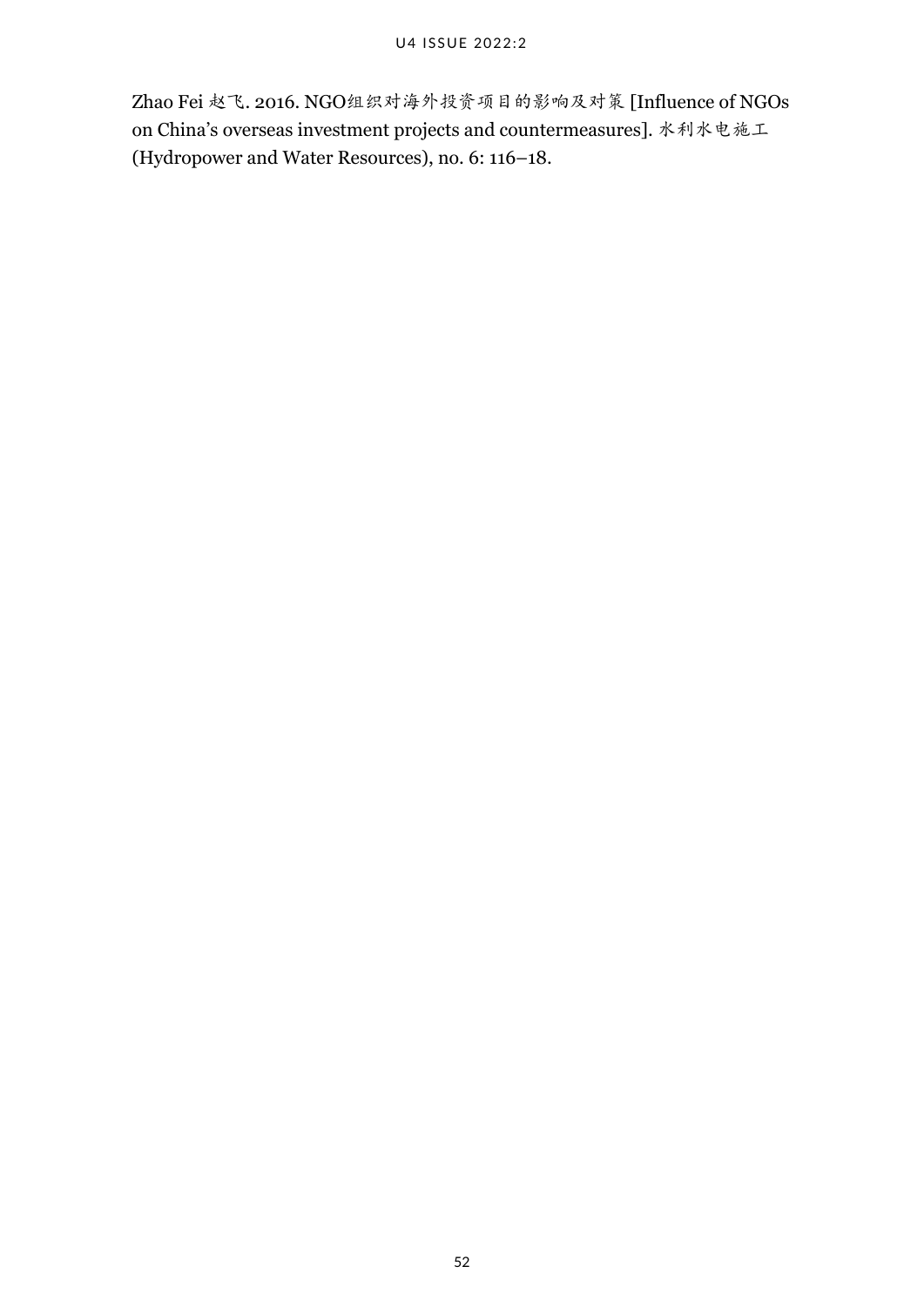Zhao Fei 赵飞. 2016. NGO组织对海外投资项目的影响及对策 [Influence of NGOs on China's overseas investment projects and countermeasures]. 水利水电施工 (Hydropower and Water Resources), no. 6: 116–18.